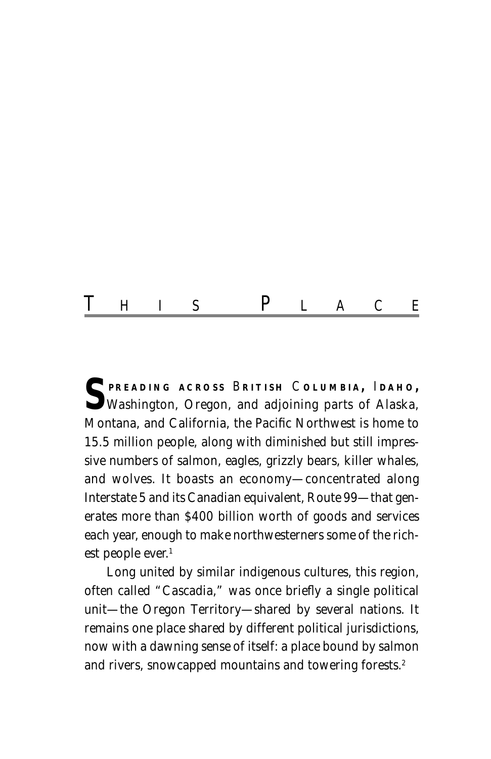# THIS PLACE

SPREADING ACROSS BRITISH COLUMBIA, IDAHO, Washington, Oregon, and adjoining parts of Alaska, Montana, and California, the Pacific Northwest is home to 15.5 million people, along with diminished but still impressive numbers of salmon, eagles, grizzly bears, killer whales, and wolves. It boasts an economy—concentrated along Interstate 5 and its Canadian equivalent, Route 99—that generates more than $400 billion worth of goods and services each year, enough to make northwesterners some of the richest people ever.[1]

Long united by similar indigenous cultures, this region, often called "Cascadia," was once briefly a single political unit—the Oregon Territory—shared by several nations. It remains one place shared by different political jurisdictions, now with a dawning sense of itself: a place bound by salmon and rivers, snowcapped mountains and towering forests.[2]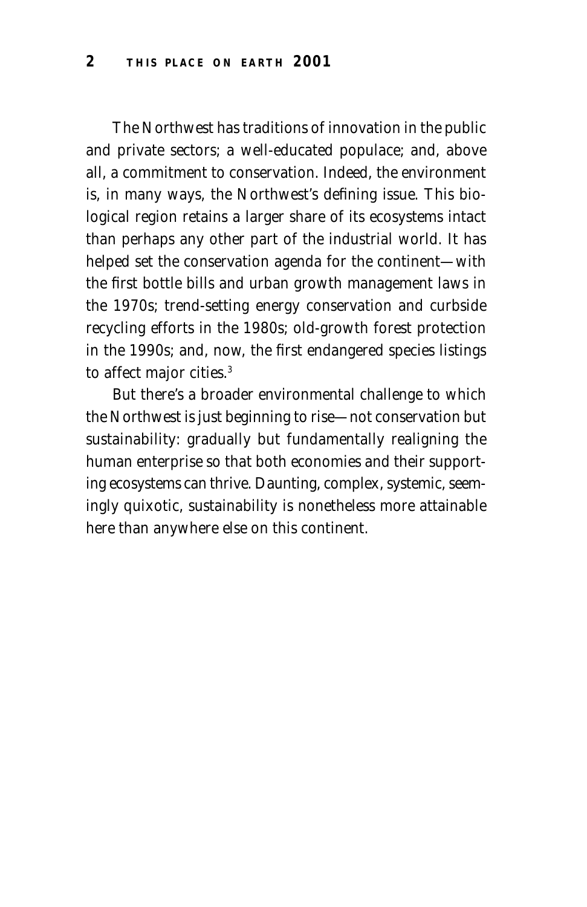The Northwest has traditions of innovation in the public and private sectors; a well-educated populace; and, above all, a commitment to conservation. Indeed, the environment is, in many ways, the Northwest's defining issue. This biological region retains a larger share of its ecosystems intact than perhaps any other part of the industrial world. It has helped set the conservation agenda for the continent—with the first bottle bills and urban growth management laws in the 1970s; trend-setting energy conservation and curbside recycling efforts in the 1980s; old-growth forest protection in the 1990s; and, now, the first endangered species listings to affect major cities.[3]

But there's a broader environmental challenge to which the Northwest is just beginning to rise—not conservation but sustainability: gradually but fundamentally realigning the human enterprise so that both economies and their supporting ecosystems can thrive. Daunting, complex, systemic, seemingly quixotic, sustainability is nonetheless more attainable here than anywhere else on this continent.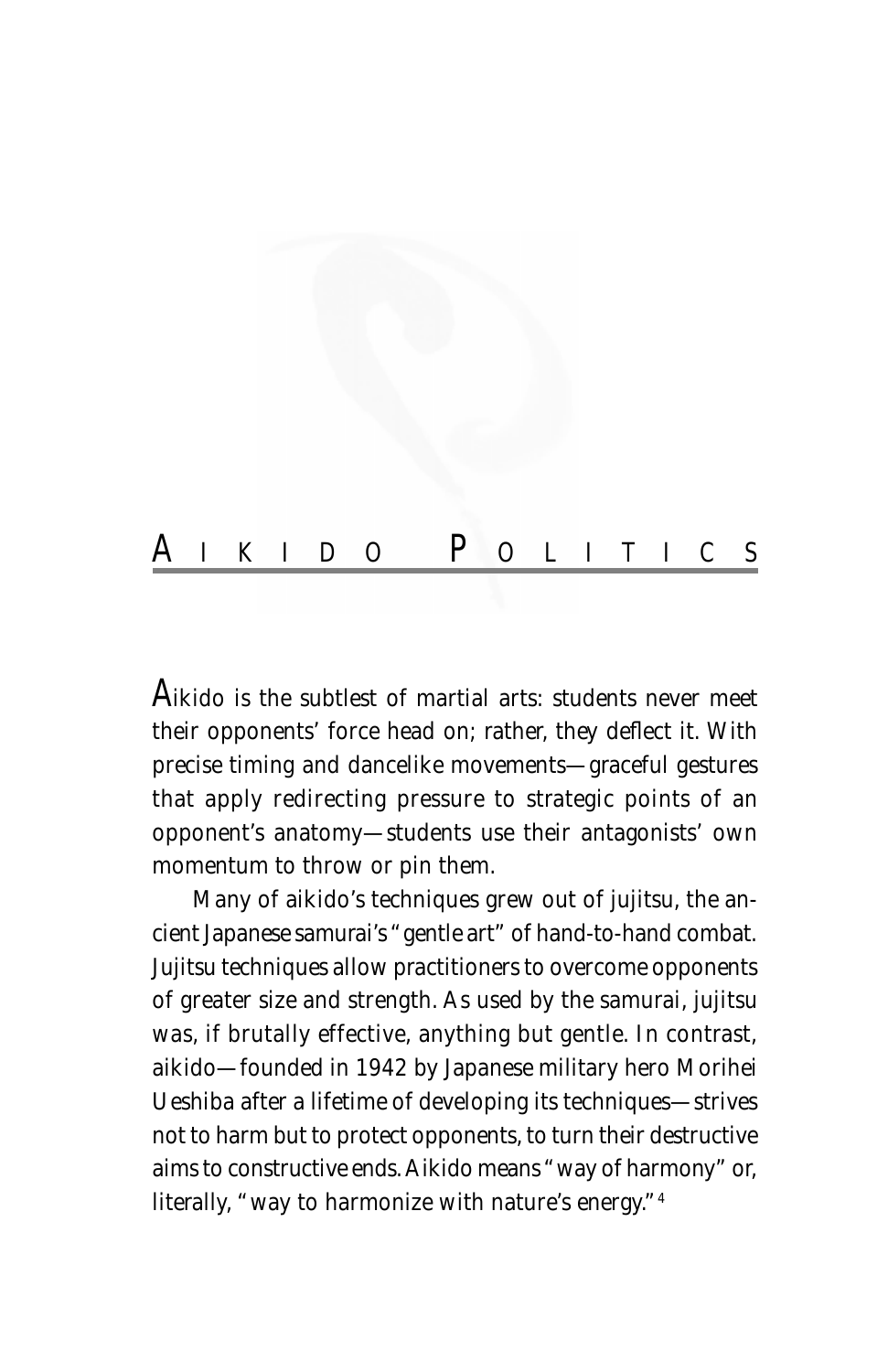# AIKIDO POLITICS

Aikido is the subtlest of martial arts: students never meet their opponents' force head on; rather, they deflect it. With precise timing and dancelike movements—graceful gestures that apply redirecting pressure to strategic points of an opponent's anatomy—students use their antagonists' own momentum to throw or pin them.

Many of aikido's techniques grew out of jujitsu, the ancient Japanese samurai's "gentle art" of hand-to-hand combat. Jujitsu techniques allow practitioners to overcome opponents of greater size and strength. As used by the samurai, jujitsu was, if brutally effective, anything but gentle. In contrast, aikido—founded in 1942 by Japanese military hero Morihei Ueshiba after a lifetime of developing its techniques—strives not to harm but to protect opponents, to turn their destructive aims to constructive ends. Aikido means "way of harmony" or, literally, "way to harmonize with nature's energy."[4]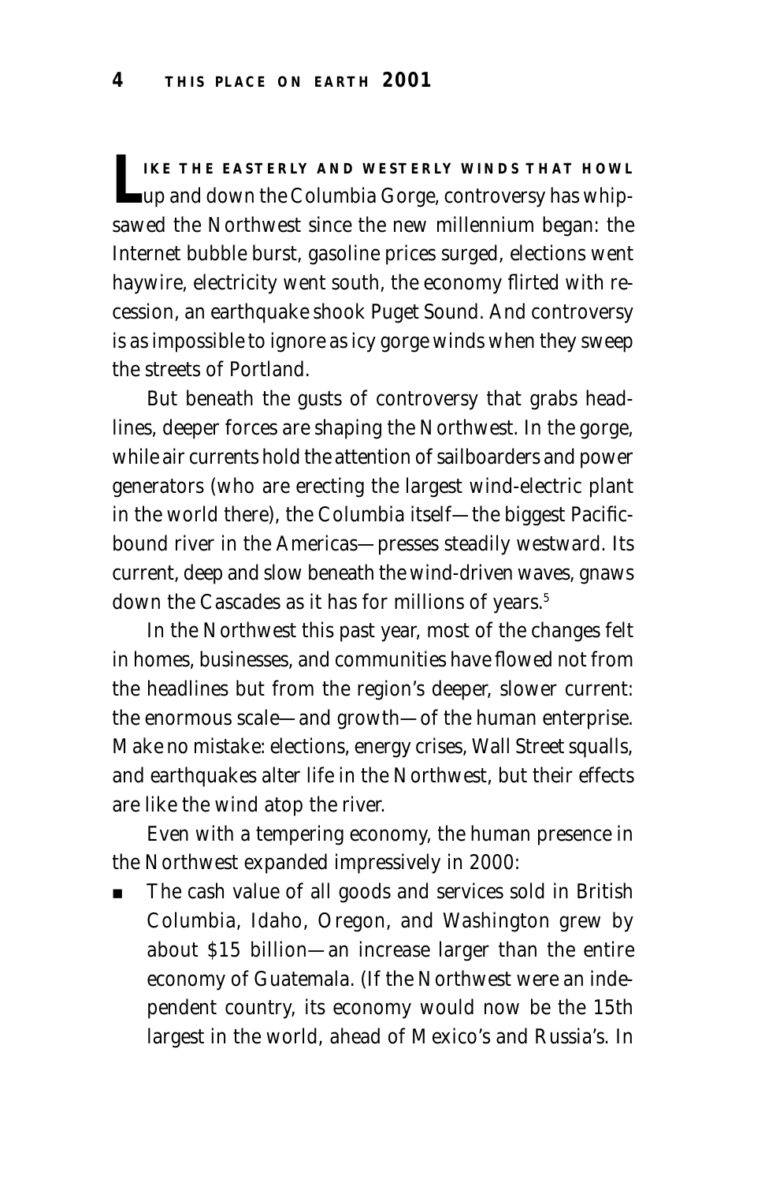**LIKE THE EASTERLY AND WESTERLY WINDS THAT HOWL** up and down the Columbia Gorge, controversy has whipsawed the Northwest since the new millennium began: the Internet bubble burst, gasoline prices surged, elections went haywire, electricity went south, the economy flirted with recession, an earthquake shook Puget Sound. And controversy is as impossible to ignore as icy gorge winds when they sweep the streets of Portland.

But beneath the gusts of controversy that grabs headlines, deeper forces are shaping the Northwest. In the gorge, while air currents hold the attention of sailboarders and power generators (who are erecting the largest wind-electric plant in the world there), the Columbia itself—the biggest Pacific-bound river in the Americas—presses steadily westward. Its current, deep and slow beneath the wind-driven waves, gnaws down the Cascades as it has for millions of years.[5]

In the Northwest this past year, most of the changes felt in homes, businesses, and communities have flowed not from the headlines but from the region's deeper, slower current: the enormous scale—and growth—of the human enterprise. Make no mistake: elections, energy crises, Wall Street squalls, and earthquakes alter life in the Northwest, but their effects are like the wind atop the river.

Even with a tempering economy, the human presence in the Northwest expanded impressively in 2000:

- The cash value of all goods and services sold in British Columbia, Idaho, Oregon, and Washington grew by about $15 billion—an increase larger than the entire economy of Guatemala. (If the Northwest were an independent country, its economy would now be the 15th largest in the world, ahead of Mexico's and Russia's. In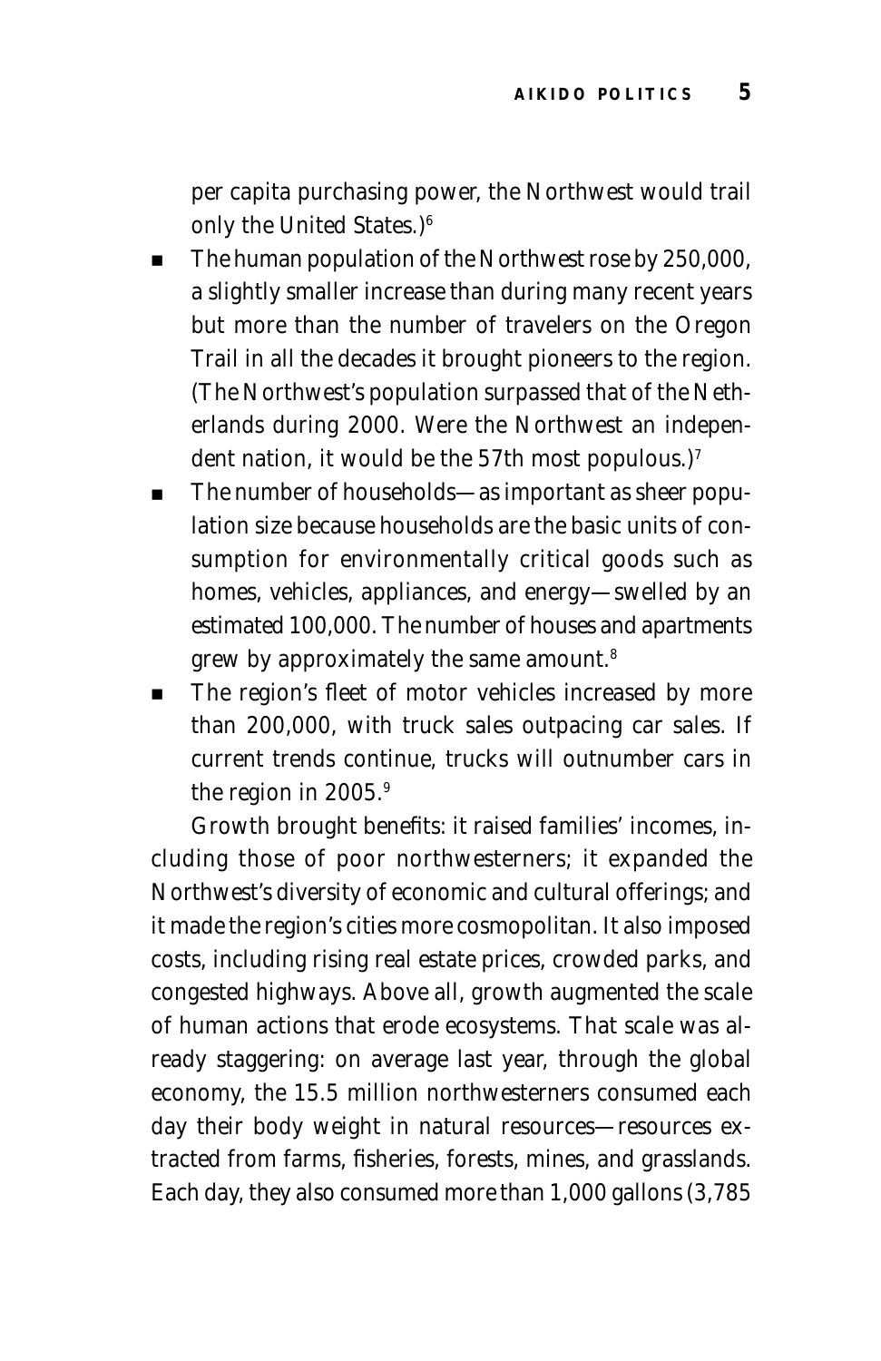per capita purchasing power, the Northwest would trail only the United States.)[6]

- The human population of the Northwest rose by 250,000, a slightly smaller increase than during many recent years but more than the number of travelers on the Oregon Trail in all the decades it brought pioneers to the region. (The Northwest's population surpassed that of the Netherlands during 2000. Were the Northwest an independent nation, it would be the 57th most populous.)[7]
- The number of households—as important as sheer population size because households are the basic units of consumption for environmentally critical goods such as homes, vehicles, appliances, and energy—swelled by an estimated 100,000. The number of houses and apartments grew by approximately the same amount.[8]
- The region's fleet of motor vehicles increased by more than 200,000, with truck sales outpacing car sales. If current trends continue, trucks will outnumber cars in the region in 2005.[9]

Growth brought benefits: it raised families' incomes, including those of poor northwesterners; it expanded the Northwest's diversity of economic and cultural offerings; and it made the region's cities more cosmopolitan. It also imposed costs, including rising real estate prices, crowded parks, and congested highways. Above all, growth augmented the scale of human actions that erode ecosystems. That scale was already staggering: on average last year, through the global economy, the 15.5 million northwesterners consumed each day their body weight in natural resources—resources extracted from farms, fisheries, forests, mines, and grasslands. Each day, they also consumed more than 1,000 gallons (3,785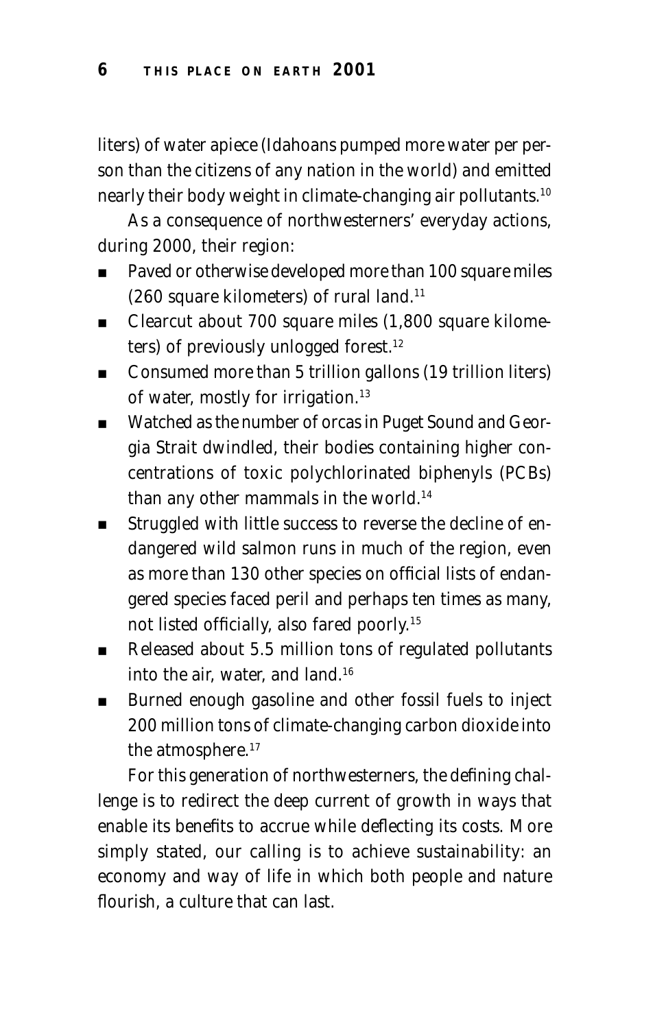liters) of water apiece (Idahoans pumped more water per person than the citizens of any nation in the world) and emitted nearly their body weight in climate-changing air pollutants.[10]

As a consequence of northwesterners' everyday actions, during 2000, their region:

- Paved or otherwise developed more than 100 square miles (260 square kilometers) of rural land.[11]
- Clearcut about 700 square miles (1,800 square kilometers) of previously unlogged forest.[12]
- Consumed more than 5 trillion gallons (19 trillion liters) of water, mostly for irrigation.[13]
- Watched as the number of orcas in Puget Sound and Georgia Strait dwindled, their bodies containing higher concentrations of toxic polychlorinated biphenyls (PCBs) than any other mammals in the world.[14]
- Struggled with little success to reverse the decline of endangered wild salmon runs in much of the region, even as more than 130 other species on official lists of endangered species faced peril and perhaps ten times as many, not listed officially, also fared poorly.[15]
- Released about 5.5 million tons of regulated pollutants into the air, water, and land.[16]
- Burned enough gasoline and other fossil fuels to inject 200 million tons of climate-changing carbon dioxide into the atmosphere.[17]

For this generation of northwesterners, the defining challenge is to redirect the deep current of growth in ways that enable its benefits to accrue while deflecting its costs. More simply stated, our calling is to achieve sustainability: an economy and way of life in which both people and nature flourish, a culture that can last.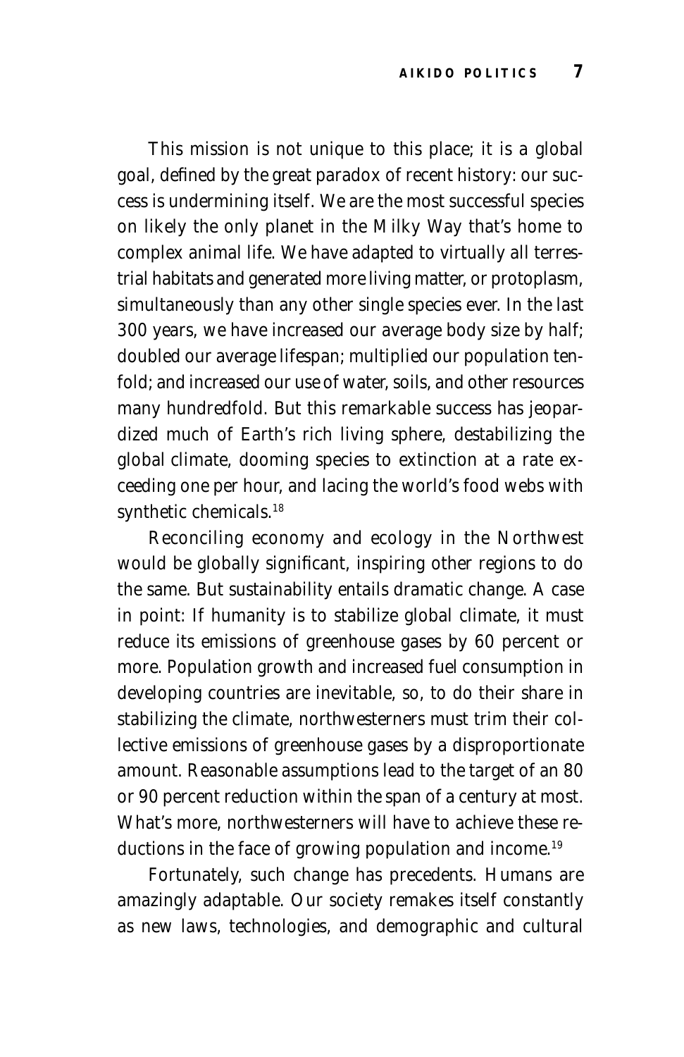This mission is not unique to this place; it is a global goal, defined by the great paradox of recent history: our success is undermining itself. We are the most successful species on likely the only planet in the Milky Way that's home to complex animal life. We have adapted to virtually all terrestrial habitats and generated more living matter, or protoplasm, simultaneously than any other single species ever. In the last 300 years, we have increased our average body size by half; doubled our average lifespan; multiplied our population tenfold; and increased our use of water, soils, and other resources many hundredfold. But this remarkable success has jeopardized much of Earth's rich living sphere, destabilizing the global climate, dooming species to extinction at a rate exceeding one per hour, and lacing the world's food webs with synthetic chemicals.[18]

Reconciling economy and ecology in the Northwest would be globally significant, inspiring other regions to do the same. But sustainability entails dramatic change. A case in point: If humanity is to stabilize global climate, it must reduce its emissions of greenhouse gases by 60 percent or more. Population growth and increased fuel consumption in developing countries are inevitable, so, to do their share in stabilizing the climate, northwesterners must trim their collective emissions of greenhouse gases by a disproportionate amount. Reasonable assumptions lead to the target of an 80 or 90 percent reduction within the span of a century at most. What's more, northwesterners will have to achieve these reductions in the face of growing population and income.[19]

Fortunately, such change has precedents. Humans are amazingly adaptable. Our society remakes itself constantly as new laws, technologies, and demographic and cultural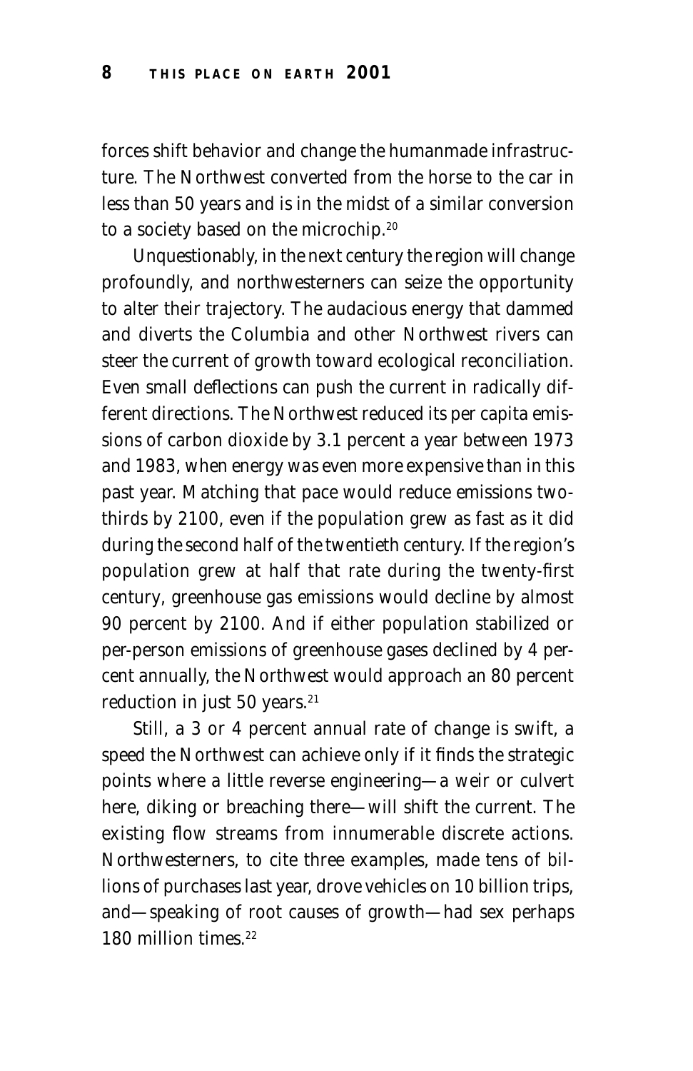forces shift behavior and change the humanmade infrastructure. The Northwest converted from the horse to the car in less than 50 years and is in the midst of a similar conversion to a society based on the microchip.[20]

Unquestionably, in the next century the region will change profoundly, and northwesterners can seize the opportunity to alter their trajectory. The audacious energy that dammed and diverts the Columbia and other Northwest rivers can steer the current of growth toward ecological reconciliation. Even small deflections can push the current in radically different directions. The Northwest reduced its per capita emissions of carbon dioxide by 3.1 percent a year between 1973 and 1983, when energy was even more expensive than in this past year. Matching that pace would reduce emissions two-thirds by 2100, even if the population grew as fast as it did during the second half of the twentieth century. If the region's population grew at half that rate during the twenty-first century, greenhouse gas emissions would decline by almost 90 percent by 2100. And if either population stabilized or per-person emissions of greenhouse gases declined by 4 percent annually, the Northwest would approach an 80 percent reduction in just 50 years.[21]

Still, a 3 or 4 percent annual rate of change is swift, a speed the Northwest can achieve only if it finds the strategic points where a little reverse engineering—a weir or culvert here, diking or breaching there—will shift the current. The existing flow streams from innumerable discrete actions. Northwesterners, to cite three examples, made tens of billions of purchases last year, drove vehicles on 10 billion trips, and—speaking of root causes of growth—had sex perhaps 180 million times.[22]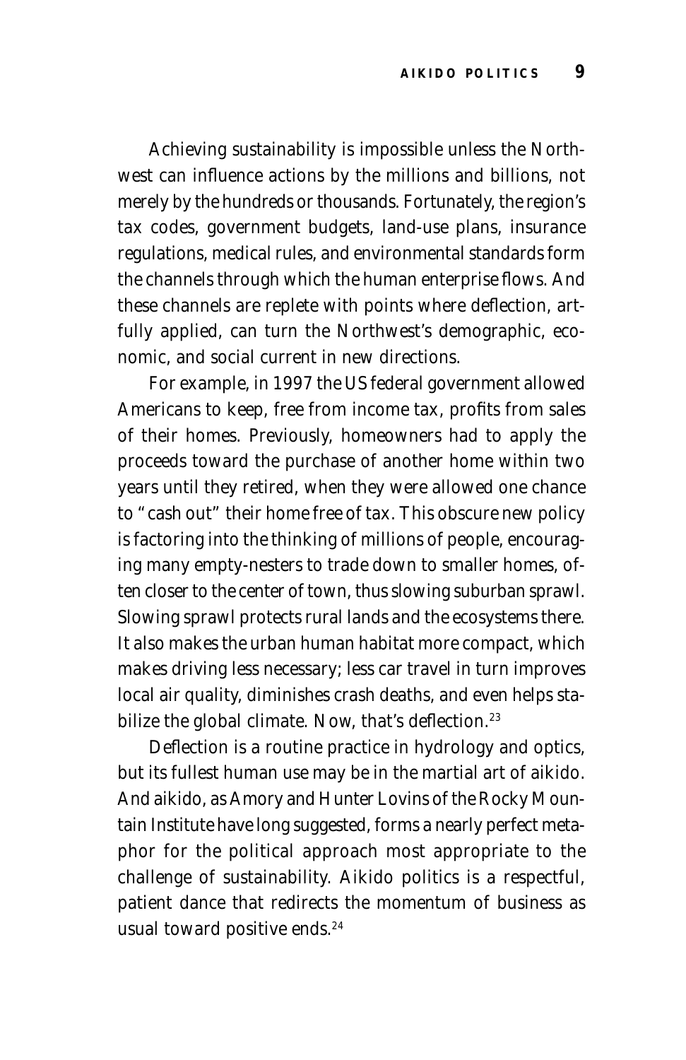Achieving sustainability is impossible unless the Northwest can influence actions by the millions and billions, not merely by the hundreds or thousands. Fortunately, the region's tax codes, government budgets, land-use plans, insurance regulations, medical rules, and environmental standards form the channels through which the human enterprise flows. And these channels are replete with points where deflection, artfully applied, can turn the Northwest's demographic, economic, and social current in new directions.

For example, in 1997 the US federal government allowed Americans to keep, free from income tax, profits from sales of their homes. Previously, homeowners had to apply the proceeds toward the purchase of another home within two years until they retired, when they were allowed one chance to "cash out" their home free of tax. This obscure new policy is factoring into the thinking of millions of people, encouraging many empty-nesters to trade down to smaller homes, often closer to the center of town, thus slowing suburban sprawl. Slowing sprawl protects rural lands and the ecosystems there. It also makes the urban human habitat more compact, which makes driving less necessary; less car travel in turn improves local air quality, diminishes crash deaths, and even helps stabilize the global climate. Now, that's deflection.[23]

Deflection is a routine practice in hydrology and optics, but its fullest human use may be in the martial art of aikido. And aikido, as Amory and Hunter Lovins of the Rocky Mountain Institute have long suggested, forms a nearly perfect metaphor for the political approach most appropriate to the challenge of sustainability. Aikido politics is a respectful, patient dance that redirects the momentum of business as usual toward positive ends.[24]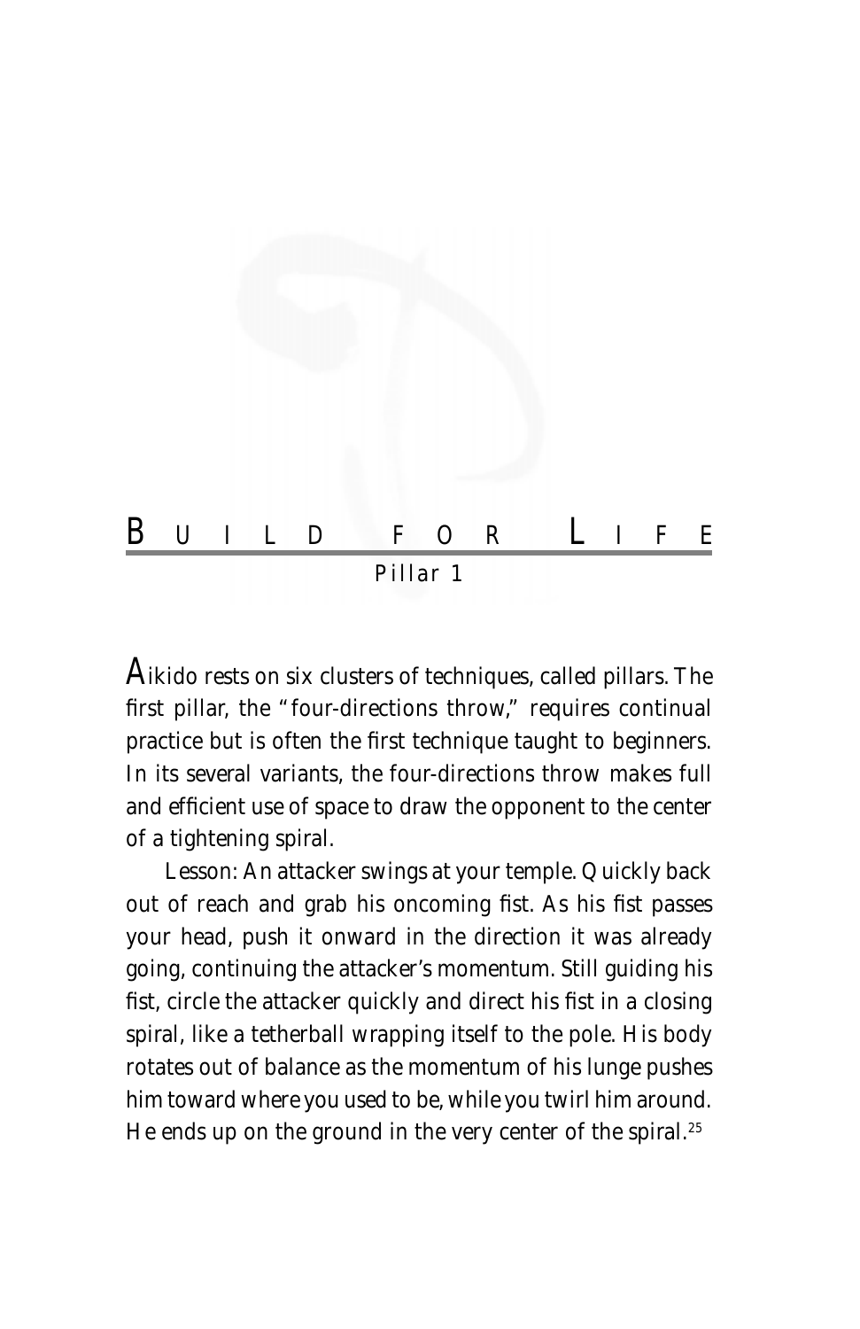# Build for Life

## Pillar 1

Aikido rests on six clusters of techniques, called pillars. The first pillar, the "four-directions throw," requires continual practice but is often the first technique taught to beginners. In its several variants, the four-directions throw makes full and efficient use of space to draw the opponent to the center of a tightening spiral.

Lesson: An attacker swings at your temple. Quickly back out of reach and grab his oncoming fist. As his fist passes your head, push it onward in the direction it was already going, continuing the attacker's momentum. Still guiding his fist, circle the attacker quickly and direct his fist in a closing spiral, like a tetherball wrapping itself to the pole. His body rotates out of balance as the momentum of his lunge pushes him toward where you used to be, while you twirl him around. He ends up on the ground in the very center of the spiral.[25]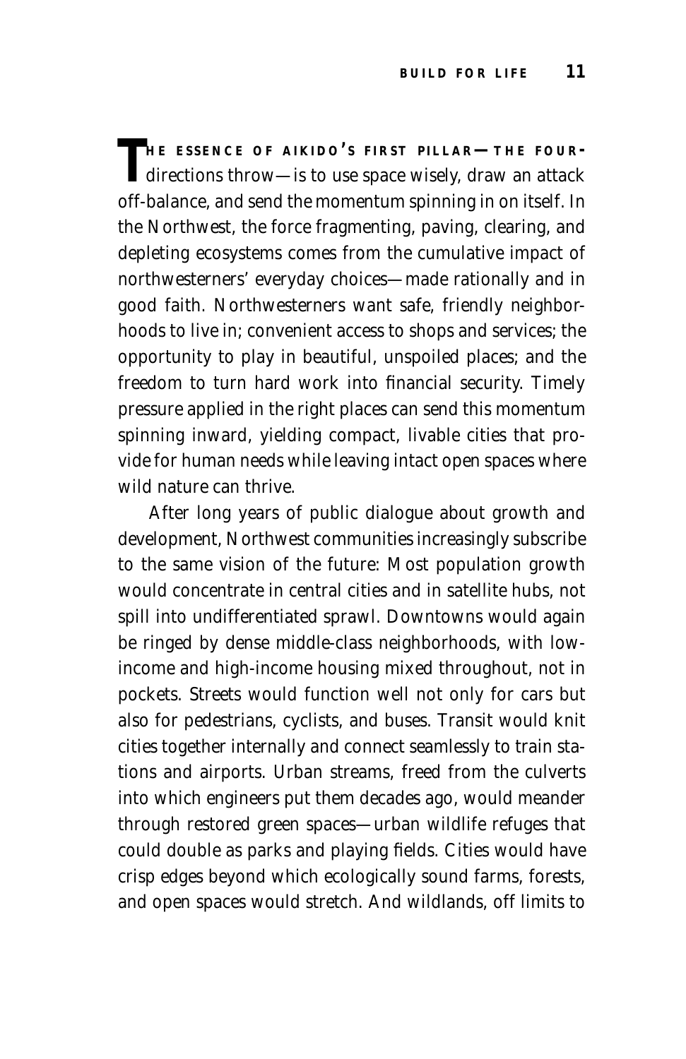THE ESSENCE OF AIKIDO'S FIRST PILLAR—THE FOUR-directions throw—is to use space wisely, draw an attack off-balance, and send the momentum spinning in on itself. In the Northwest, the force fragmenting, paving, clearing, and depleting ecosystems comes from the cumulative impact of northwesterners' everyday choices—made rationally and in good faith. Northwesterners want safe, friendly neighborhoods to live in; convenient access to shops and services; the opportunity to play in beautiful, unspoiled places; and the freedom to turn hard work into financial security. Timely pressure applied in the right places can send this momentum spinning inward, yielding compact, livable cities that provide for human needs while leaving intact open spaces where wild nature can thrive.

After long years of public dialogue about growth and development, Northwest communities increasingly subscribe to the same vision of the future: Most population growth would concentrate in central cities and in satellite hubs, not spill into undifferentiated sprawl. Downtowns would again be ringed by dense middle-class neighborhoods, with low-income and high-income housing mixed throughout, not in pockets. Streets would function well not only for cars but also for pedestrians, cyclists, and buses. Transit would knit cities together internally and connect seamlessly to train stations and airports. Urban streams, freed from the culverts into which engineers put them decades ago, would meander through restored green spaces—urban wildlife refuges that could double as parks and playing fields. Cities would have crisp edges beyond which ecologically sound farms, forests, and open spaces would stretch. And wildlands, off limits to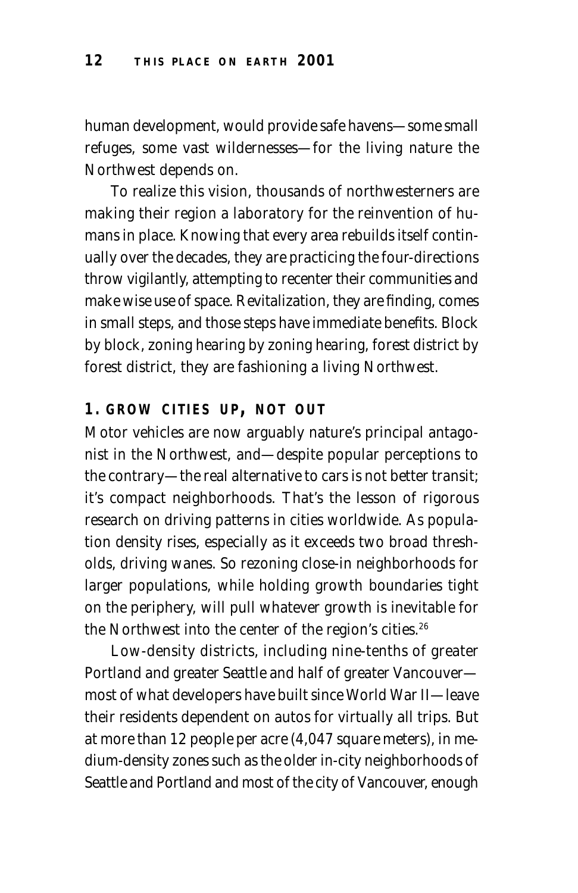human development, would provide safe havens—some small refuges, some vast wildernesses—for the living nature the Northwest depends on.

To realize this vision, thousands of northwesterners are making their region a laboratory for the reinvention of humans in place. Knowing that every area rebuilds itself continually over the decades, they are practicing the four-directions throw vigilantly, attempting to recenter their communities and make wise use of space. Revitalization, they are finding, comes in small steps, and those steps have immediate benefits. Block by block, zoning hearing by zoning hearing, forest district by forest district, they are fashioning a living Northwest.

## 1. GROW CITIES UP, NOT OUT

Motor vehicles are now arguably nature's principal antagonist in the Northwest, and—despite popular perceptions to the contrary—the real alternative to cars is not better transit; it's compact neighborhoods. That's the lesson of rigorous research on driving patterns in cities worldwide. As population density rises, especially as it exceeds two broad thresholds, driving wanes. So rezoning close-in neighborhoods for larger populations, while holding growth boundaries tight on the periphery, will pull whatever growth is inevitable for the Northwest into the center of the region's cities.[26]

Low-density districts, including nine-tenths of greater Portland and greater Seattle and half of greater Vancouver—most of what developers have built since World War II—leave their residents dependent on autos for virtually all trips. But at more than 12 people per acre (4,047 square meters), in medium-density zones such as the older in-city neighborhoods of Seattle and Portland and most of the city of Vancouver, enough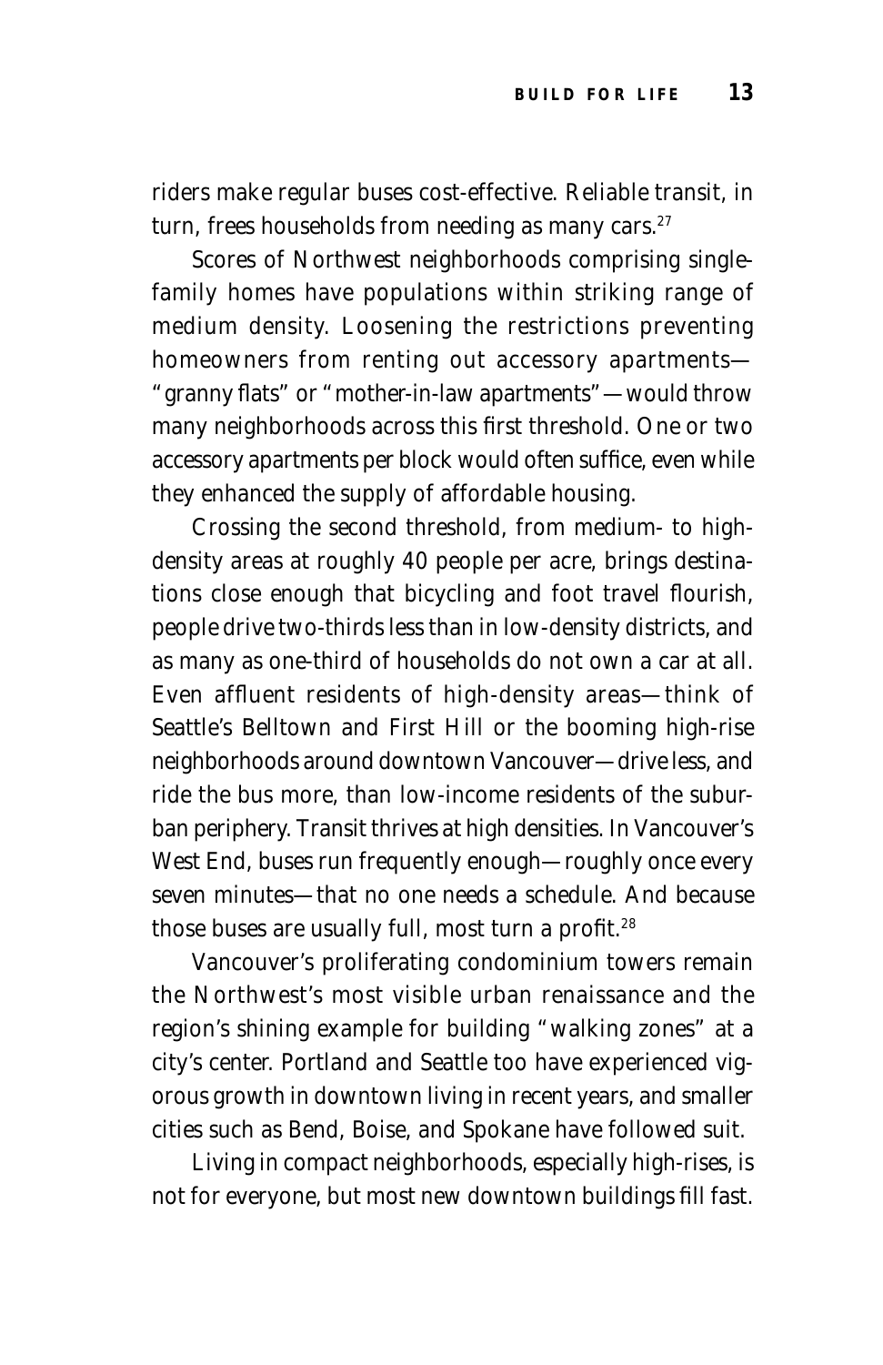riders make regular buses cost-effective. Reliable transit, in turn, frees households from needing as many cars.[27]

Scores of Northwest neighborhoods comprising single-family homes have populations within striking range of medium density. Loosening the restrictions preventing homeowners from renting out accessory apartments—"granny flats" or "mother-in-law apartments"—would throw many neighborhoods across this first threshold. One or two accessory apartments per block would often suffice, even while they enhanced the supply of affordable housing.

Crossing the second threshold, from medium- to high-density areas at roughly 40 people per acre, brings destinations close enough that bicycling and foot travel flourish, people drive two-thirds less than in low-density districts, and as many as one-third of households do not own a car at all. Even affluent residents of high-density areas—think of Seattle's Belltown and First Hill or the booming high-rise neighborhoods around downtown Vancouver—drive less, and ride the bus more, than low-income residents of the suburban periphery. Transit thrives at high densities. In Vancouver's West End, buses run frequently enough—roughly once every seven minutes—that no one needs a schedule. And because those buses are usually full, most turn a profit.[28]

Vancouver's proliferating condominium towers remain the Northwest's most visible urban renaissance and the region's shining example for building "walking zones" at a city's center. Portland and Seattle too have experienced vigorous growth in downtown living in recent years, and smaller cities such as Bend, Boise, and Spokane have followed suit.

Living in compact neighborhoods, especially high-rises, is not for everyone, but most new downtown buildings fill fast.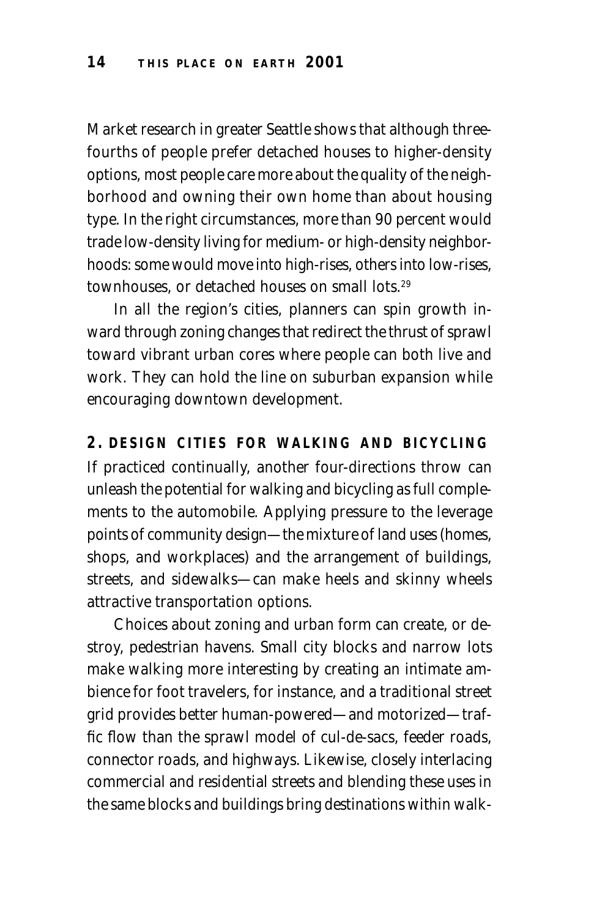Market research in greater Seattle shows that although three-fourths of people prefer detached houses to higher-density options, most people care more about the quality of the neighborhood and owning their own home than about housing type. In the right circumstances, more than 90 percent would trade low-density living for medium- or high-density neighborhoods: some would move into high-rises, others into low-rises, townhouses, or detached houses on small lots.[29]

In all the region's cities, planners can spin growth inward through zoning changes that redirect the thrust of sprawl toward vibrant urban cores where people can both live and work. They can hold the line on suburban expansion while encouraging downtown development.

## 2. DESIGN CITIES FOR WALKING AND BICYCLING

If practiced continually, another four-directions throw can unleash the potential for walking and bicycling as full complements to the automobile. Applying pressure to the leverage points of community design—the mixture of land uses (homes, shops, and workplaces) and the arrangement of buildings, streets, and sidewalks—can make heels and skinny wheels attractive transportation options.

Choices about zoning and urban form can create, or destroy, pedestrian havens. Small city blocks and narrow lots make walking more interesting by creating an intimate ambience for foot travelers, for instance, and a traditional street grid provides better human-powered—and motorized—traffic flow than the sprawl model of cul-de-sacs, feeder roads, connector roads, and highways. Likewise, closely interlacing commercial and residential streets and blending these uses in the same blocks and buildings bring destinations within walk-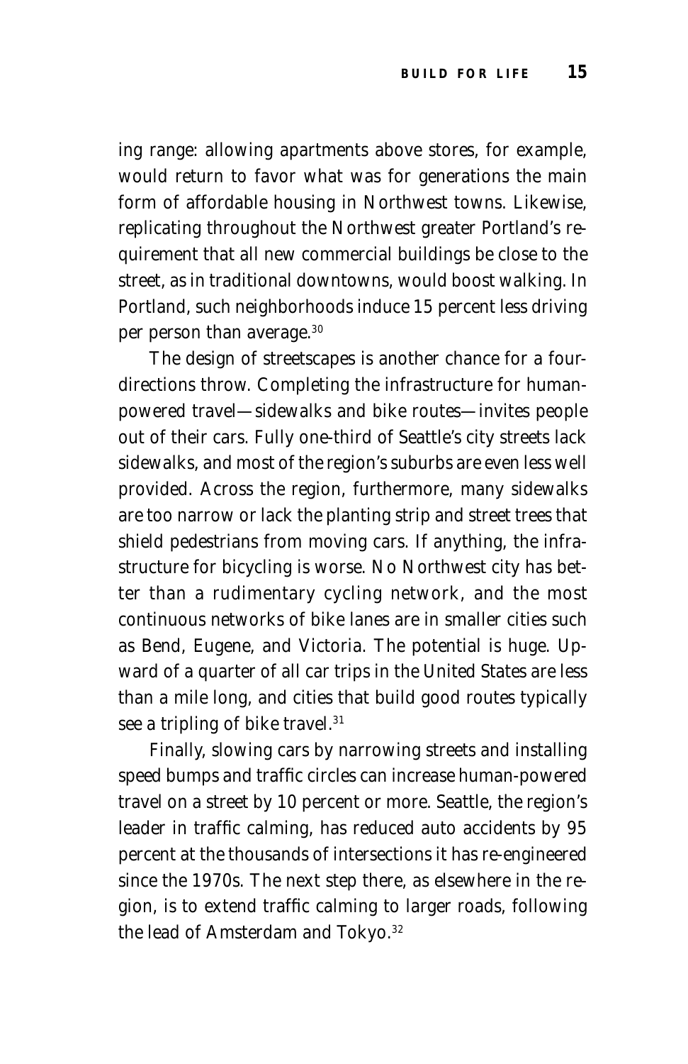ing range: allowing apartments above stores, for example, would return to favor what was for generations the main form of affordable housing in Northwest towns. Likewise, replicating throughout the Northwest greater Portland's requirement that all new commercial buildings be close to the street, as in traditional downtowns, would boost walking. In Portland, such neighborhoods induce 15 percent less driving per person than average.[30]

The design of streetscapes is another chance for a four-directions throw. Completing the infrastructure for human-powered travel—sidewalks and bike routes—invites people out of their cars. Fully one-third of Seattle's city streets lack sidewalks, and most of the region's suburbs are even less well provided. Across the region, furthermore, many sidewalks are too narrow or lack the planting strip and street trees that shield pedestrians from moving cars. If anything, the infrastructure for bicycling is worse. No Northwest city has better than a rudimentary cycling network, and the most continuous networks of bike lanes are in smaller cities such as Bend, Eugene, and Victoria. The potential is huge. Upward of a quarter of all car trips in the United States are less than a mile long, and cities that build good routes typically see a tripling of bike travel.[31]

Finally, slowing cars by narrowing streets and installing speed bumps and traffic circles can increase human-powered travel on a street by 10 percent or more. Seattle, the region's leader in traffic calming, has reduced auto accidents by 95 percent at the thousands of intersections it has re-engineered since the 1970s. The next step there, as elsewhere in the region, is to extend traffic calming to larger roads, following the lead of Amsterdam and Tokyo.[32]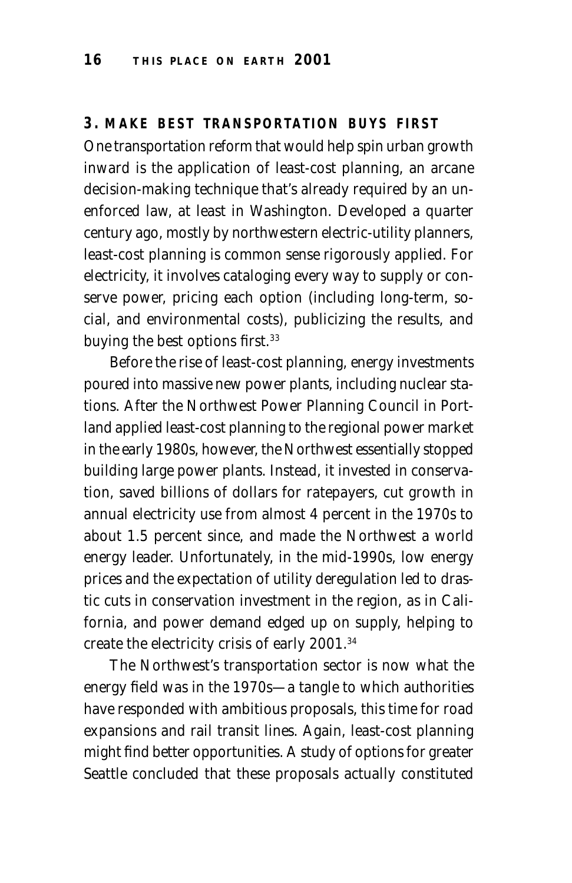### 3. MAKE BEST TRANSPORTATION BUYS FIRST

One transportation reform that would help spin urban growth inward is the application of least-cost planning, an arcane decision-making technique that's already required by an unenforced law, at least in Washington. Developed a quarter century ago, mostly by northwestern electric-utility planners, least-cost planning is common sense rigorously applied. For electricity, it involves cataloging every way to supply or conserve power, pricing each option (including long-term, social, and environmental costs), publicizing the results, and buying the best options first.[33]

Before the rise of least-cost planning, energy investments poured into massive new power plants, including nuclear stations. After the Northwest Power Planning Council in Portland applied least-cost planning to the regional power market in the early 1980s, however, the Northwest essentially stopped building large power plants. Instead, it invested in conservation, saved billions of dollars for ratepayers, cut growth in annual electricity use from almost 4 percent in the 1970s to about 1.5 percent since, and made the Northwest a world energy leader. Unfortunately, in the mid-1990s, low energy prices and the expectation of utility deregulation led to drastic cuts in conservation investment in the region, as in California, and power demand edged up on supply, helping to create the electricity crisis of early 2001.[34]

The Northwest's transportation sector is now what the energy field was in the 1970s—a tangle to which authorities have responded with ambitious proposals, this time for road expansions and rail transit lines. Again, least-cost planning might find better opportunities. A study of options for greater Seattle concluded that these proposals actually constituted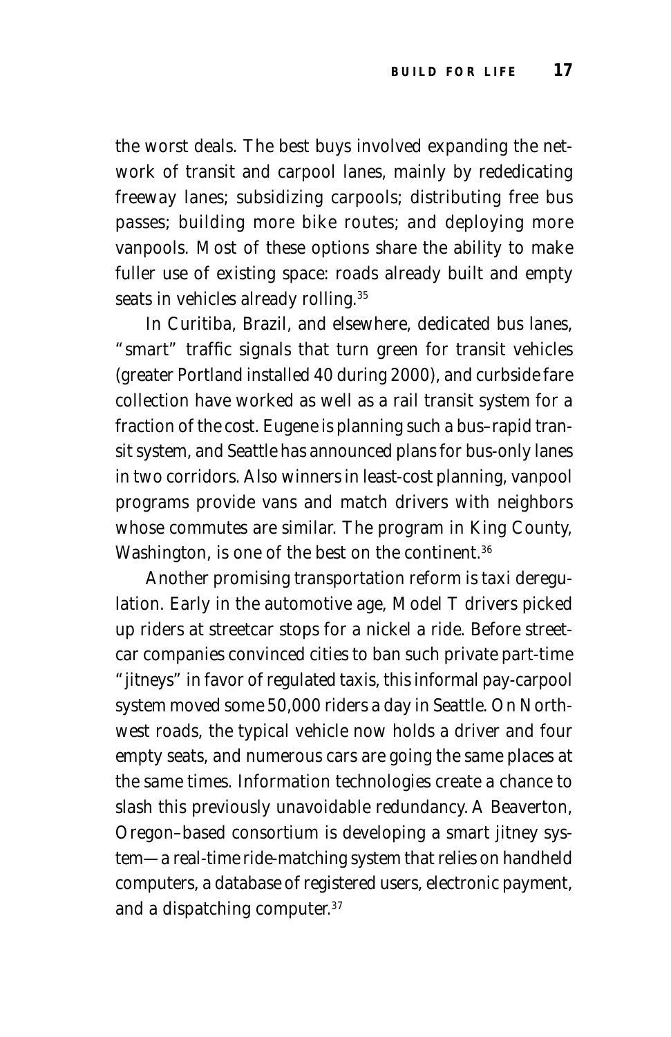the worst deals. The best buys involved expanding the network of transit and carpool lanes, mainly by rededicating freeway lanes; subsidizing carpools; distributing free bus passes; building more bike routes; and deploying more vanpools. Most of these options share the ability to make fuller use of existing space: roads already built and empty seats in vehicles already rolling.[35]

In Curitiba, Brazil, and elsewhere, dedicated bus lanes, "smart" traffic signals that turn green for transit vehicles (greater Portland installed 40 during 2000), and curbside fare collection have worked as well as a rail transit system for a fraction of the cost. Eugene is planning such a bus–rapid transit system, and Seattle has announced plans for bus-only lanes in two corridors. Also winners in least-cost planning, vanpool programs provide vans and match drivers with neighbors whose commutes are similar. The program in King County, Washington, is one of the best on the continent.[36]

Another promising transportation reform is taxi deregulation. Early in the automotive age, Model T drivers picked up riders at streetcar stops for a nickel a ride. Before streetcar companies convinced cities to ban such private part-time "jitneys" in favor of regulated taxis, this informal pay-carpool system moved some 50,000 riders a day in Seattle. On Northwest roads, the typical vehicle now holds a driver and four empty seats, and numerous cars are going the same places at the same times. Information technologies create a chance to slash this previously unavoidable redundancy. A Beaverton, Oregon–based consortium is developing a smart jitney system—a real-time ride-matching system that relies on handheld computers, a database of registered users, electronic payment, and a dispatching computer.[37]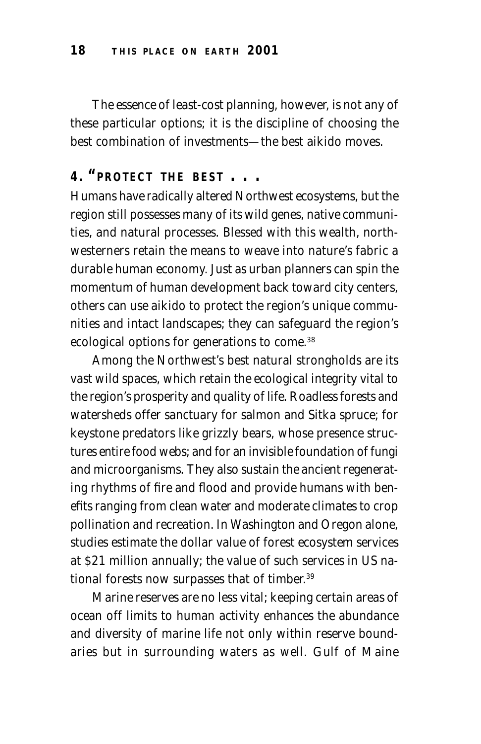The essence of least-cost planning, however, is not any of these particular options; it is the discipline of choosing the best combination of investments—the best aikido moves.

## 4. "PROTECT THE BEST . . .

Humans have radically altered Northwest ecosystems, but the region still possesses many of its wild genes, native communities, and natural processes. Blessed with this wealth, northwesterners retain the means to weave into nature's fabric a durable human economy. Just as urban planners can spin the momentum of human development back toward city centers, others can use aikido to protect the region's unique communities and intact landscapes; they can safeguard the region's ecological options for generations to come.[38]

Among the Northwest's best natural strongholds are its vast wild spaces, which retain the ecological integrity vital to the region's prosperity and quality of life. Roadless forests and watersheds offer sanctuary for salmon and Sitka spruce; for keystone predators like grizzly bears, whose presence structures entire food webs; and for an invisible foundation of fungi and microorganisms. They also sustain the ancient regenerating rhythms of fire and flood and provide humans with benefits ranging from clean water and moderate climates to crop pollination and recreation. In Washington and Oregon alone, studies estimate the dollar value of forest ecosystem services at $21 million annually; the value of such services in US national forests now surpasses that of timber.[39]

Marine reserves are no less vital; keeping certain areas of ocean off limits to human activity enhances the abundance and diversity of marine life not only within reserve boundaries but in surrounding waters as well. Gulf of Maine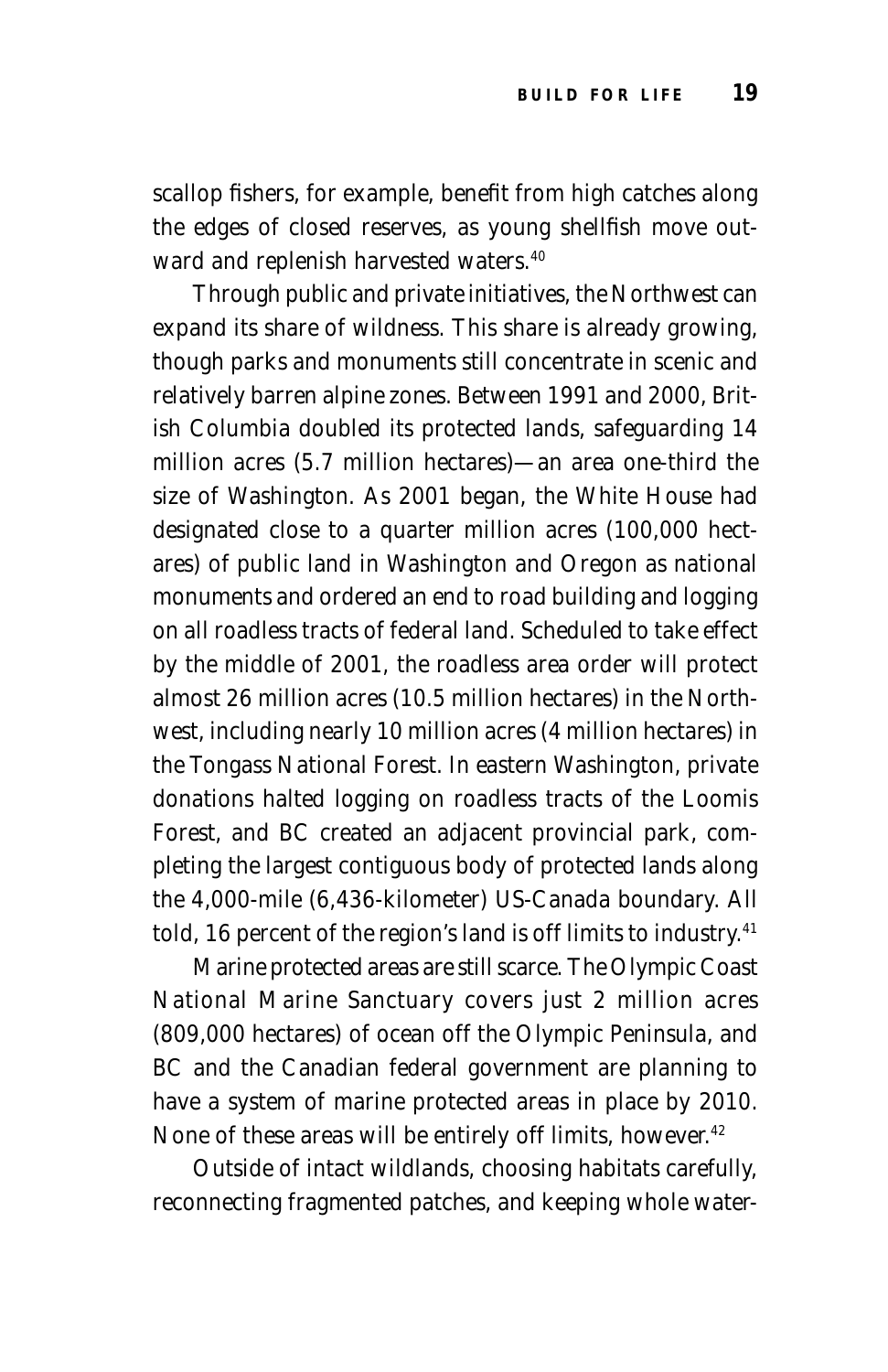scallop fishers, for example, benefit from high catches along the edges of closed reserves, as young shellfish move outward and replenish harvested waters.[40]

Through public and private initiatives, the Northwest can expand its share of wildness. This share is already growing, though parks and monuments still concentrate in scenic and relatively barren alpine zones. Between 1991 and 2000, British Columbia doubled its protected lands, safeguarding 14 million acres (5.7 million hectares)—an area one-third the size of Washington. As 2001 began, the White House had designated close to a quarter million acres (100,000 hectares) of public land in Washington and Oregon as national monuments and ordered an end to road building and logging on all roadless tracts of federal land. Scheduled to take effect by the middle of 2001, the roadless area order will protect almost 26 million acres (10.5 million hectares) in the Northwest, including nearly 10 million acres (4 million hectares) in the Tongass National Forest. In eastern Washington, private donations halted logging on roadless tracts of the Loomis Forest, and BC created an adjacent provincial park, completing the largest contiguous body of protected lands along the 4,000-mile (6,436-kilometer) US-Canada boundary. All told, 16 percent of the region's land is off limits to industry.[41]

Marine protected areas are still scarce. The Olympic Coast National Marine Sanctuary covers just 2 million acres (809,000 hectares) of ocean off the Olympic Peninsula, and BC and the Canadian federal government are planning to have a system of marine protected areas in place by 2010. None of these areas will be entirely off limits, however.[42]

Outside of intact wildlands, choosing habitats carefully, reconnecting fragmented patches, and keeping whole water-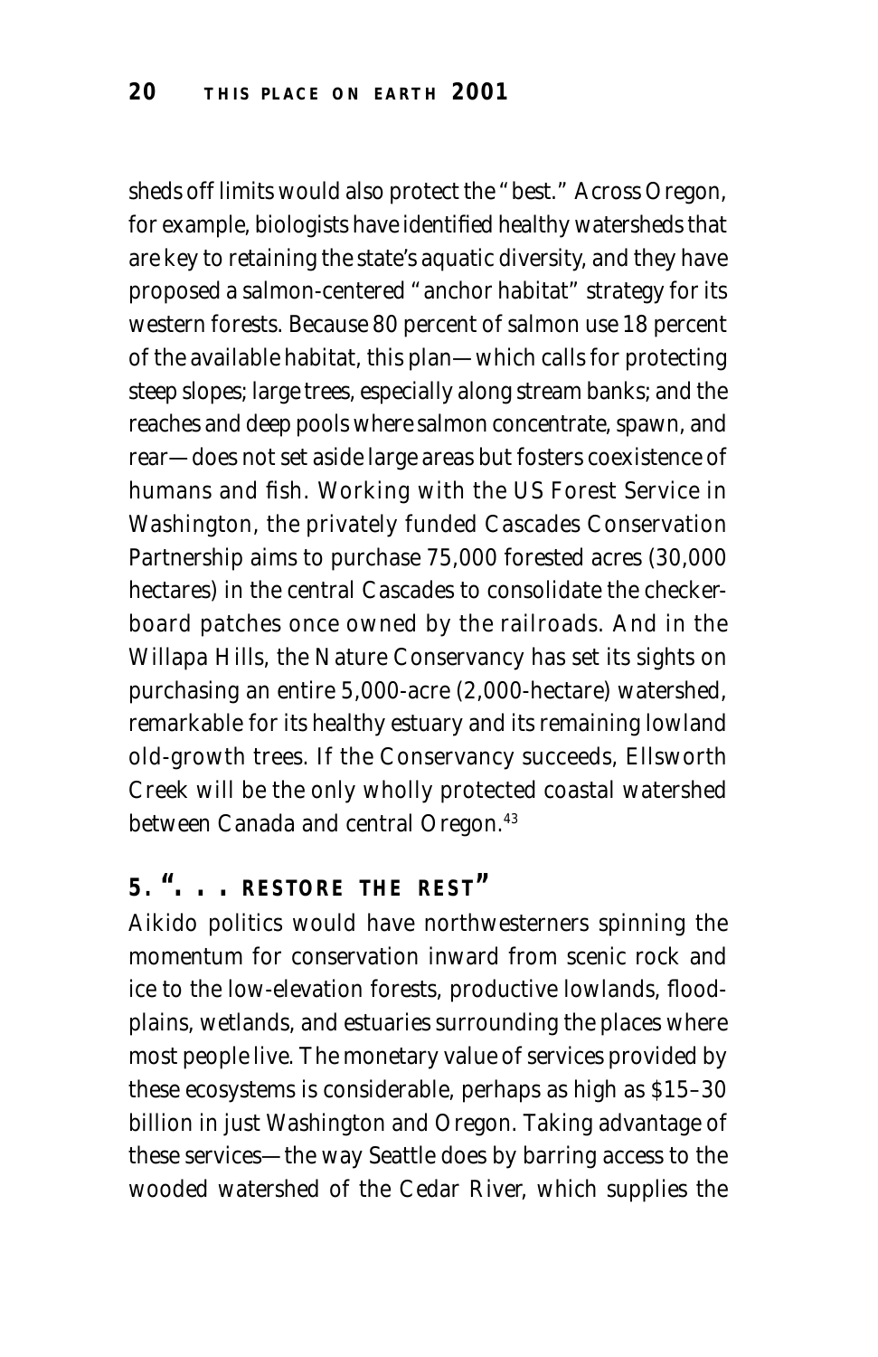sheds off limits would also protect the "best." Across Oregon, for example, biologists have identified healthy watersheds that are key to retaining the state's aquatic diversity, and they have proposed a salmon-centered "anchor habitat" strategy for its western forests. Because 80 percent of salmon use 18 percent of the available habitat, this plan—which calls for protecting steep slopes; large trees, especially along stream banks; and the reaches and deep pools where salmon concentrate, spawn, and rear—does not set aside large areas but fosters coexistence of humans and fish. Working with the US Forest Service in Washington, the privately funded Cascades Conservation Partnership aims to purchase 75,000 forested acres (30,000 hectares) in the central Cascades to consolidate the checkerboard patches once owned by the railroads. And in the Willapa Hills, the Nature Conservancy has set its sights on purchasing an entire 5,000-acre (2,000-hectare) watershed, remarkable for its healthy estuary and its remaining lowland old-growth trees. If the Conservancy succeeds, Ellsworth Creek will be the only wholly protected coastal watershed between Canada and central Oregon.[43]

## 5. ". . . RESTORE THE REST"

Aikido politics would have northwesterners spinning the momentum for conservation inward from scenic rock and ice to the low-elevation forests, productive lowlands, floodplains, wetlands, and estuaries surrounding the places where most people live. The monetary value of services provided by these ecosystems is considerable, perhaps as high as $15–30 billion in just Washington and Oregon. Taking advantage of these services—the way Seattle does by barring access to the wooded watershed of the Cedar River, which supplies the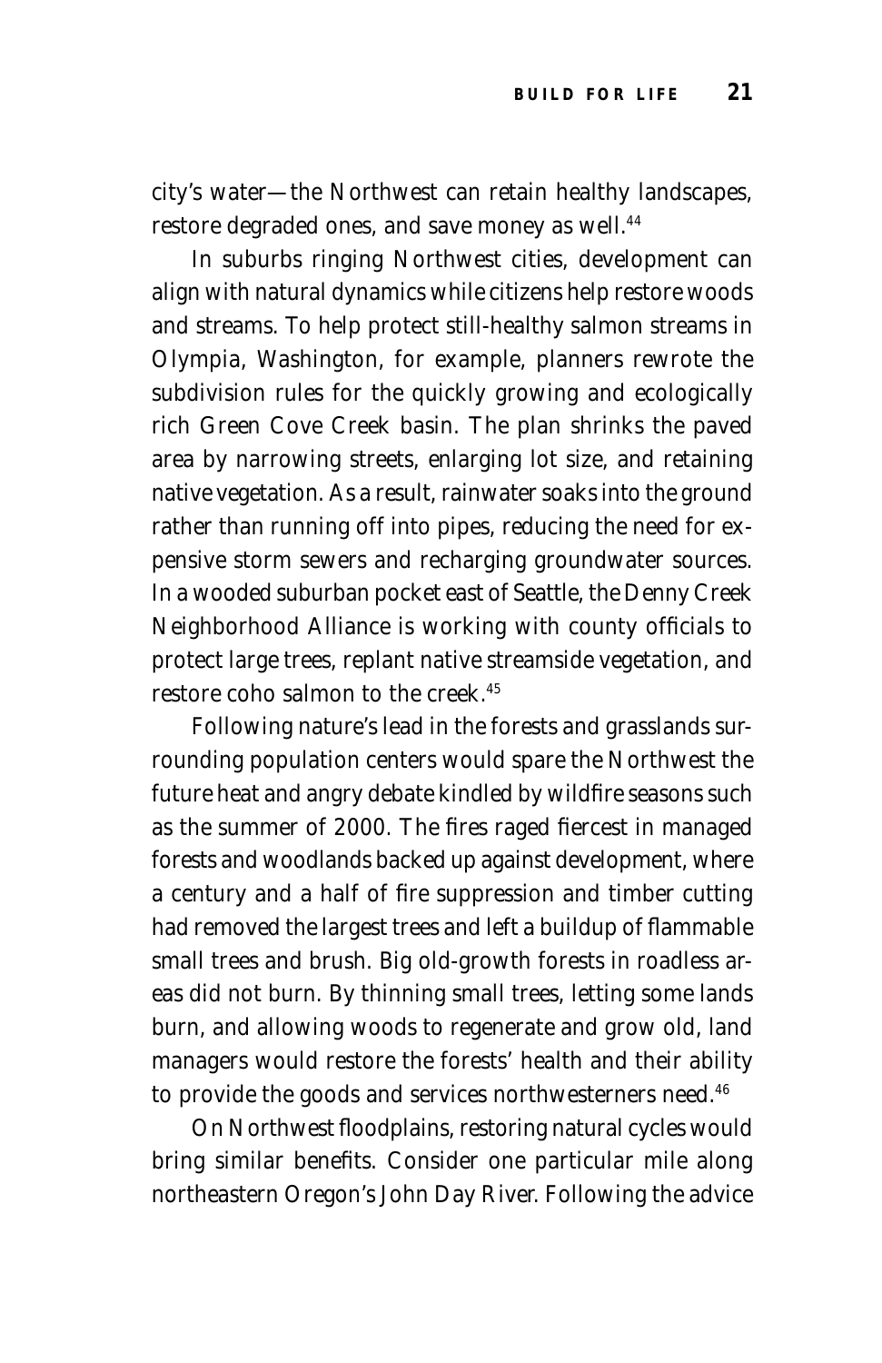city's water—the Northwest can retain healthy landscapes, restore degraded ones, and save money as well.[44]

In suburbs ringing Northwest cities, development can align with natural dynamics while citizens help restore woods and streams. To help protect still-healthy salmon streams in Olympia, Washington, for example, planners rewrote the subdivision rules for the quickly growing and ecologically rich Green Cove Creek basin. The plan shrinks the paved area by narrowing streets, enlarging lot size, and retaining native vegetation. As a result, rainwater soaks into the ground rather than running off into pipes, reducing the need for expensive storm sewers and recharging groundwater sources. In a wooded suburban pocket east of Seattle, the Denny Creek Neighborhood Alliance is working with county officials to protect large trees, replant native streamside vegetation, and restore coho salmon to the creek.[45]

Following nature's lead in the forests and grasslands surrounding population centers would spare the Northwest the future heat and angry debate kindled by wildfire seasons such as the summer of 2000. The fires raged fiercest in managed forests and woodlands backed up against development, where a century and a half of fire suppression and timber cutting had removed the largest trees and left a buildup of flammable small trees and brush. Big old-growth forests in roadless areas did not burn. By thinning small trees, letting some lands burn, and allowing woods to regenerate and grow old, land managers would restore the forests' health and their ability to provide the goods and services northwesterners need.[46]

On Northwest floodplains, restoring natural cycles would bring similar benefits. Consider one particular mile along northeastern Oregon's John Day River. Following the advice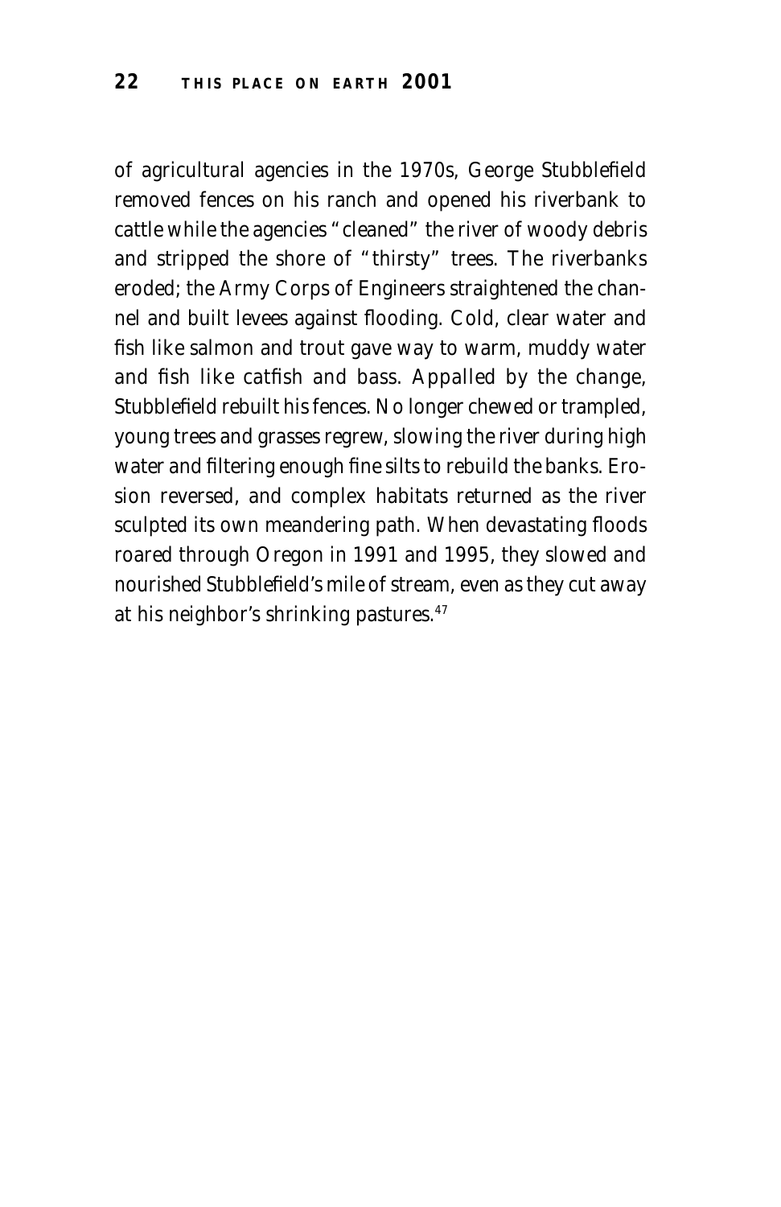of agricultural agencies in the 1970s, George Stubblefield removed fences on his ranch and opened his riverbank to cattle while the agencies "cleaned" the river of woody debris and stripped the shore of "thirsty" trees. The riverbanks eroded; the Army Corps of Engineers straightened the channel and built levees against flooding. Cold, clear water and fish like salmon and trout gave way to warm, muddy water and fish like catfish and bass. Appalled by the change, Stubblefield rebuilt his fences. No longer chewed or trampled, young trees and grasses regrew, slowing the river during high water and filtering enough fine silts to rebuild the banks. Erosion reversed, and complex habitats returned as the river sculpted its own meandering path. When devastating floods roared through Oregon in 1991 and 1995, they slowed and nourished Stubblefield's mile of stream, even as they cut away at his neighbor's shrinking pastures.[47]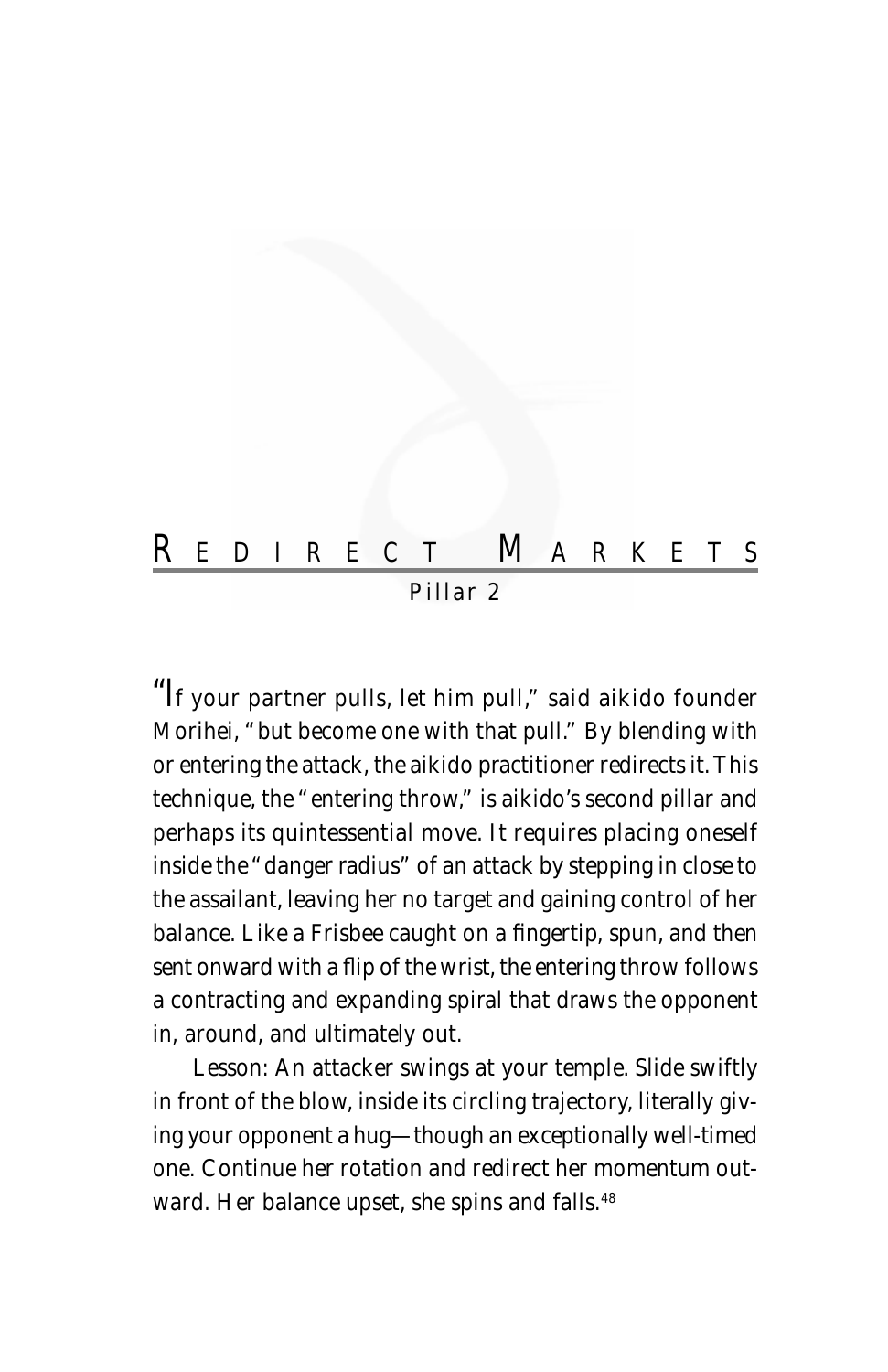# Redirect Markets

## Pillar 2

"If your partner pulls, let him pull," said aikido founder Morihei, "but become one with that pull." By blending with or entering the attack, the aikido practitioner redirects it. This technique, the "entering throw," is aikido's second pillar and perhaps its quintessential move. It requires placing oneself inside the "danger radius" of an attack by stepping in close to the assailant, leaving her no target and gaining control of her balance. Like a Frisbee caught on a fingertip, spun, and then sent onward with a flip of the wrist, the entering throw follows a contracting and expanding spiral that draws the opponent in, around, and ultimately out.

Lesson: An attacker swings at your temple. Slide swiftly in front of the blow, inside its circling trajectory, literally giving your opponent a hug—though an exceptionally well-timed one. Continue her rotation and redirect her momentum outward. Her balance upset, she spins and falls.[48]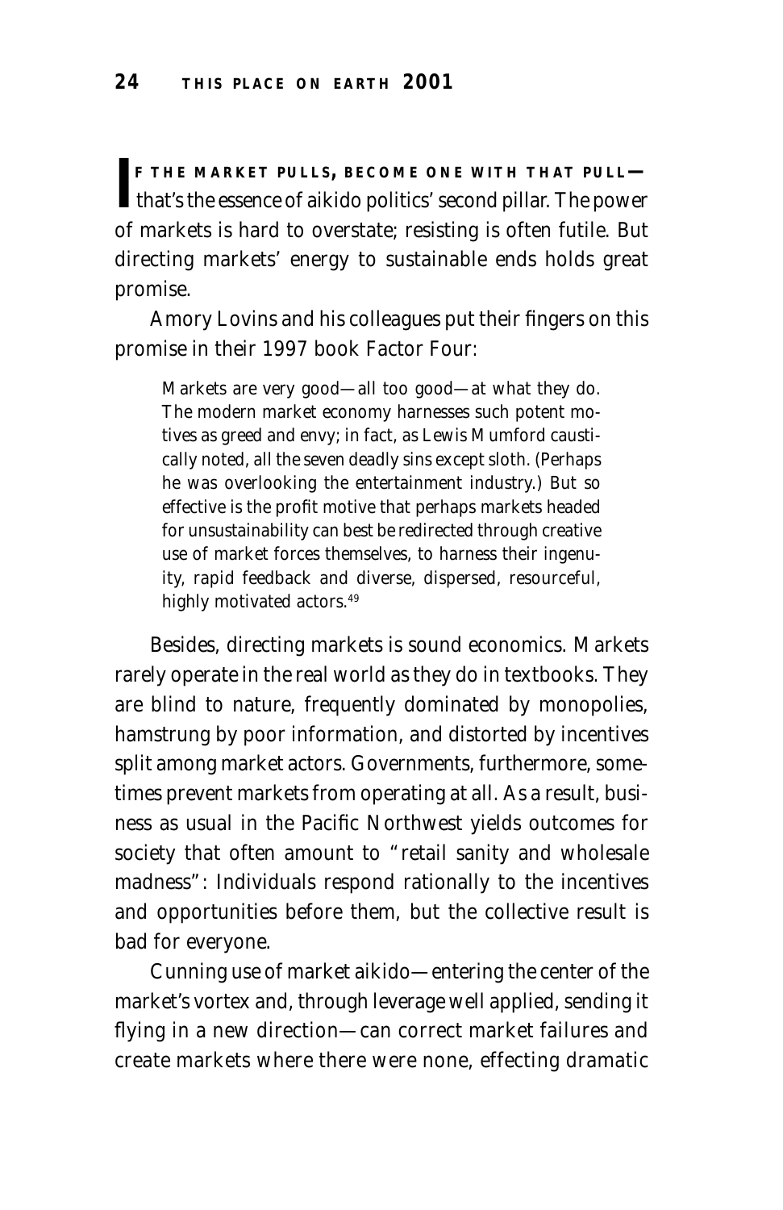**IF THE MARKET PULLS, BECOME ONE WITH THAT PULL—** that's the essence of aikido politics' second pillar. The power of markets is hard to overstate; resisting is often futile. But directing markets' energy to sustainable ends holds great promise.

Amory Lovins and his colleagues put their fingers on this promise in their 1997 book Factor Four:

> Markets are very good—all too good—at what they do. The modern market economy harnesses such potent motives as greed and envy; in fact, as Lewis Mumford caustically noted, all the seven deadly sins except sloth. (Perhaps he was overlooking the entertainment industry.) But so effective is the profit motive that perhaps markets headed for unsustainability can best be redirected through creative use of market forces themselves, to harness their ingenuity, rapid feedback and diverse, dispersed, resourceful, highly motivated actors.[49]

Besides, directing markets is sound economics. Markets rarely operate in the real world as they do in textbooks. They are blind to nature, frequently dominated by monopolies, hamstrung by poor information, and distorted by incentives split among market actors. Governments, furthermore, sometimes prevent markets from operating at all. As a result, business as usual in the Pacific Northwest yields outcomes for society that often amount to "retail sanity and wholesale madness": Individuals respond rationally to the incentives and opportunities before them, but the collective result is bad for everyone.

Cunning use of market aikido—entering the center of the market's vortex and, through leverage well applied, sending it flying in a new direction—can correct market failures and create markets where there were none, effecting dramatic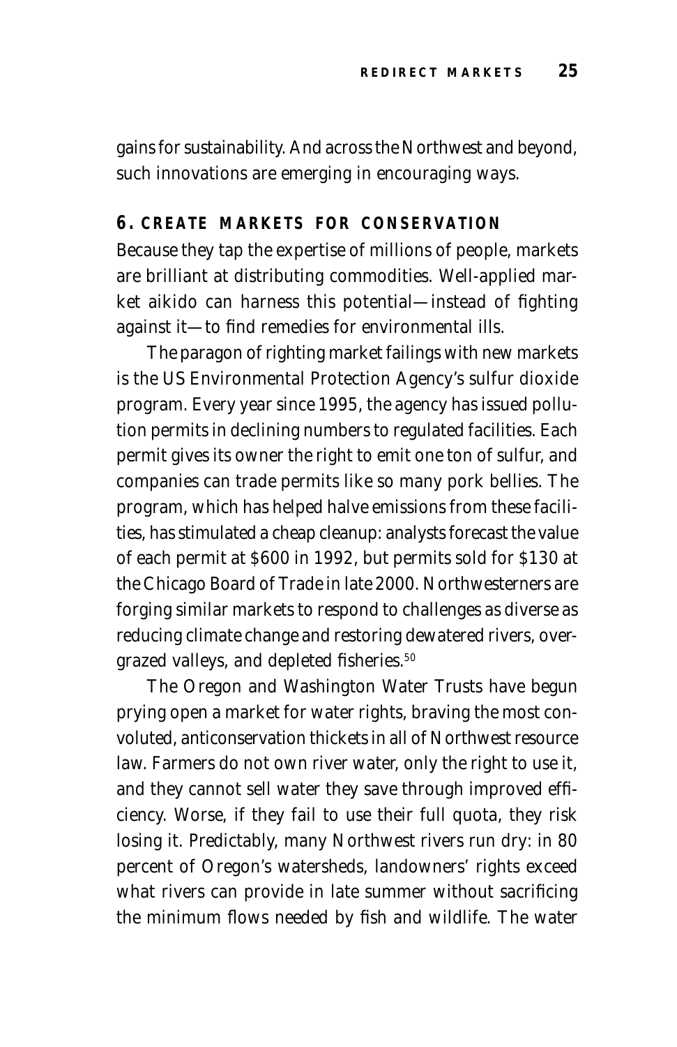gains for sustainability. And across the Northwest and beyond, such innovations are emerging in encouraging ways.

### 6. CREATE MARKETS FOR CONSERVATION

Because they tap the expertise of millions of people, markets are brilliant at distributing commodities. Well-applied market aikido can harness this potential—instead of fighting against it—to find remedies for environmental ills.

The paragon of righting market failings with new markets is the US Environmental Protection Agency's sulfur dioxide program. Every year since 1995, the agency has issued pollution permits in declining numbers to regulated facilities. Each permit gives its owner the right to emit one ton of sulfur, and companies can trade permits like so many pork bellies. The program, which has helped halve emissions from these facilities, has stimulated a cheap cleanup: analysts forecast the value of each permit at $600 in 1992, but permits sold for $130 at the Chicago Board of Trade in late 2000. Northwesterners are forging similar markets to respond to challenges as diverse as reducing climate change and restoring dewatered rivers, overgrazed valleys, and depleted fisheries.[50]

The Oregon and Washington Water Trusts have begun prying open a market for water rights, braving the most convoluted, anticonservation thickets in all of Northwest resource law. Farmers do not own river water, only the right to use it, and they cannot sell water they save through improved efficiency. Worse, if they fail to use their full quota, they risk losing it. Predictably, many Northwest rivers run dry: in 80 percent of Oregon's watersheds, landowners' rights exceed what rivers can provide in late summer without sacrificing the minimum flows needed by fish and wildlife. The water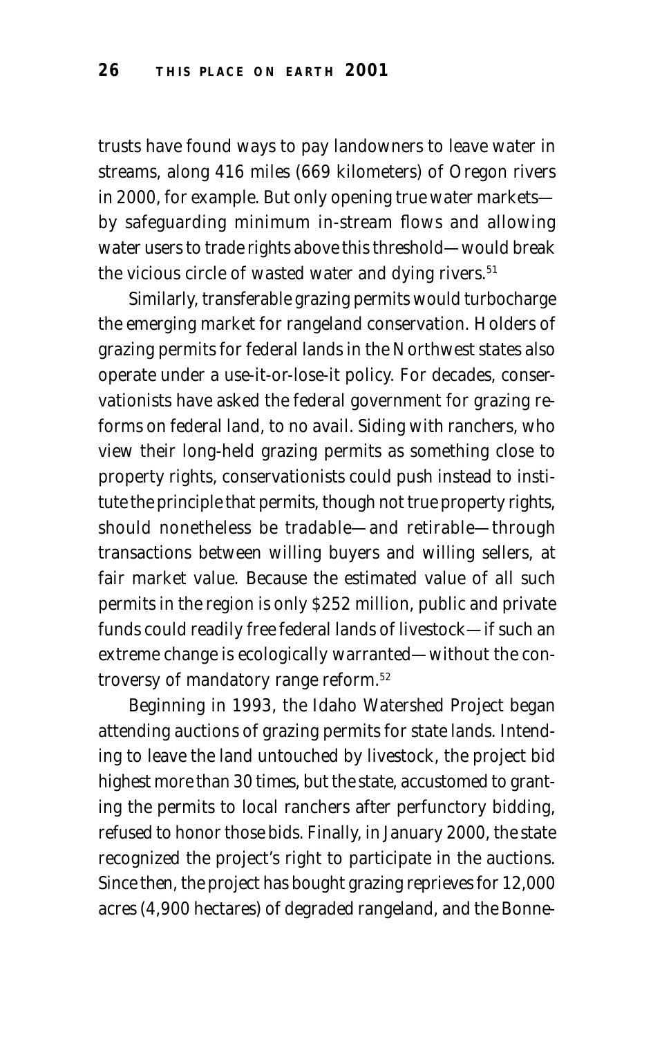trusts have found ways to pay landowners to leave water in streams, along 416 miles (669 kilometers) of Oregon rivers in 2000, for example. But only opening true water markets—by safeguarding minimum in-stream flows and allowing water users to trade rights above this threshold—would break the vicious circle of wasted water and dying rivers.[51]

Similarly, transferable grazing permits would turbocharge the emerging market for rangeland conservation. Holders of grazing permits for federal lands in the Northwest states also operate under a use-it-or-lose-it policy. For decades, conservationists have asked the federal government for grazing reforms on federal land, to no avail. Siding with ranchers, who view their long-held grazing permits as something close to property rights, conservationists could push instead to institute the principle that permits, though not true property rights, should nonetheless be tradable—and retirable—through transactions between willing buyers and willing sellers, at fair market value. Because the estimated value of all such permits in the region is only $252 million, public and private funds could readily free federal lands of livestock—if such an extreme change is ecologically warranted—without the controversy of mandatory range reform.[52]

Beginning in 1993, the Idaho Watershed Project began attending auctions of grazing permits for state lands. Intending to leave the land untouched by livestock, the project bid highest more than 30 times, but the state, accustomed to granting the permits to local ranchers after perfunctory bidding, refused to honor those bids. Finally, in January 2000, the state recognized the project's right to participate in the auctions. Since then, the project has bought grazing reprieves for 12,000 acres (4,900 hectares) of degraded rangeland, and the Bonne-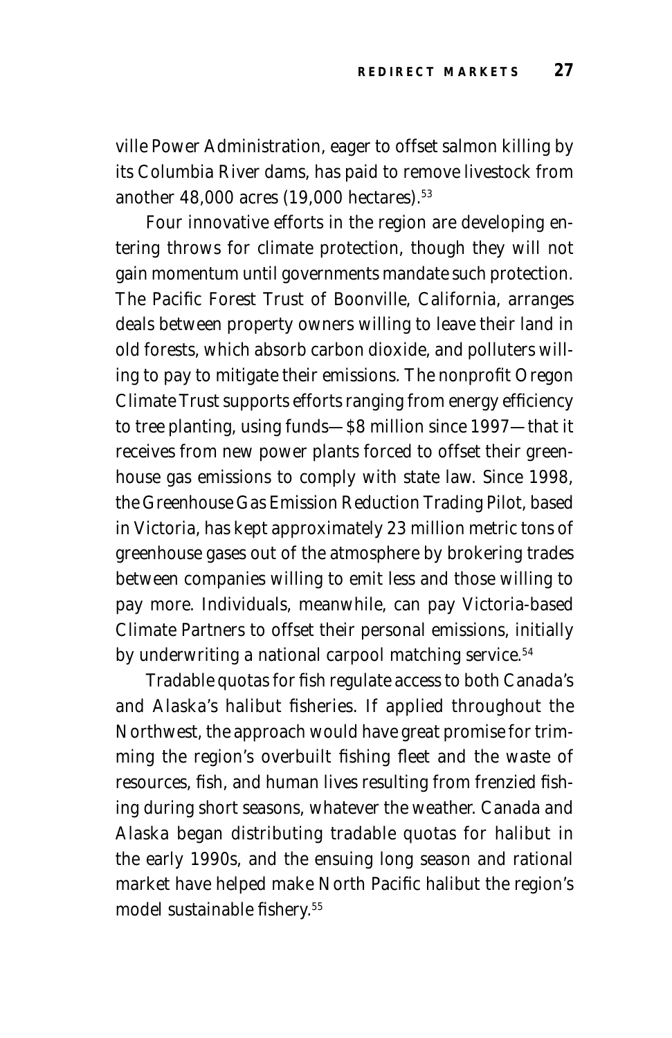ville Power Administration, eager to offset salmon killing by its Columbia River dams, has paid to remove livestock from another 48,000 acres (19,000 hectares).[53]

Four innovative efforts in the region are developing entering throws for climate protection, though they will not gain momentum until governments mandate such protection. The Pacific Forest Trust of Boonville, California, arranges deals between property owners willing to leave their land in old forests, which absorb carbon dioxide, and polluters willing to pay to mitigate their emissions. The nonprofit Oregon Climate Trust supports efforts ranging from energy efficiency to tree planting, using funds—$8 million since 1997—that it receives from new power plants forced to offset their greenhouse gas emissions to comply with state law. Since 1998, the Greenhouse Gas Emission Reduction Trading Pilot, based in Victoria, has kept approximately 23 million metric tons of greenhouse gases out of the atmosphere by brokering trades between companies willing to emit less and those willing to pay more. Individuals, meanwhile, can pay Victoria-based Climate Partners to offset their personal emissions, initially by underwriting a national carpool matching service.[54]

Tradable quotas for fish regulate access to both Canada's and Alaska's halibut fisheries. If applied throughout the Northwest, the approach would have great promise for trimming the region's overbuilt fishing fleet and the waste of resources, fish, and human lives resulting from frenzied fishing during short seasons, whatever the weather. Canada and Alaska began distributing tradable quotas for halibut in the early 1990s, and the ensuing long season and rational market have helped make North Pacific halibut the region's model sustainable fishery.[55]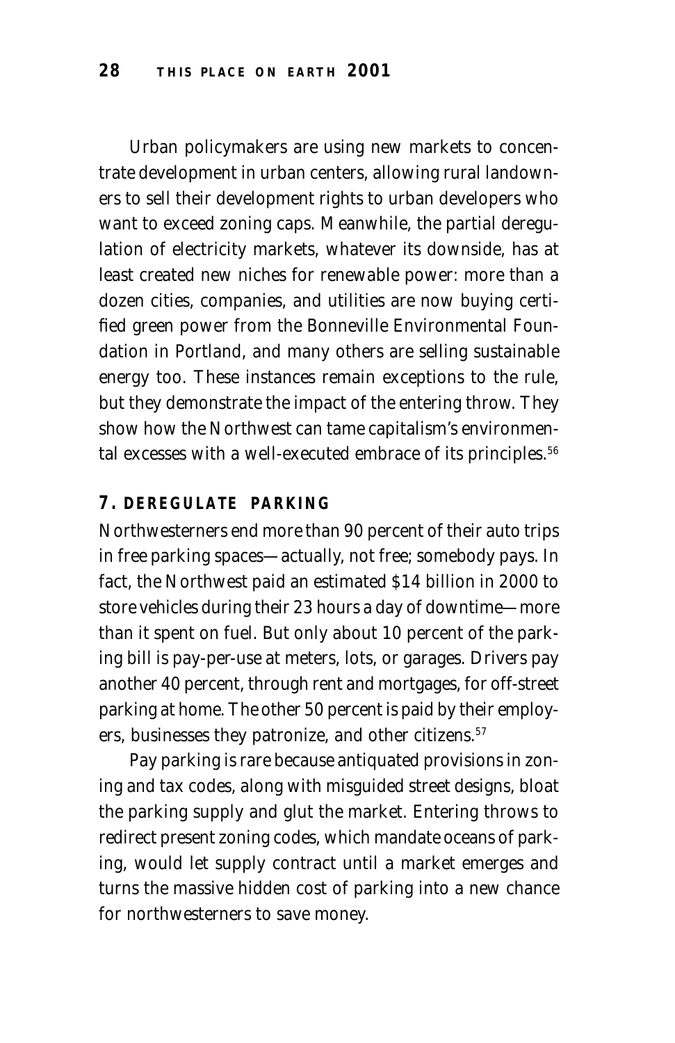Urban policymakers are using new markets to concentrate development in urban centers, allowing rural landowners to sell their development rights to urban developers who want to exceed zoning caps. Meanwhile, the partial deregulation of electricity markets, whatever its downside, has at least created new niches for renewable power: more than a dozen cities, companies, and utilities are now buying certified green power from the Bonneville Environmental Foundation in Portland, and many others are selling sustainable energy too. These instances remain exceptions to the rule, but they demonstrate the impact of the entering throw. They show how the Northwest can tame capitalism's environmental excesses with a well-executed embrace of its principles.[56]

### 7. DEREGULATE PARKING

Northwesterners end more than 90 percent of their auto trips in free parking spaces—actually, not free; somebody pays. In fact, the Northwest paid an estimated $14 billion in 2000 to store vehicles during their 23 hours a day of downtime—more than it spent on fuel. But only about 10 percent of the parking bill is pay-per-use at meters, lots, or garages. Drivers pay another 40 percent, through rent and mortgages, for off-street parking at home. The other 50 percent is paid by their employers, businesses they patronize, and other citizens.[57]

Pay parking is rare because antiquated provisions in zoning and tax codes, along with misguided street designs, bloat the parking supply and glut the market. Entering throws to redirect present zoning codes, which mandate oceans of parking, would let supply contract until a market emerges and turns the massive hidden cost of parking into a new chance for northwesterners to save money.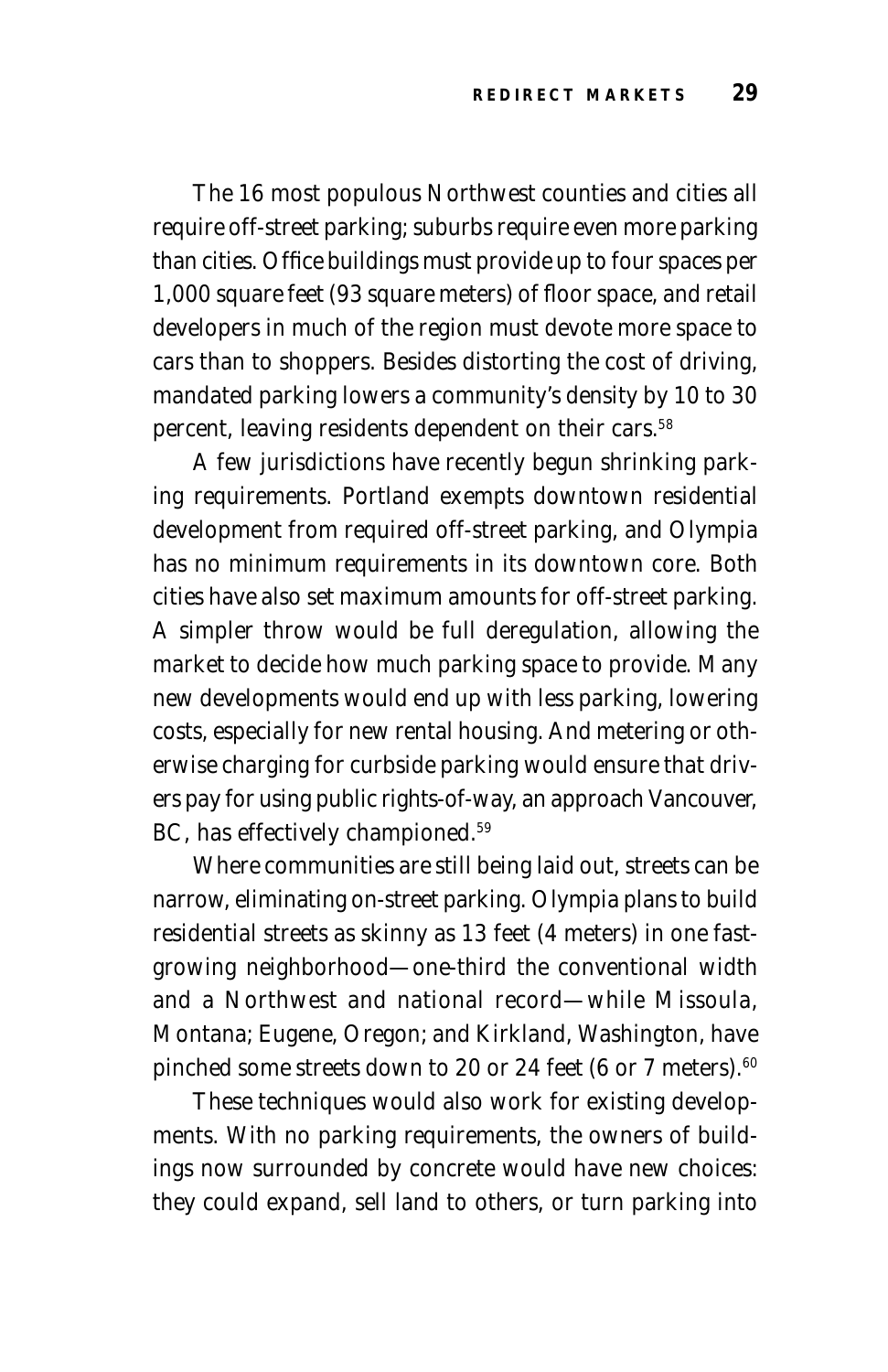The 16 most populous Northwest counties and cities all require off-street parking; suburbs require even more parking than cities. Office buildings must provide up to four spaces per 1,000 square feet (93 square meters) of floor space, and retail developers in much of the region must devote more space to cars than to shoppers. Besides distorting the cost of driving, mandated parking lowers a community's density by 10 to 30 percent, leaving residents dependent on their cars.[58]

A few jurisdictions have recently begun shrinking parking requirements. Portland exempts downtown residential development from required off-street parking, and Olympia has no minimum requirements in its downtown core. Both cities have also set maximum amounts for off-street parking. A simpler throw would be full deregulation, allowing the market to decide how much parking space to provide. Many new developments would end up with less parking, lowering costs, especially for new rental housing. And metering or otherwise charging for curbside parking would ensure that drivers pay for using public rights-of-way, an approach Vancouver, BC, has effectively championed.[59]

Where communities are still being laid out, streets can be narrow, eliminating on-street parking. Olympia plans to build residential streets as skinny as 13 feet (4 meters) in one fast-growing neighborhood—one-third the conventional width and a Northwest and national record—while Missoula, Montana; Eugene, Oregon; and Kirkland, Washington, have pinched some streets down to 20 or 24 feet (6 or 7 meters).[60]

These techniques would also work for existing developments. With no parking requirements, the owners of buildings now surrounded by concrete would have new choices: they could expand, sell land to others, or turn parking into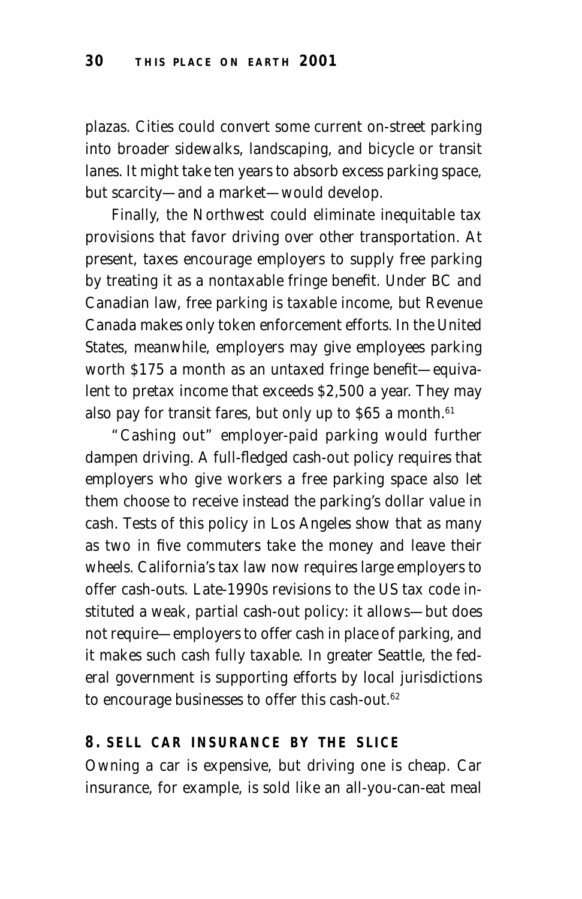plazas. Cities could convert some current on-street parking into broader sidewalks, landscaping, and bicycle or transit lanes. It might take ten years to absorb excess parking space, but scarcity—and a market—would develop.

Finally, the Northwest could eliminate inequitable tax provisions that favor driving over other transportation. At present, taxes encourage employers to supply free parking by treating it as a nontaxable fringe benefit. Under BC and Canadian law, free parking is taxable income, but Revenue Canada makes only token enforcement efforts. In the United States, meanwhile, employers may give employees parking worth $175 a month as an untaxed fringe benefit—equivalent to pretax income that exceeds $2,500 a year. They may also pay for transit fares, but only up to $65 a month.[61]

"Cashing out" employer-paid parking would further dampen driving. A full-fledged cash-out policy requires that employers who give workers a free parking space also let them choose to receive instead the parking's dollar value in cash. Tests of this policy in Los Angeles show that as many as two in five commuters take the money and leave their wheels. California's tax law now requires large employers to offer cash-outs. Late-1990s revisions to the US tax code instituted a weak, partial cash-out policy: it allows—but does not require—employers to offer cash in place of parking, and it makes such cash fully taxable. In greater Seattle, the federal government is supporting efforts by local jurisdictions to encourage businesses to offer this cash-out.[62]

## 8. SELL CAR INSURANCE BY THE SLICE

Owning a car is expensive, but driving one is cheap. Car insurance, for example, is sold like an all-you-can-eat meal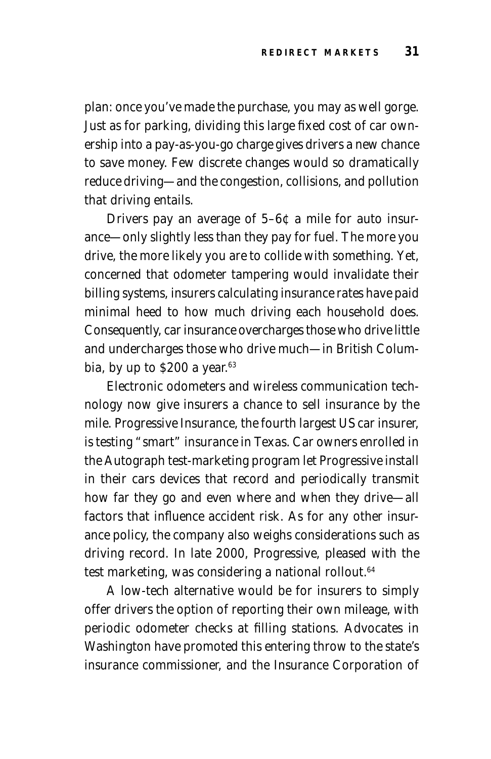plan: once you've made the purchase, you may as well gorge. Just as for parking, dividing this large fixed cost of car ownership into a pay-as-you-go charge gives drivers a new chance to save money. Few discrete changes would so dramatically reduce driving—and the congestion, collisions, and pollution that driving entails.

Drivers pay an average of 5–6¢ a mile for auto insurance—only slightly less than they pay for fuel. The more you drive, the more likely you are to collide with something. Yet, concerned that odometer tampering would invalidate their billing systems, insurers calculating insurance rates have paid minimal heed to how much driving each household does. Consequently, car insurance overcharges those who drive little and undercharges those who drive much—in British Columbia, by up to $200 a year.[63]

Electronic odometers and wireless communication technology now give insurers a chance to sell insurance by the mile. Progressive Insurance, the fourth largest US car insurer, is testing "smart" insurance in Texas. Car owners enrolled in the Autograph test-marketing program let Progressive install in their cars devices that record and periodically transmit how far they go and even where and when they drive—all factors that influence accident risk. As for any other insurance policy, the company also weighs considerations such as driving record. In late 2000, Progressive, pleased with the test marketing, was considering a national rollout.[64]

A low-tech alternative would be for insurers to simply offer drivers the option of reporting their own mileage, with periodic odometer checks at filling stations. Advocates in Washington have promoted this entering throw to the state's insurance commissioner, and the Insurance Corporation of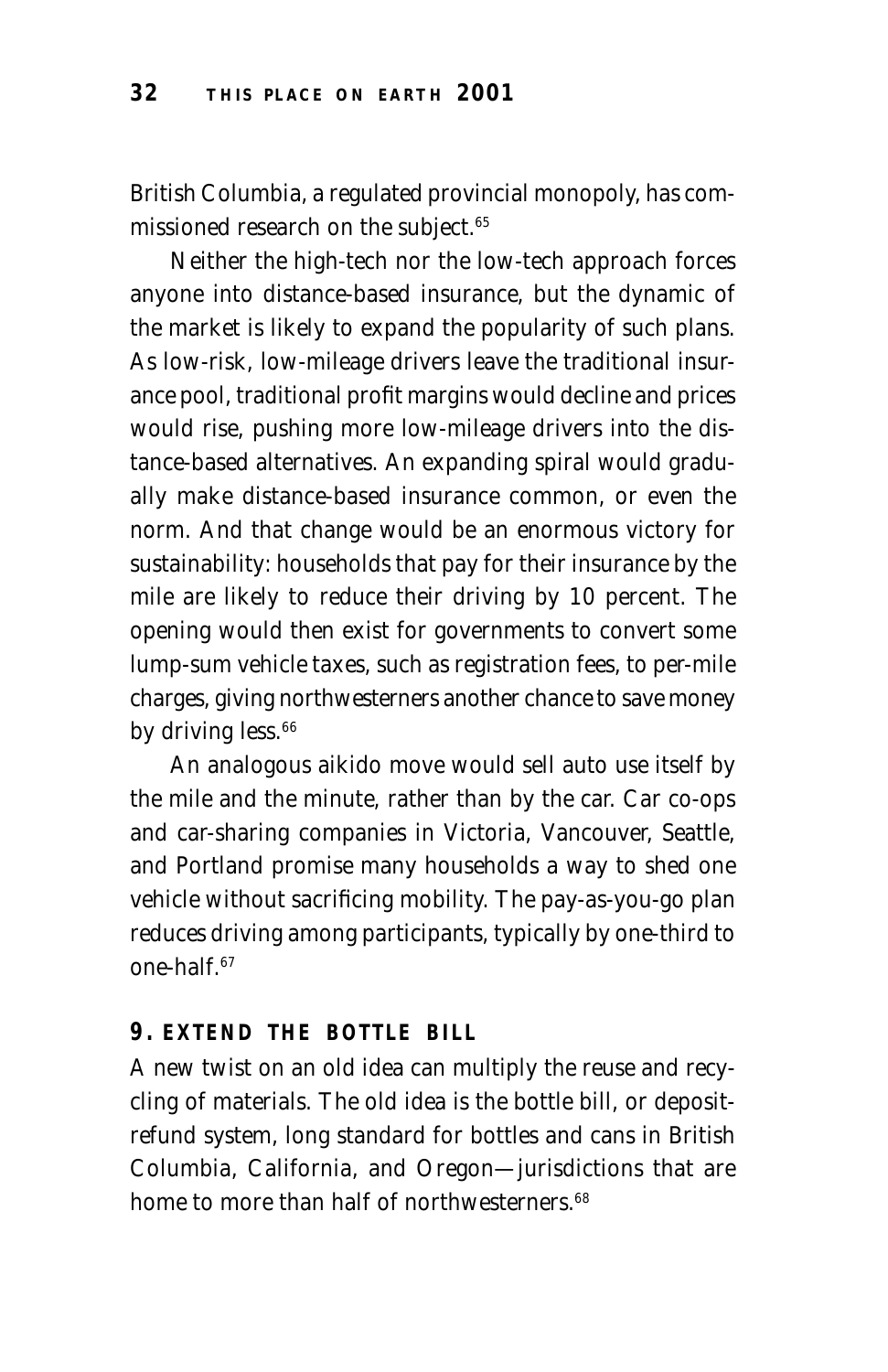British Columbia, a regulated provincial monopoly, has commissioned research on the subject.[65]

Neither the high-tech nor the low-tech approach forces anyone into distance-based insurance, but the dynamic of the market is likely to expand the popularity of such plans. As low-risk, low-mileage drivers leave the traditional insurance pool, traditional profit margins would decline and prices would rise, pushing more low-mileage drivers into the distance-based alternatives. An expanding spiral would gradually make distance-based insurance common, or even the norm. And that change would be an enormous victory for sustainability: households that pay for their insurance by the mile are likely to reduce their driving by 10 percent. The opening would then exist for governments to convert some lump-sum vehicle taxes, such as registration fees, to per-mile charges, giving northwesterners another chance to save money by driving less.[66]

An analogous aikido move would sell auto use itself by the mile and the minute, rather than by the car. Car co-ops and car-sharing companies in Victoria, Vancouver, Seattle, and Portland promise many households a way to shed one vehicle without sacrificing mobility. The pay-as-you-go plan reduces driving among participants, typically by one-third to one-half.[67]

## 9. EXTEND THE BOTTLE BILL

A new twist on an old idea can multiply the reuse and recycling of materials. The old idea is the bottle bill, or deposit-refund system, long standard for bottles and cans in British Columbia, California, and Oregon—jurisdictions that are home to more than half of northwesterners.[68]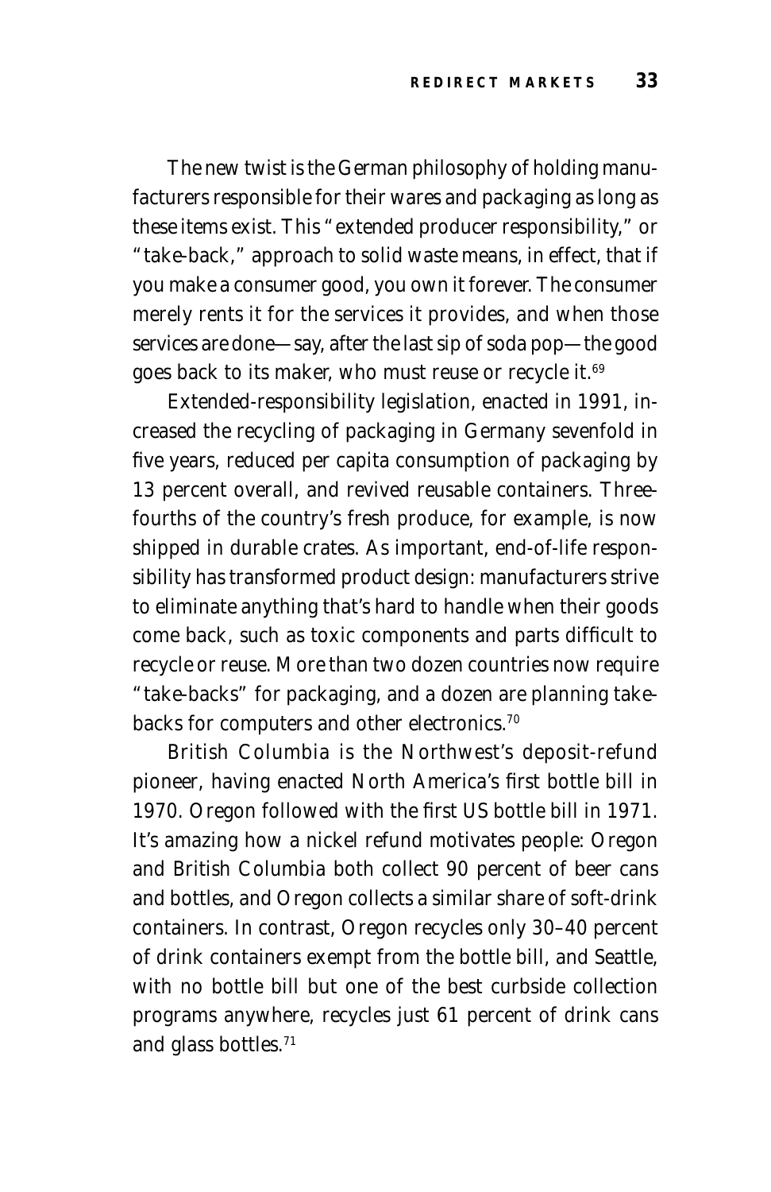The new twist is the German philosophy of holding manufacturers responsible for their wares and packaging as long as these items exist. This "extended producer responsibility," or "take-back," approach to solid waste means, in effect, that if you make a consumer good, you own it forever. The consumer merely rents it for the services it provides, and when those services are done—say, after the last sip of soda pop—the good goes back to its maker, who must reuse or recycle it.[69]

Extended-responsibility legislation, enacted in 1991, increased the recycling of packaging in Germany sevenfold in five years, reduced per capita consumption of packaging by 13 percent overall, and revived reusable containers. Three-fourths of the country's fresh produce, for example, is now shipped in durable crates. As important, end-of-life responsibility has transformed product design: manufacturers strive to eliminate anything that's hard to handle when their goods come back, such as toxic components and parts difficult to recycle or reuse. More than two dozen countries now require "take-backs" for packaging, and a dozen are planning take-backs for computers and other electronics.[70]

British Columbia is the Northwest's deposit-refund pioneer, having enacted North America's first bottle bill in 1970. Oregon followed with the first US bottle bill in 1971. It's amazing how a nickel refund motivates people: Oregon and British Columbia both collect 90 percent of beer cans and bottles, and Oregon collects a similar share of soft-drink containers. In contrast, Oregon recycles only 30–40 percent of drink containers exempt from the bottle bill, and Seattle, with no bottle bill but one of the best curbside collection programs anywhere, recycles just 61 percent of drink cans and glass bottles.[71]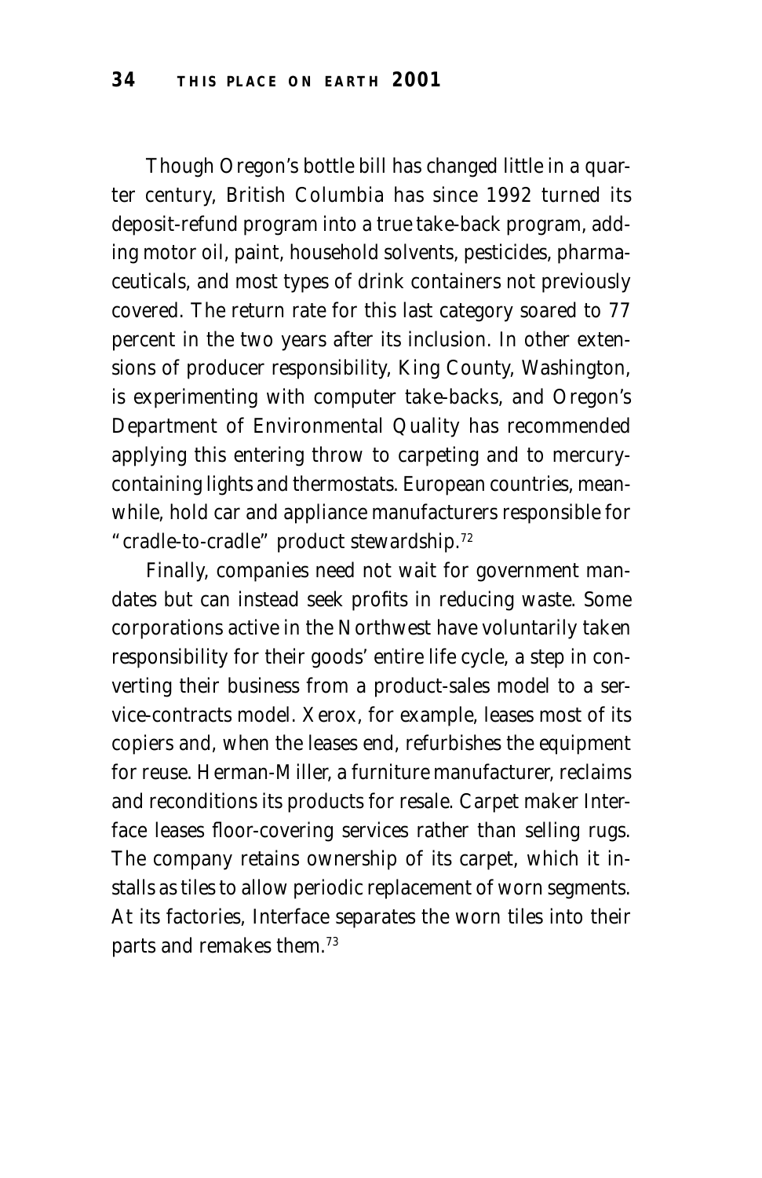Though Oregon's bottle bill has changed little in a quarter century, British Columbia has since 1992 turned its deposit-refund program into a true take-back program, adding motor oil, paint, household solvents, pesticides, pharmaceuticals, and most types of drink containers not previously covered. The return rate for this last category soared to 77 percent in the two years after its inclusion. In other extensions of producer responsibility, King County, Washington, is experimenting with computer take-backs, and Oregon's Department of Environmental Quality has recommended applying this entering throw to carpeting and to mercury-containing lights and thermostats. European countries, meanwhile, hold car and appliance manufacturers responsible for "cradle-to-cradle" product stewardship.[72]

Finally, companies need not wait for government mandates but can instead seek profits in reducing waste. Some corporations active in the Northwest have voluntarily taken responsibility for their goods' entire life cycle, a step in converting their business from a product-sales model to a service-contracts model. Xerox, for example, leases most of its copiers and, when the leases end, refurbishes the equipment for reuse. Herman-Miller, a furniture manufacturer, reclaims and reconditions its products for resale. Carpet maker Interface leases floor-covering services rather than selling rugs. The company retains ownership of its carpet, which it installs as tiles to allow periodic replacement of worn segments. At its factories, Interface separates the worn tiles into their parts and remakes them.[73]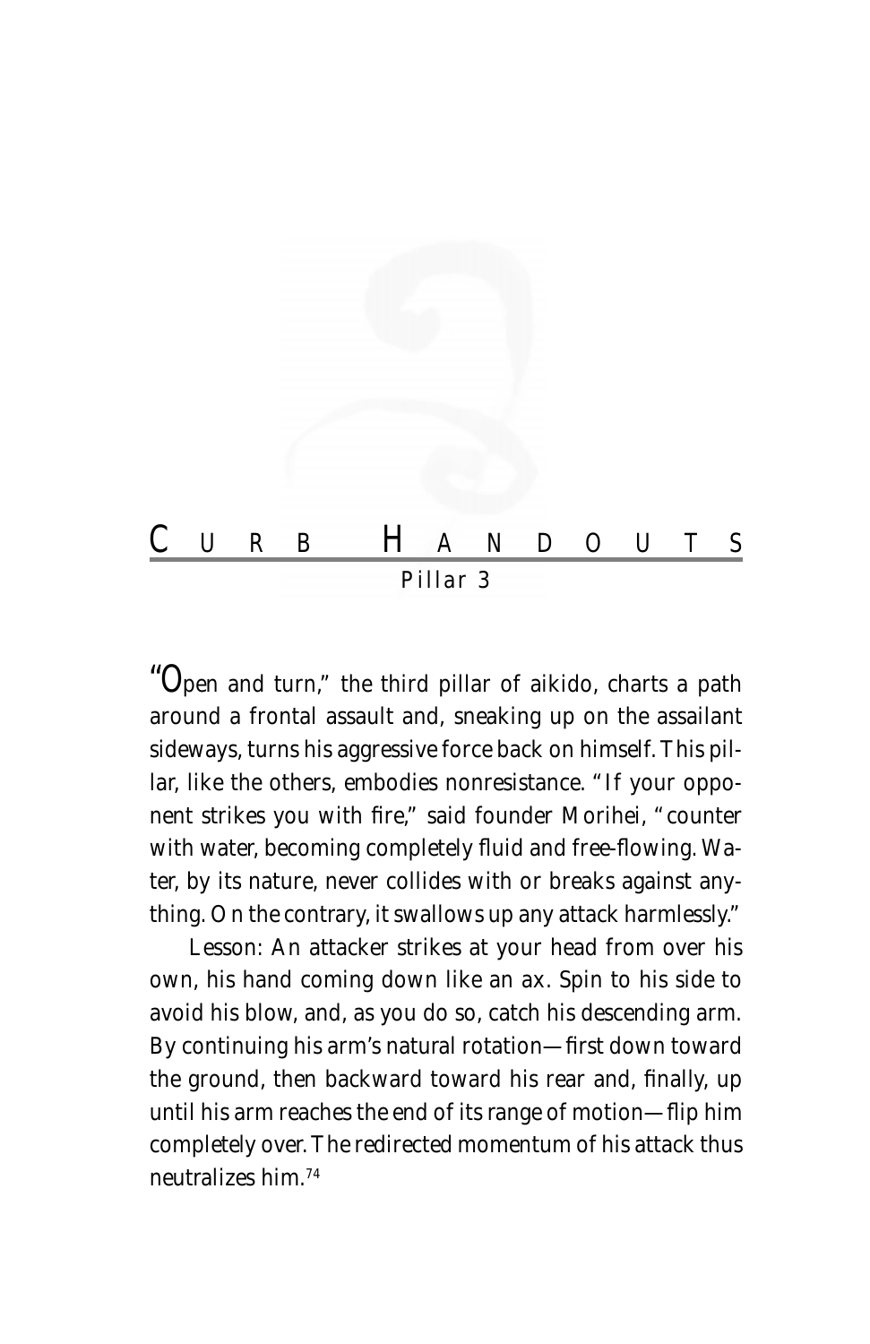# Curb Handouts

## Pillar 3

"Open and turn," the third pillar of aikido, charts a path around a frontal assault and, sneaking up on the assailant sideways, turns his aggressive force back on himself. This pillar, like the others, embodies nonresistance. "If your opponent strikes you with fire," said founder Morihei, "counter with water, becoming completely fluid and free-flowing. Water, by its nature, never collides with or breaks against anything. On the contrary, it swallows up any attack harmlessly."

Lesson: An attacker strikes at your head from over his own, his hand coming down like an ax. Spin to his side to avoid his blow, and, as you do so, catch his descending arm. By continuing his arm's natural rotation—first down toward the ground, then backward toward his rear and, finally, up until his arm reaches the end of its range of motion—flip him completely over. The redirected momentum of his attack thus neutralizes him.[74]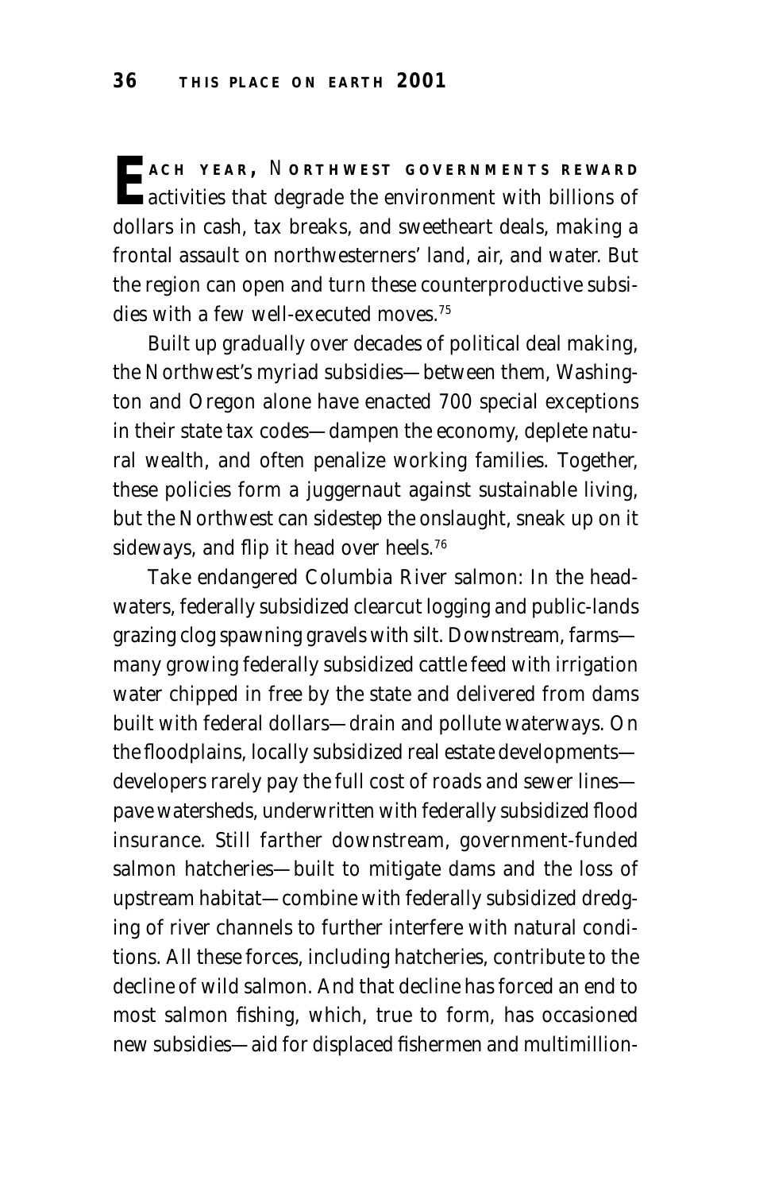**EACH YEAR, NORTHWEST GOVERNMENTS REWARD** activities that degrade the environment with billions of dollars in cash, tax breaks, and sweetheart deals, making a frontal assault on northwesterners' land, air, and water. But the region can open and turn these counterproductive subsidies with a few well-executed moves.[75]

Built up gradually over decades of political deal making, the Northwest's myriad subsidies—between them, Washington and Oregon alone have enacted 700 special exceptions in their state tax codes—dampen the economy, deplete natural wealth, and often penalize working families. Together, these policies form a juggernaut against sustainable living, but the Northwest can sidestep the onslaught, sneak up on it sideways, and flip it head over heels.[76]

Take endangered Columbia River salmon: In the headwaters, federally subsidized clearcut logging and public-lands grazing clog spawning gravels with silt. Downstream, farms—many growing federally subsidized cattle feed with irrigation water chipped in free by the state and delivered from dams built with federal dollars—drain and pollute waterways. On the floodplains, locally subsidized real estate developments—developers rarely pay the full cost of roads and sewer lines—pave watersheds, underwritten with federally subsidized flood insurance. Still farther downstream, government-funded salmon hatcheries—built to mitigate dams and the loss of upstream habitat—combine with federally subsidized dredging of river channels to further interfere with natural conditions. All these forces, including hatcheries, contribute to the decline of wild salmon. And that decline has forced an end to most salmon fishing, which, true to form, has occasioned new subsidies—aid for displaced fishermen and multimillion-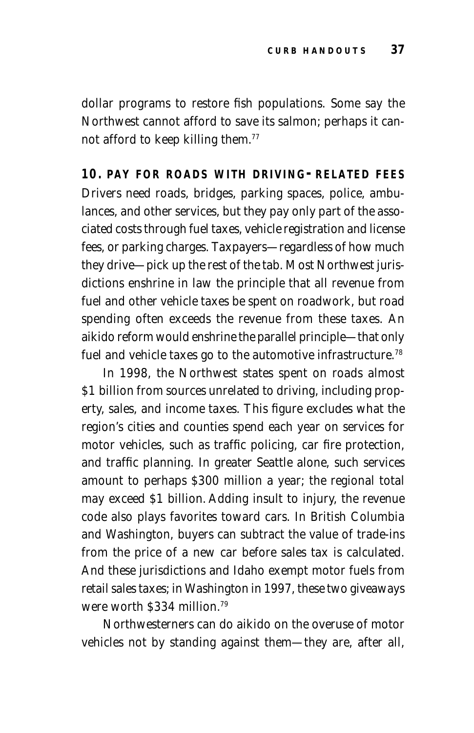dollar programs to restore fish populations. Some say the Northwest cannot afford to save its salmon; perhaps it cannot afford to keep killing them.[77]

## 10. PAY FOR ROADS WITH DRIVING-RELATED FEES

Drivers need roads, bridges, parking spaces, police, ambulances, and other services, but they pay only part of the associated costs through fuel taxes, vehicle registration and license fees, or parking charges. Taxpayers—regardless of how much they drive—pick up the rest of the tab. Most Northwest jurisdictions enshrine in law the principle that all revenue from fuel and other vehicle taxes be spent on roadwork, but road spending often exceeds the revenue from these taxes. An aikido reform would enshrine the parallel principle—that only fuel and vehicle taxes go to the automotive infrastructure.[78]

In 1998, the Northwest states spent on roads almost $1 billion from sources unrelated to driving, including property, sales, and income taxes. This figure excludes what the region's cities and counties spend each year on services for motor vehicles, such as traffic policing, car fire protection, and traffic planning. In greater Seattle alone, such services amount to perhaps $300 million a year; the regional total may exceed $1 billion. Adding insult to injury, the revenue code also plays favorites toward cars. In British Columbia and Washington, buyers can subtract the value of trade-ins from the price of a new car before sales tax is calculated. And these jurisdictions and Idaho exempt motor fuels from retail sales taxes; in Washington in 1997, these two giveaways were worth $334 million.[79]

Northwesterners can do aikido on the overuse of motor vehicles not by standing against them—they are, after all,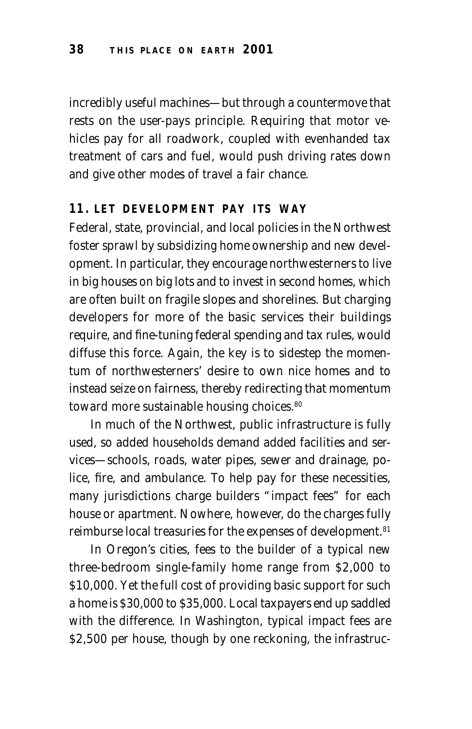incredibly useful machines—but through a countermove that rests on the user-pays principle. Requiring that motor vehicles pay for all roadwork, coupled with evenhanded tax treatment of cars and fuel, would push driving rates down and give other modes of travel a fair chance.

### 11. LET DEVELOPMENT PAY ITS WAY

Federal, state, provincial, and local policies in the Northwest foster sprawl by subsidizing home ownership and new development. In particular, they encourage northwesterners to live in big houses on big lots and to invest in second homes, which are often built on fragile slopes and shorelines. But charging developers for more of the basic services their buildings require, and fine-tuning federal spending and tax rules, would diffuse this force. Again, the key is to sidestep the momentum of northwesterners' desire to own nice homes and to instead seize on fairness, thereby redirecting that momentum toward more sustainable housing choices.[80]

In much of the Northwest, public infrastructure is fully used, so added households demand added facilities and services—schools, roads, water pipes, sewer and drainage, police, fire, and ambulance. To help pay for these necessities, many jurisdictions charge builders "impact fees" for each house or apartment. Nowhere, however, do the charges fully reimburse local treasuries for the expenses of development.[81]

In Oregon's cities, fees to the builder of a typical new three-bedroom single-family home range from $2,000 to $10,000. Yet the full cost of providing basic support for such a home is $30,000 to $35,000. Local taxpayers end up saddled with the difference. In Washington, typical impact fees are $2,500 per house, though by one reckoning, the infrastruc-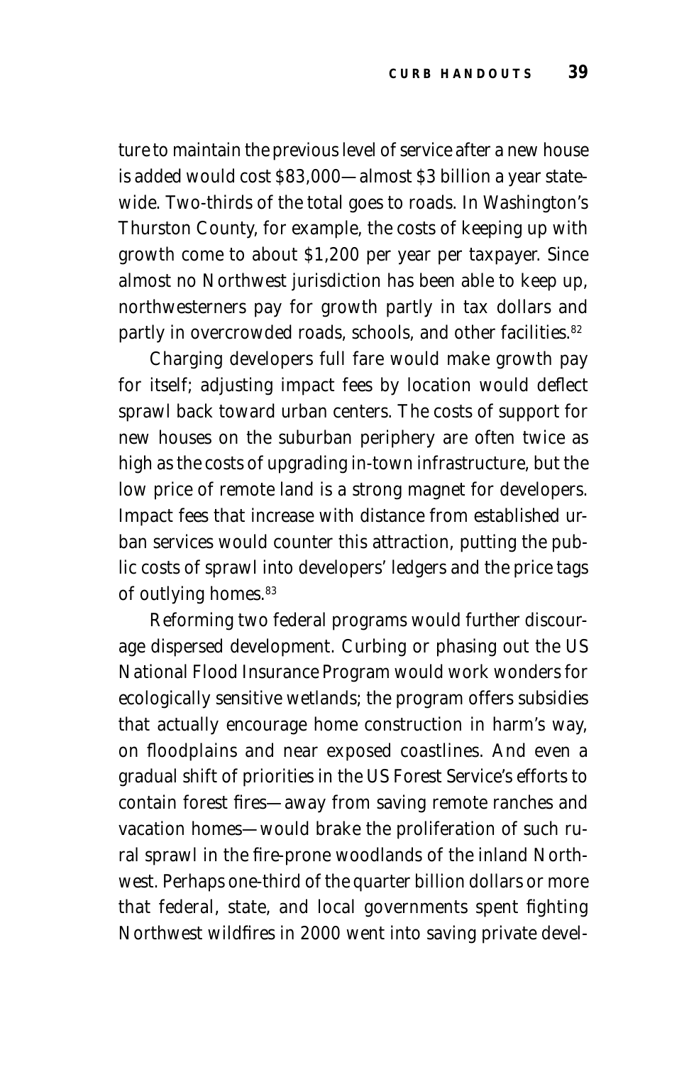ture to maintain the previous level of service after a new house is added would cost $83,000—almost $3 billion a year statewide. Two-thirds of the total goes to roads. In Washington's Thurston County, for example, the costs of keeping up with growth come to about $1,200 per year per taxpayer. Since almost no Northwest jurisdiction has been able to keep up, northwesterners pay for growth partly in tax dollars and partly in overcrowded roads, schools, and other facilities.[82]

Charging developers full fare would make growth pay for itself; adjusting impact fees by location would deflect sprawl back toward urban centers. The costs of support for new houses on the suburban periphery are often twice as high as the costs of upgrading in-town infrastructure, but the low price of remote land is a strong magnet for developers. Impact fees that increase with distance from established urban services would counter this attraction, putting the public costs of sprawl into developers' ledgers and the price tags of outlying homes.[83]

Reforming two federal programs would further discourage dispersed development. Curbing or phasing out the US National Flood Insurance Program would work wonders for ecologically sensitive wetlands; the program offers subsidies that actually encourage home construction in harm's way, on floodplains and near exposed coastlines. And even a gradual shift of priorities in the US Forest Service's efforts to contain forest fires—away from saving remote ranches and vacation homes—would brake the proliferation of such rural sprawl in the fire-prone woodlands of the inland Northwest. Perhaps one-third of the quarter billion dollars or more that federal, state, and local governments spent fighting Northwest wildfires in 2000 went into saving private devel-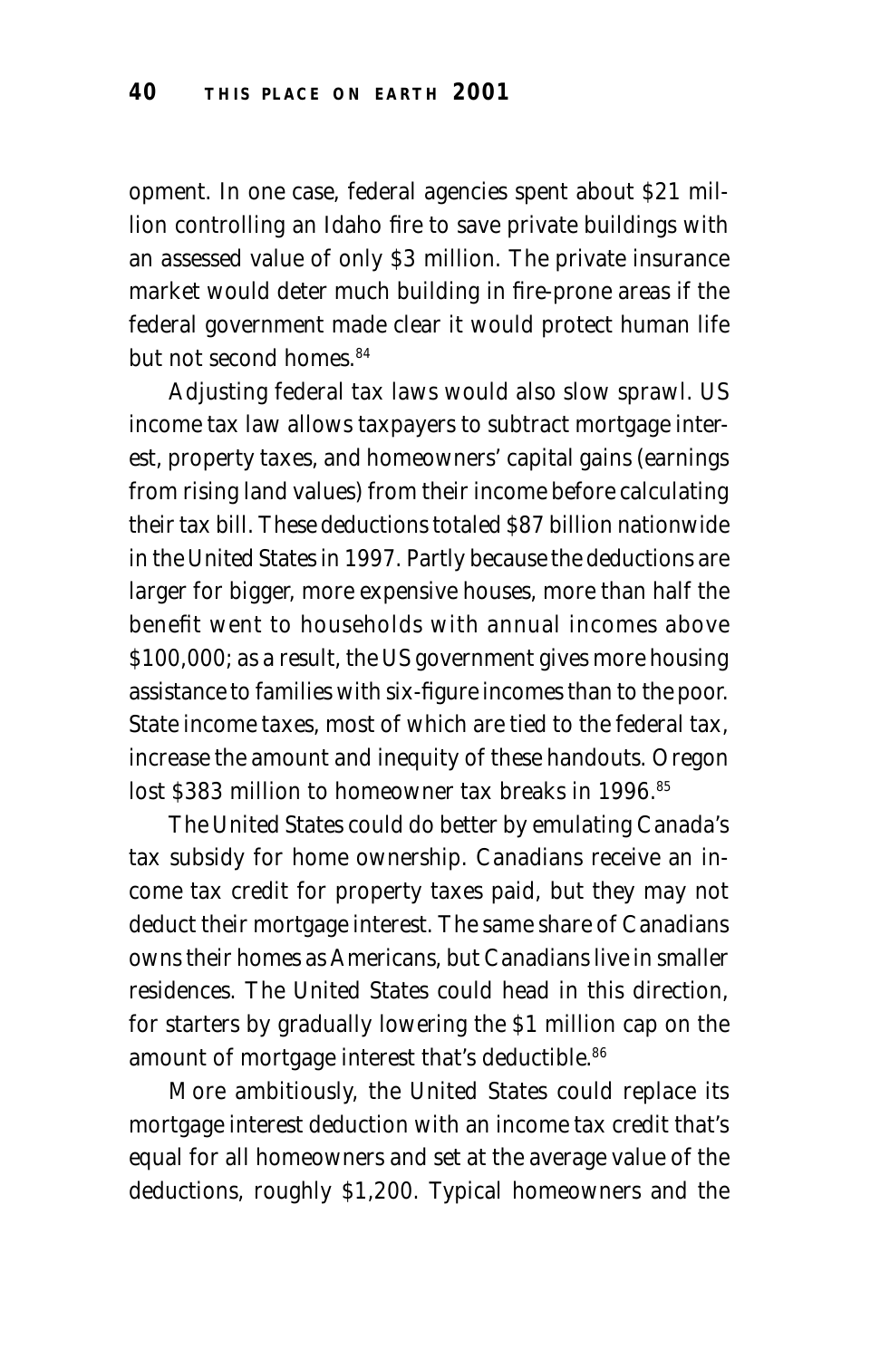opment. In one case, federal agencies spent about $21 million controlling an Idaho fire to save private buildings with an assessed value of only $3 million. The private insurance market would deter much building in fire-prone areas if the federal government made clear it would protect human life but not second homes.[84]

Adjusting federal tax laws would also slow sprawl. US income tax law allows taxpayers to subtract mortgage interest, property taxes, and homeowners' capital gains (earnings from rising land values) from their income before calculating their tax bill. These deductions totaled $87 billion nationwide in the United States in 1997. Partly because the deductions are larger for bigger, more expensive houses, more than half the benefit went to households with annual incomes above $100,000; as a result, the US government gives more housing assistance to families with six-figure incomes than to the poor. State income taxes, most of which are tied to the federal tax, increase the amount and inequity of these handouts. Oregon lost $383 million to homeowner tax breaks in 1996.[85]

The United States could do better by emulating Canada's tax subsidy for home ownership. Canadians receive an income tax credit for property taxes paid, but they may not deduct their mortgage interest. The same share of Canadians owns their homes as Americans, but Canadians live in smaller residences. The United States could head in this direction, for starters by gradually lowering the $1 million cap on the amount of mortgage interest that's deductible.[86]

More ambitiously, the United States could replace its mortgage interest deduction with an income tax credit that's equal for all homeowners and set at the average value of the deductions, roughly $1,200. Typical homeowners and the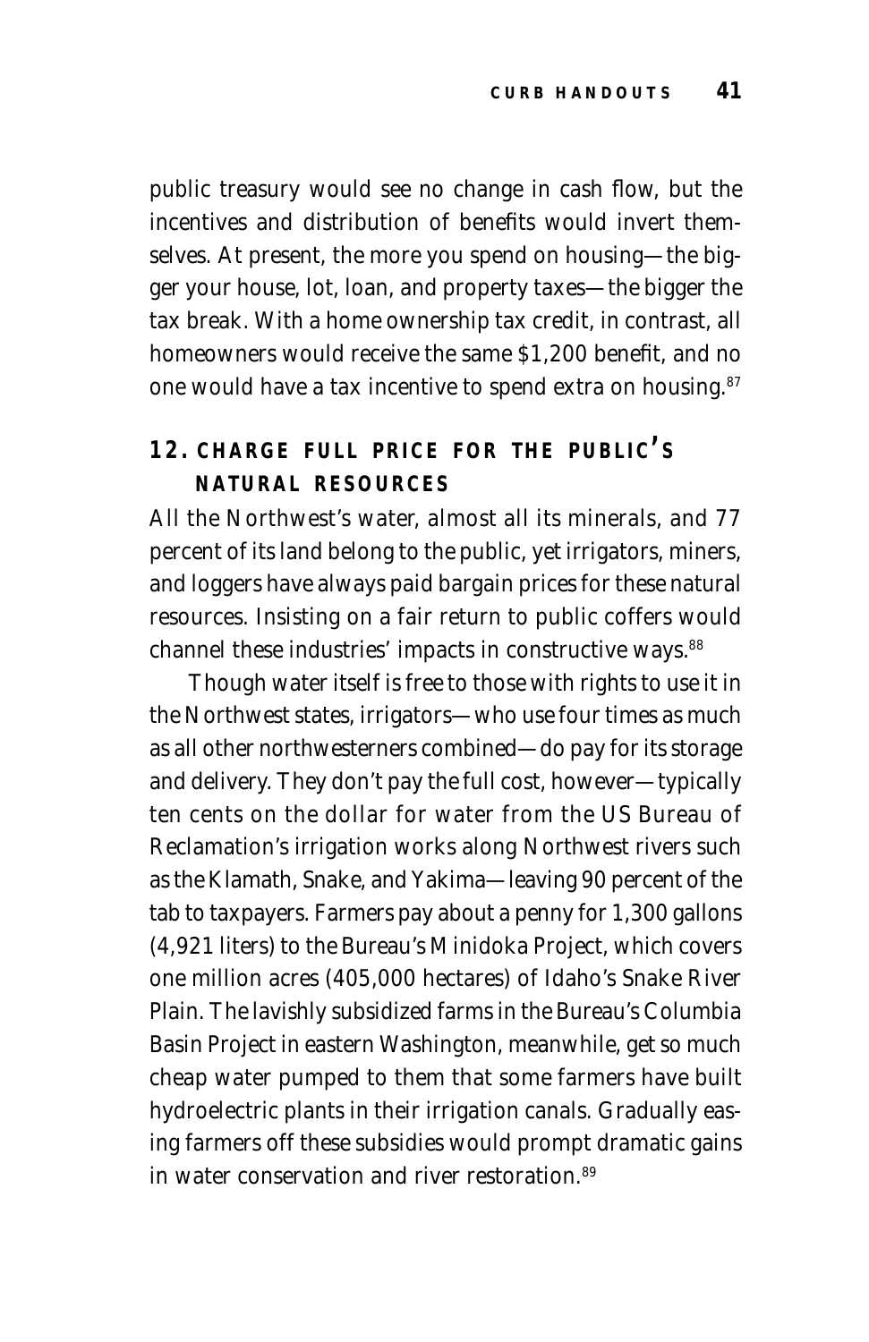public treasury would see no change in cash flow, but the incentives and distribution of benefits would invert themselves. At present, the more you spend on housing—the bigger your house, lot, loan, and property taxes—the bigger the tax break. With a home ownership tax credit, in contrast, all homeowners would receive the same $1,200 benefit, and no one would have a tax incentive to spend extra on housing.[87]

## 12. CHARGE FULL PRICE FOR THE PUBLIC'S NATURAL RESOURCES

All the Northwest's water, almost all its minerals, and 77 percent of its land belong to the public, yet irrigators, miners, and loggers have always paid bargain prices for these natural resources. Insisting on a fair return to public coffers would channel these industries' impacts in constructive ways.[88]

Though water itself is free to those with rights to use it in the Northwest states, irrigators—who use four times as much as all other northwesterners combined—do pay for its storage and delivery. They don't pay the full cost, however—typically ten cents on the dollar for water from the US Bureau of Reclamation's irrigation works along Northwest rivers such as the Klamath, Snake, and Yakima—leaving 90 percent of the tab to taxpayers. Farmers pay about a penny for 1,300 gallons (4,921 liters) to the Bureau's Minidoka Project, which covers one million acres (405,000 hectares) of Idaho's Snake River Plain. The lavishly subsidized farms in the Bureau's Columbia Basin Project in eastern Washington, meanwhile, get so much cheap water pumped to them that some farmers have built hydroelectric plants in their irrigation canals. Gradually easing farmers off these subsidies would prompt dramatic gains in water conservation and river restoration.[89]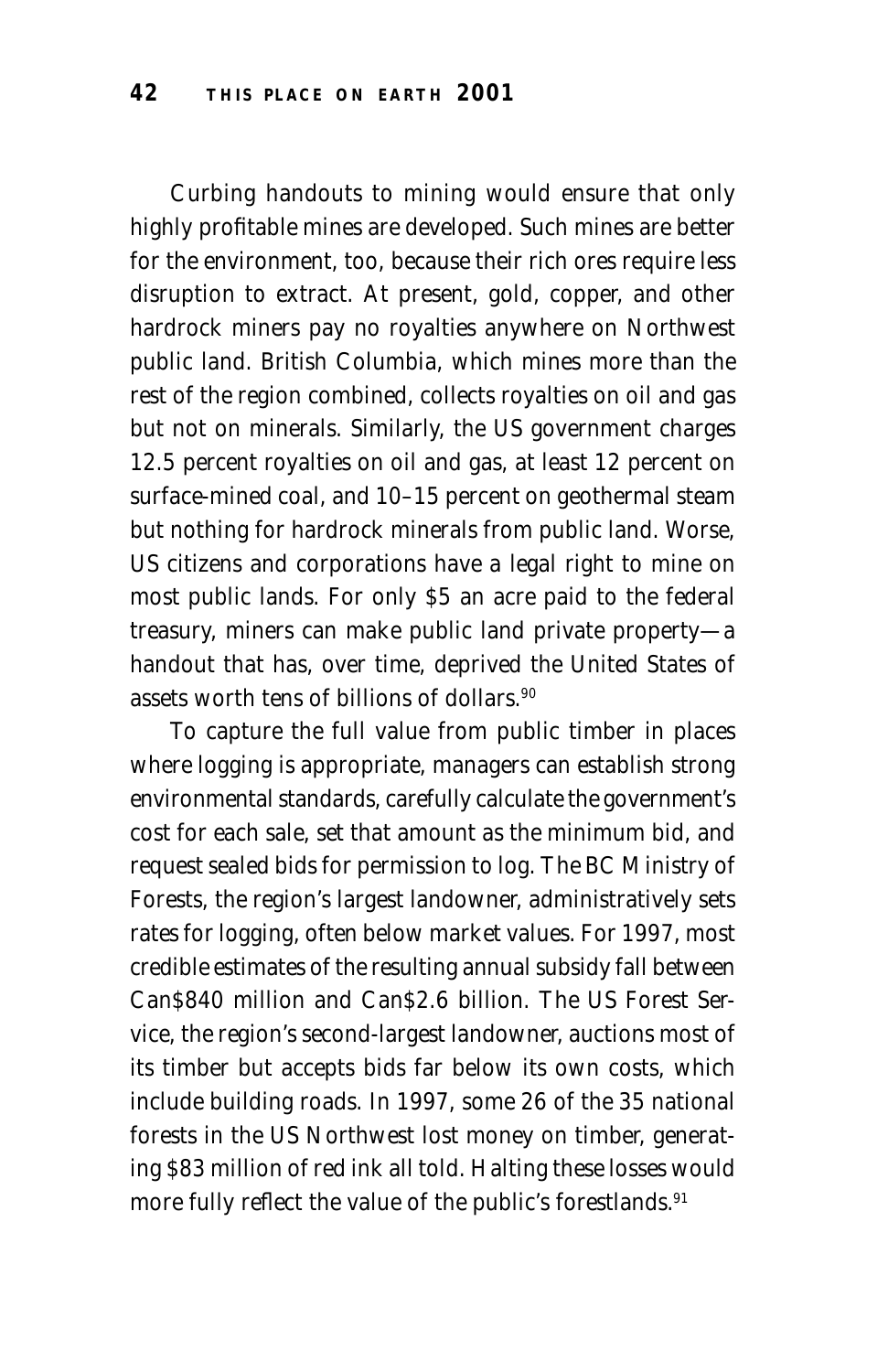Curbing handouts to mining would ensure that only highly profitable mines are developed. Such mines are better for the environment, too, because their rich ores require less disruption to extract. At present, gold, copper, and other hardrock miners pay no royalties anywhere on Northwest public land. British Columbia, which mines more than the rest of the region combined, collects royalties on oil and gas but not on minerals. Similarly, the US government charges 12.5 percent royalties on oil and gas, at least 12 percent on surface-mined coal, and 10–15 percent on geothermal steam but nothing for hardrock minerals from public land. Worse, US citizens and corporations have a legal right to mine on most public lands. For only $5 an acre paid to the federal treasury, miners can make public land private property—a handout that has, over time, deprived the United States of assets worth tens of billions of dollars.[90]

To capture the full value from public timber in places where logging is appropriate, managers can establish strong environmental standards, carefully calculate the government's cost for each sale, set that amount as the minimum bid, and request sealed bids for permission to log. The BC Ministry of Forests, the region's largest landowner, administratively sets rates for logging, often below market values. For 1997, most credible estimates of the resulting annual subsidy fall between Can$840 million and Can$2.6 billion. The US Forest Service, the region's second-largest landowner, auctions most of its timber but accepts bids far below its own costs, which include building roads. In 1997, some 26 of the 35 national forests in the US Northwest lost money on timber, generating $83 million of red ink all told. Halting these losses would more fully reflect the value of the public's forestlands.[91]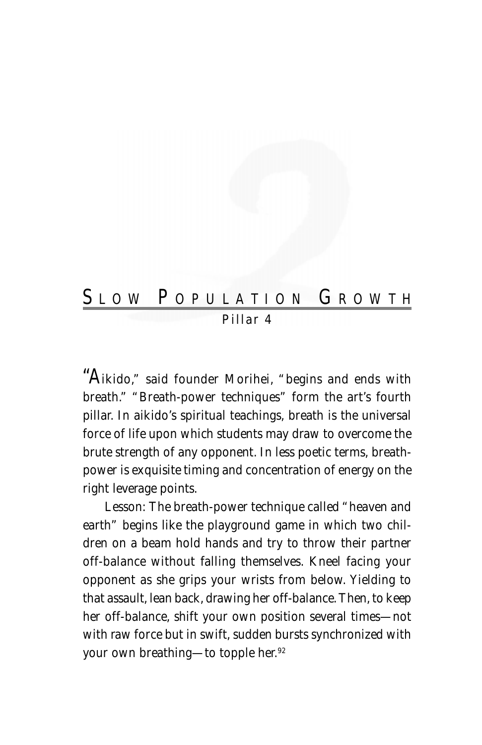## Slow Population Growth

Pillar 4

"Aikido," said founder Morihei, "begins and ends with breath." "Breath-power techniques" form the art's fourth pillar. In aikido's spiritual teachings, breath is the universal force of life upon which students may draw to overcome the brute strength of any opponent. In less poetic terms, breath-power is exquisite timing and concentration of energy on the right leverage points.

Lesson: The breath-power technique called "heaven and earth" begins like the playground game in which two children on a beam hold hands and try to throw their partner off-balance without falling themselves. Kneel facing your opponent as she grips your wrists from below. Yielding to that assault, lean back, drawing her off-balance. Then, to keep her off-balance, shift your own position several times—not with raw force but in swift, sudden bursts synchronized with your own breathing—to topple her.[92]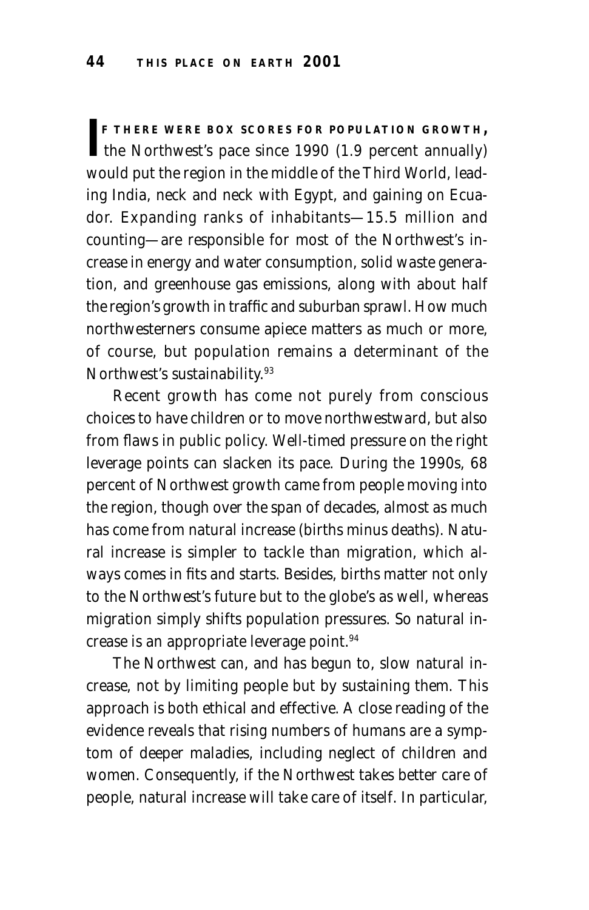**IF THERE WERE BOX SCORES FOR POPULATION GROWTH,** the Northwest's pace since 1990 (1.9 percent annually) would put the region in the middle of the Third World, leading India, neck and neck with Egypt, and gaining on Ecuador. Expanding ranks of inhabitants—15.5 million and counting—are responsible for most of the Northwest's increase in energy and water consumption, solid waste generation, and greenhouse gas emissions, along with about half the region's growth in traffic and suburban sprawl. How much northwesterners consume apiece matters as much or more, of course, but population remains a determinant of the Northwest's sustainability.[93]

Recent growth has come not purely from conscious choices to have children or to move northwestward, but also from flaws in public policy. Well-timed pressure on the right leverage points can slacken its pace. During the 1990s, 68 percent of Northwest growth came from people moving into the region, though over the span of decades, almost as much has come from natural increase (births minus deaths). Natural increase is simpler to tackle than migration, which always comes in fits and starts. Besides, births matter not only to the Northwest's future but to the globe's as well, whereas migration simply shifts population pressures. So natural increase is an appropriate leverage point.[94]

The Northwest can, and has begun to, slow natural increase, not by limiting people but by sustaining them. This approach is both ethical and effective. A close reading of the evidence reveals that rising numbers of humans are a symptom of deeper maladies, including neglect of children and women. Consequently, if the Northwest takes better care of people, natural increase will take care of itself. In particular,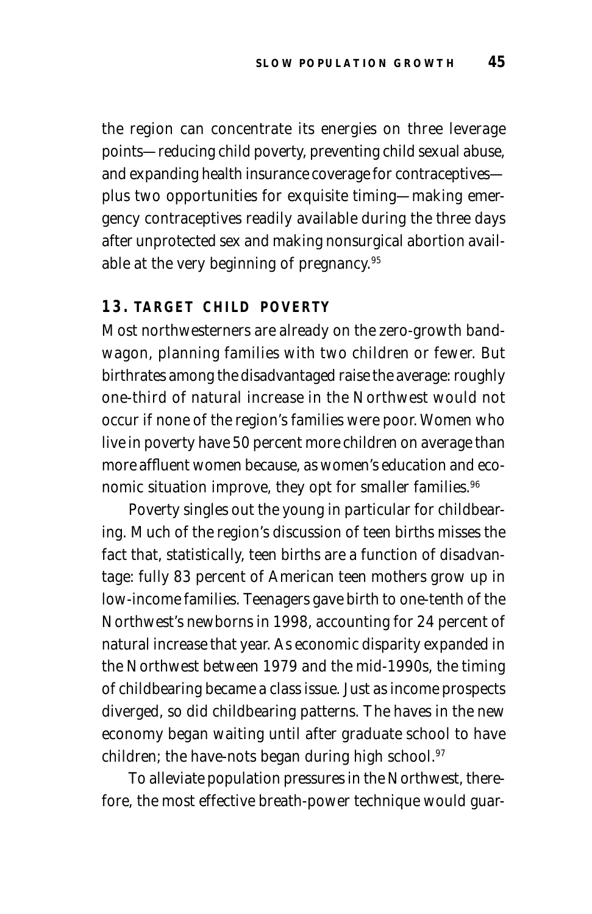the region can concentrate its energies on three leverage points—reducing child poverty, preventing child sexual abuse, and expanding health insurance coverage for contraceptives—plus two opportunities for exquisite timing—making emergency contraceptives readily available during the three days after unprotected sex and making nonsurgical abortion available at the very beginning of pregnancy.[95]

## 13. TARGET CHILD POVERTY

Most northwesterners are already on the zero-growth bandwagon, planning families with two children or fewer. But birthrates among the disadvantaged raise the average: roughly one-third of natural increase in the Northwest would not occur if none of the region's families were poor. Women who live in poverty have 50 percent more children on average than more affluent women because, as women's education and economic situation improve, they opt for smaller families.[96]

Poverty singles out the young in particular for childbearing. Much of the region's discussion of teen births misses the fact that, statistically, teen births are a function of disadvantage: fully 83 percent of American teen mothers grow up in low-income families. Teenagers gave birth to one-tenth of the Northwest's newborns in 1998, accounting for 24 percent of natural increase that year. As economic disparity expanded in the Northwest between 1979 and the mid-1990s, the timing of childbearing became a class issue. Just as income prospects diverged, so did childbearing patterns. The haves in the new economy began waiting until after graduate school to have children; the have-nots began during high school.[97]

To alleviate population pressures in the Northwest, therefore, the most effective breath-power technique would guar-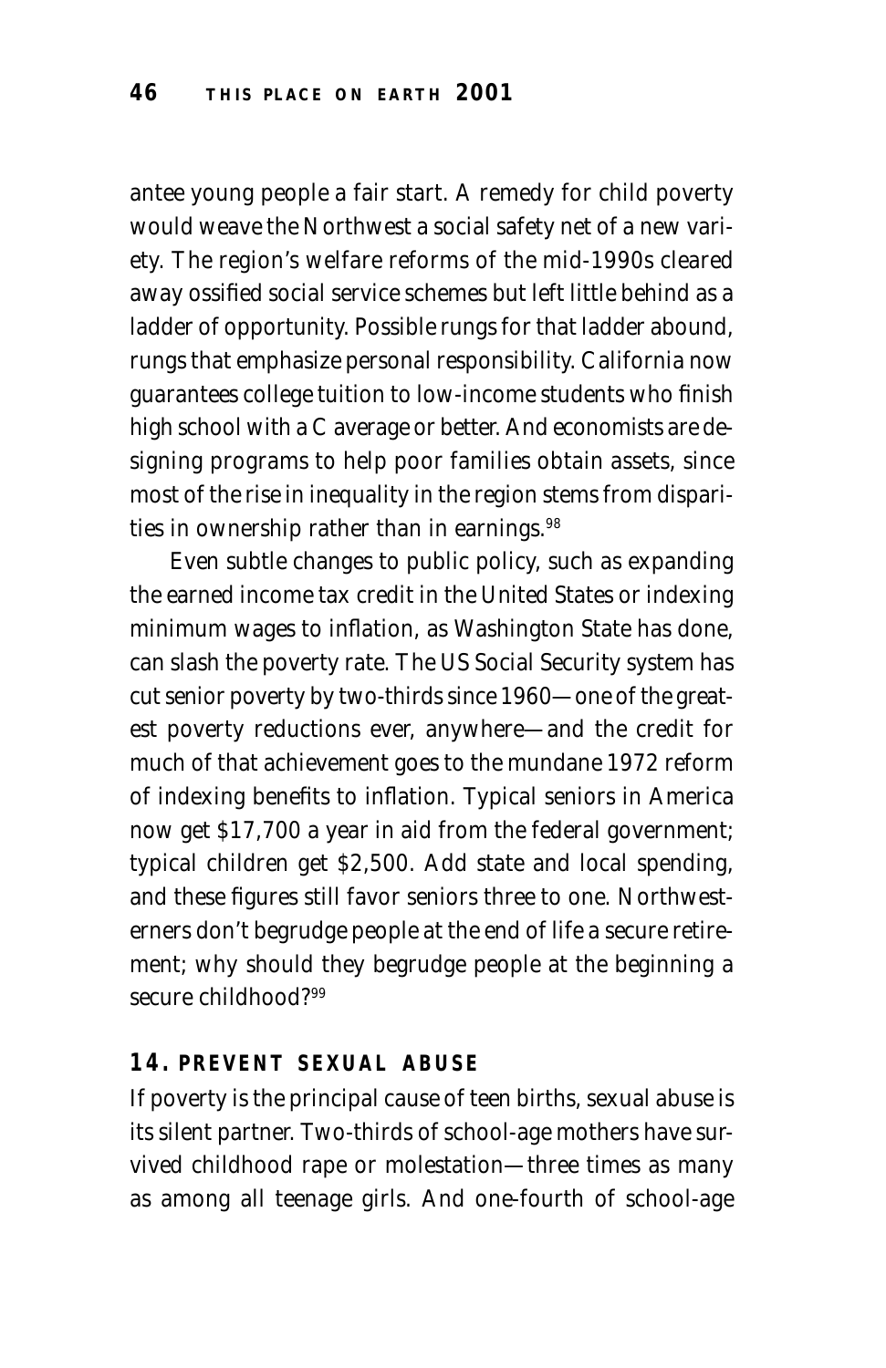antee young people a fair start. A remedy for child poverty would weave the Northwest a social safety net of a new variety. The region's welfare reforms of the mid-1990s cleared away ossified social service schemes but left little behind as a ladder of opportunity. Possible rungs for that ladder abound, rungs that emphasize personal responsibility. California now guarantees college tuition to low-income students who finish high school with a C average or better. And economists are designing programs to help poor families obtain assets, since most of the rise in inequality in the region stems from disparities in ownership rather than in earnings.[98]

Even subtle changes to public policy, such as expanding the earned income tax credit in the United States or indexing minimum wages to inflation, as Washington State has done, can slash the poverty rate. The US Social Security system has cut senior poverty by two-thirds since 1960—one of the greatest poverty reductions ever, anywhere—and the credit for much of that achievement goes to the mundane 1972 reform of indexing benefits to inflation. Typical seniors in America now get $17,700 a year in aid from the federal government; typical children get $2,500. Add state and local spending, and these figures still favor seniors three to one. Northwesterners don't begrudge people at the end of life a secure retirement; why should they begrudge people at the beginning a secure childhood?[99]

### 14. PREVENT SEXUAL ABUSE

If poverty is the principal cause of teen births, sexual abuse is its silent partner. Two-thirds of school-age mothers have survived childhood rape or molestation—three times as many as among all teenage girls. And one-fourth of school-age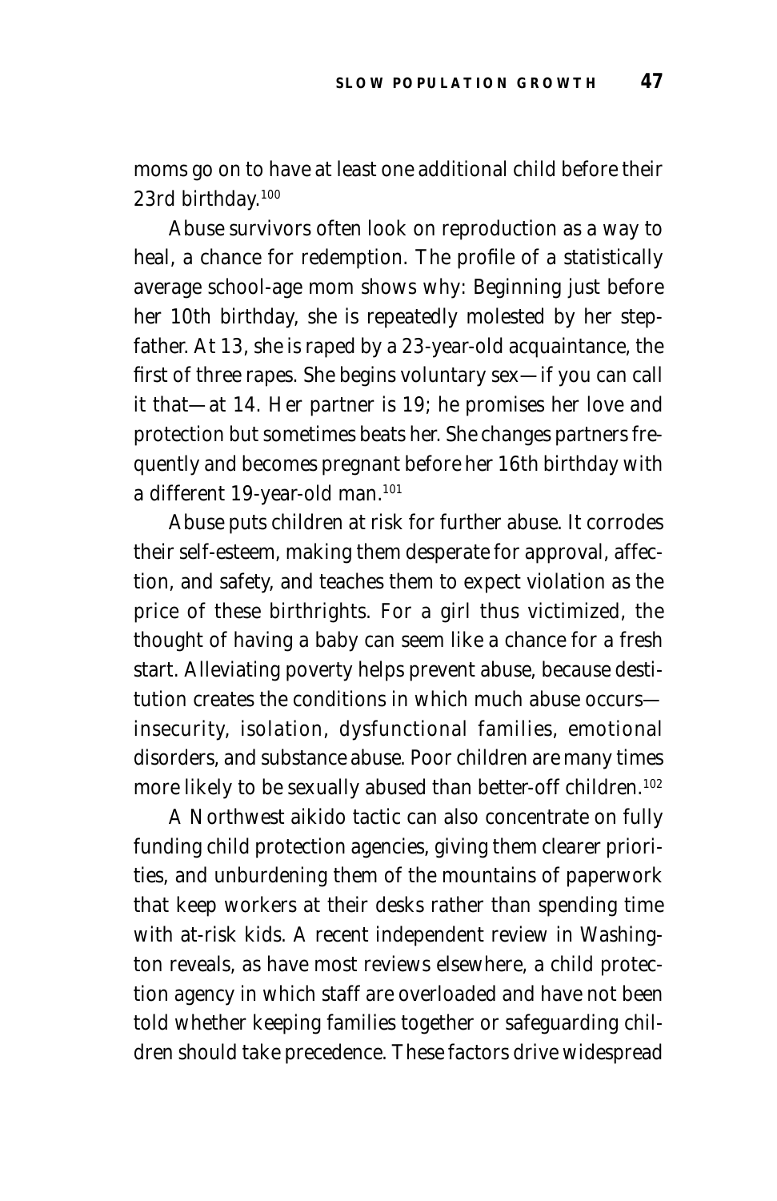moms go on to have at least one additional child before their 23rd birthday.[100]

Abuse survivors often look on reproduction as a way to heal, a chance for redemption. The profile of a statistically average school-age mom shows why: Beginning just before her 10th birthday, she is repeatedly molested by her stepfather. At 13, she is raped by a 23-year-old acquaintance, the first of three rapes. She begins voluntary sex—if you can call it that—at 14. Her partner is 19; he promises her love and protection but sometimes beats her. She changes partners frequently and becomes pregnant before her 16th birthday with a different 19-year-old man.[101]

Abuse puts children at risk for further abuse. It corrodes their self-esteem, making them desperate for approval, affection, and safety, and teaches them to expect violation as the price of these birthrights. For a girl thus victimized, the thought of having a baby can seem like a chance for a fresh start. Alleviating poverty helps prevent abuse, because destitution creates the conditions in which much abuse occurs—insecurity, isolation, dysfunctional families, emotional disorders, and substance abuse. Poor children are many times more likely to be sexually abused than better-off children.[102]

A Northwest aikido tactic can also concentrate on fully funding child protection agencies, giving them clearer priorities, and unburdening them of the mountains of paperwork that keep workers at their desks rather than spending time with at-risk kids. A recent independent review in Washington reveals, as have most reviews elsewhere, a child protection agency in which staff are overloaded and have not been told whether keeping families together or safeguarding children should take precedence. These factors drive widespread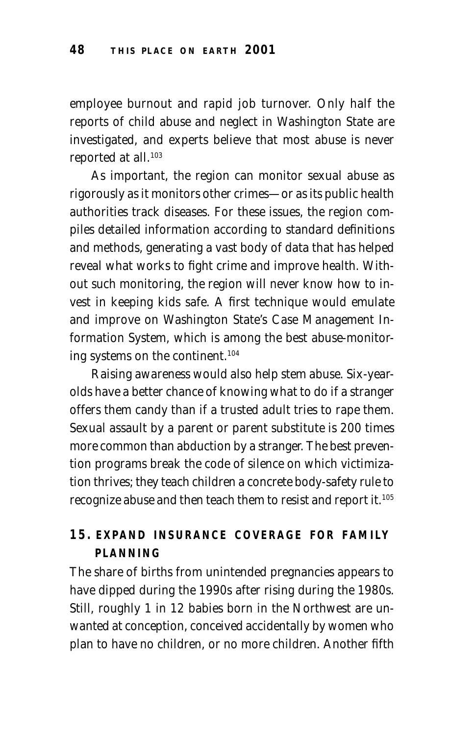employee burnout and rapid job turnover. Only half the reports of child abuse and neglect in Washington State are investigated, and experts believe that most abuse is never reported at all.[103]

As important, the region can monitor sexual abuse as rigorously as it monitors other crimes—or as its public health authorities track diseases. For these issues, the region compiles detailed information according to standard definitions and methods, generating a vast body of data that has helped reveal what works to fight crime and improve health. Without such monitoring, the region will never know how to invest in keeping kids safe. A first technique would emulate and improve on Washington State's Case Management Information System, which is among the best abuse-monitoring systems on the continent.[104]

Raising awareness would also help stem abuse. Six-year-olds have a better chance of knowing what to do if a stranger offers them candy than if a trusted adult tries to rape them. Sexual assault by a parent or parent substitute is 200 times more common than abduction by a stranger. The best prevention programs break the code of silence on which victimization thrives; they teach children a concrete body-safety rule to recognize abuse and then teach them to resist and report it.[105]

## 15. EXPAND INSURANCE COVERAGE FOR FAMILY PLANNING

The share of births from unintended pregnancies appears to have dipped during the 1990s after rising during the 1980s. Still, roughly 1 in 12 babies born in the Northwest are unwanted at conception, conceived accidentally by women who plan to have no children, or no more children. Another fifth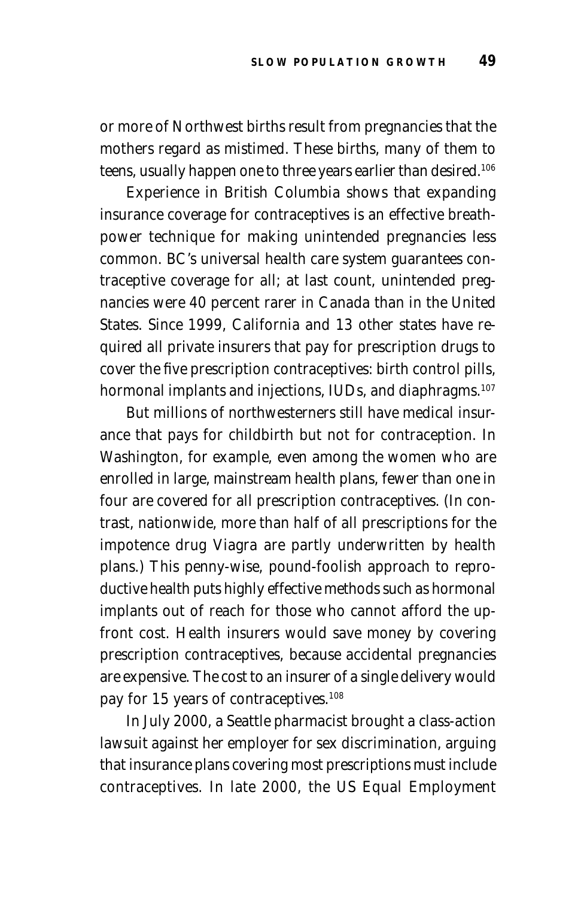or more of Northwest births result from pregnancies that the mothers regard as mistimed. These births, many of them to teens, usually happen one to three years earlier than desired.[106]

Experience in British Columbia shows that expanding insurance coverage for contraceptives is an effective breath-power technique for making unintended pregnancies less common. BC's universal health care system guarantees contraceptive coverage for all; at last count, unintended pregnancies were 40 percent rarer in Canada than in the United States. Since 1999, California and 13 other states have required all private insurers that pay for prescription drugs to cover the five prescription contraceptives: birth control pills, hormonal implants and injections, IUDs, and diaphragms.[107]

But millions of northwesterners still have medical insurance that pays for childbirth but not for contraception. In Washington, for example, even among the women who are enrolled in large, mainstream health plans, fewer than one in four are covered for all prescription contraceptives. (In contrast, nationwide, more than half of all prescriptions for the impotence drug Viagra are partly underwritten by health plans.) This penny-wise, pound-foolish approach to reproductive health puts highly effective methods such as hormonal implants out of reach for those who cannot afford the up-front cost. Health insurers would save money by covering prescription contraceptives, because accidental pregnancies are expensive. The cost to an insurer of a single delivery would pay for 15 years of contraceptives.[108]

In July 2000, a Seattle pharmacist brought a class-action lawsuit against her employer for sex discrimination, arguing that insurance plans covering most prescriptions must include contraceptives. In late 2000, the US Equal Employment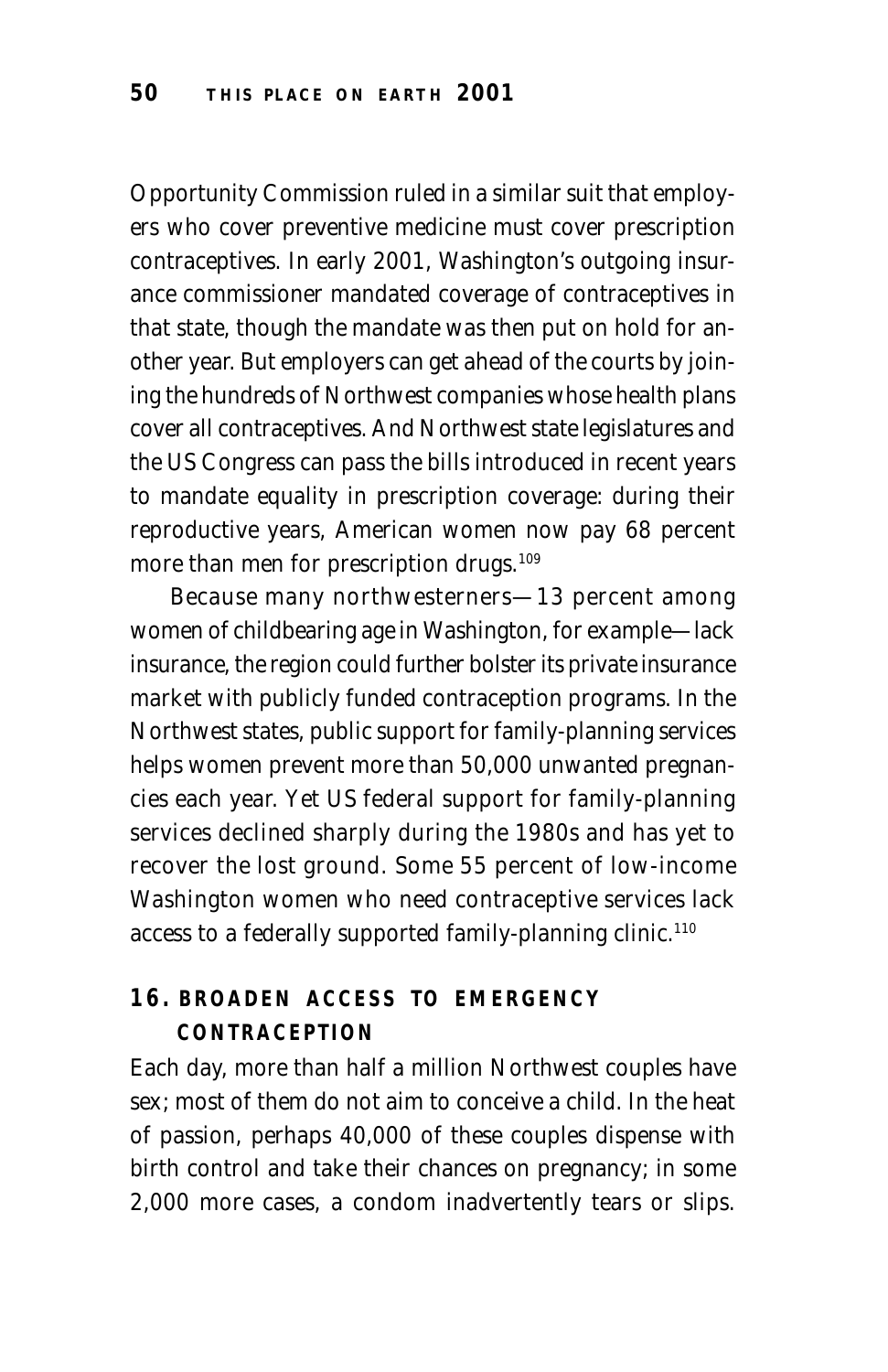Opportunity Commission ruled in a similar suit that employers who cover preventive medicine must cover prescription contraceptives. In early 2001, Washington's outgoing insurance commissioner mandated coverage of contraceptives in that state, though the mandate was then put on hold for another year. But employers can get ahead of the courts by joining the hundreds of Northwest companies whose health plans cover all contraceptives. And Northwest state legislatures and the US Congress can pass the bills introduced in recent years to mandate equality in prescription coverage: during their reproductive years, American women now pay 68 percent more than men for prescription drugs.[109]

Because many northwesterners—13 percent among women of childbearing age in Washington, for example—lack insurance, the region could further bolster its private insurance market with publicly funded contraception programs. In the Northwest states, public support for family-planning services helps women prevent more than 50,000 unwanted pregnancies each year. Yet US federal support for family-planning services declined sharply during the 1980s and has yet to recover the lost ground. Some 55 percent of low-income Washington women who need contraceptive services lack access to a federally supported family-planning clinic.[110]

## 16. BROADEN ACCESS TO EMERGENCY CONTRACEPTION

Each day, more than half a million Northwest couples have sex; most of them do not aim to conceive a child. In the heat of passion, perhaps 40,000 of these couples dispense with birth control and take their chances on pregnancy; in some 2,000 more cases, a condom inadvertently tears or slips.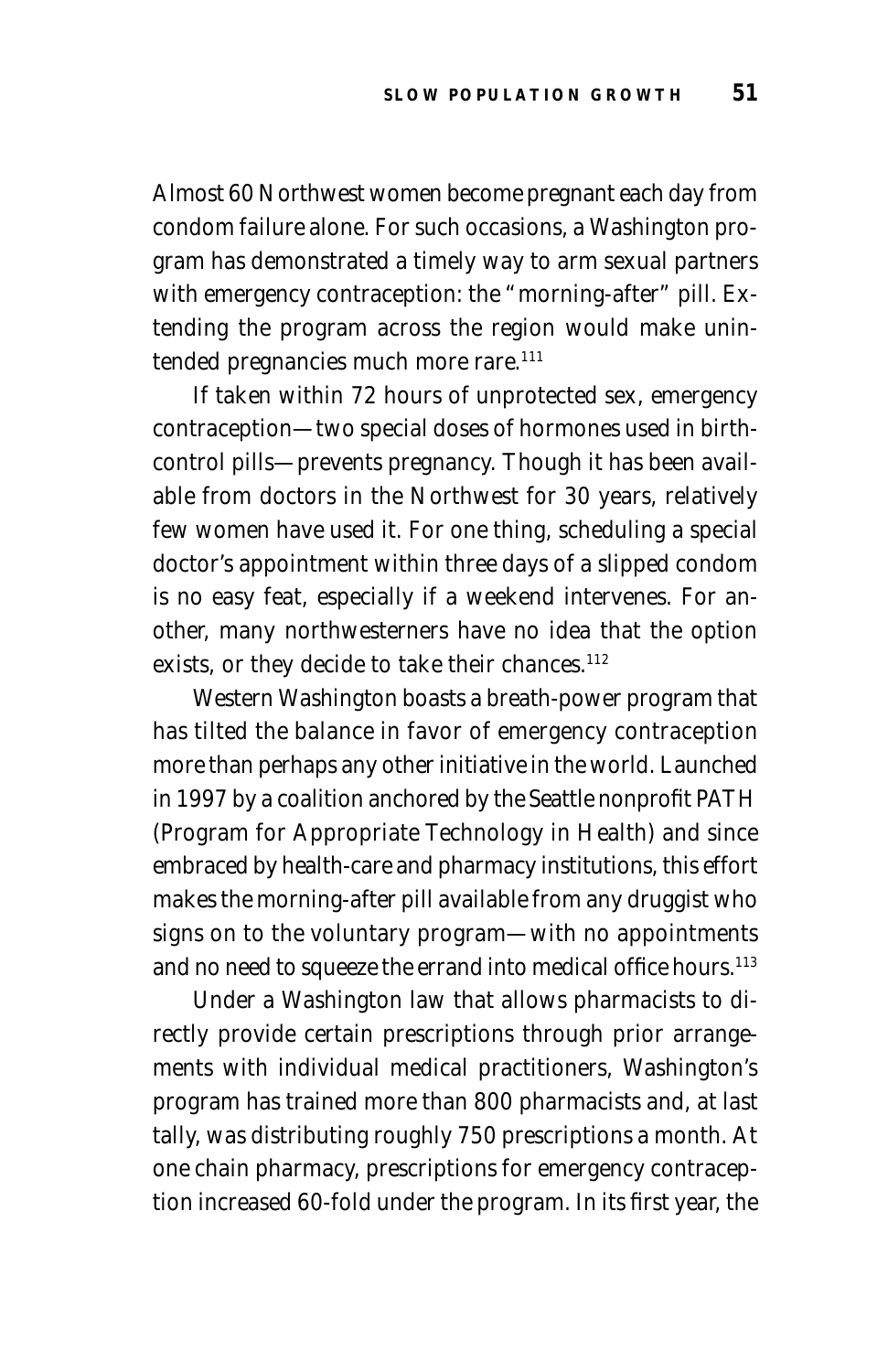Almost 60 Northwest women become pregnant each day from condom failure alone. For such occasions, a Washington program has demonstrated a timely way to arm sexual partners with emergency contraception: the "morning-after" pill. Extending the program across the region would make unintended pregnancies much more rare.[111]

If taken within 72 hours of unprotected sex, emergency contraception—two special doses of hormones used in birth-control pills—prevents pregnancy. Though it has been available from doctors in the Northwest for 30 years, relatively few women have used it. For one thing, scheduling a special doctor's appointment within three days of a slipped condom is no easy feat, especially if a weekend intervenes. For another, many northwesterners have no idea that the option exists, or they decide to take their chances.[112]

Western Washington boasts a breath-power program that has tilted the balance in favor of emergency contraception more than perhaps any other initiative in the world. Launched in 1997 by a coalition anchored by the Seattle nonprofit PATH (Program for Appropriate Technology in Health) and since embraced by health-care and pharmacy institutions, this effort makes the morning-after pill available from any druggist who signs on to the voluntary program—with no appointments and no need to squeeze the errand into medical office hours.[113]

Under a Washington law that allows pharmacists to directly provide certain prescriptions through prior arrangements with individual medical practitioners, Washington's program has trained more than 800 pharmacists and, at last tally, was distributing roughly 750 prescriptions a month. At one chain pharmacy, prescriptions for emergency contraception increased 60-fold under the program. In its first year, the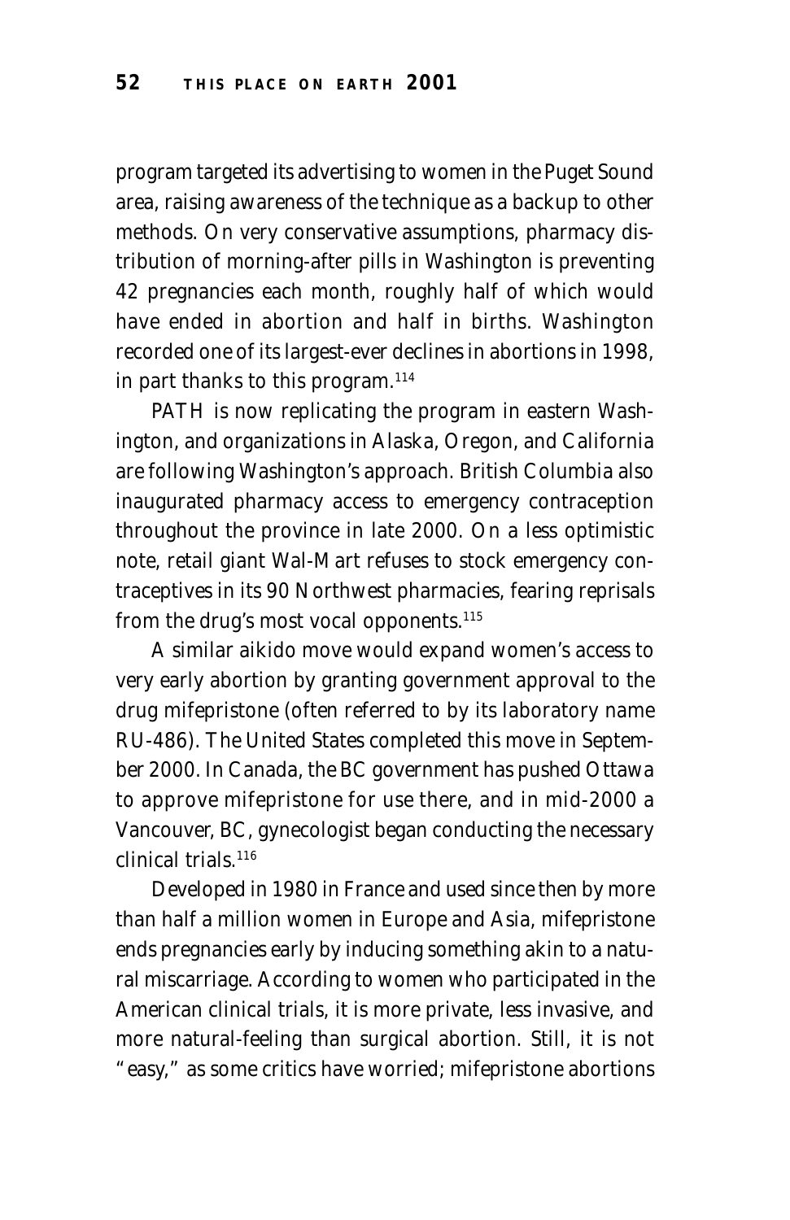program targeted its advertising to women in the Puget Sound area, raising awareness of the technique as a backup to other methods. On very conservative assumptions, pharmacy distribution of morning-after pills in Washington is preventing 42 pregnancies each month, roughly half of which would have ended in abortion and half in births. Washington recorded one of its largest-ever declines in abortions in 1998, in part thanks to this program.[114]

PATH is now replicating the program in eastern Washington, and organizations in Alaska, Oregon, and California are following Washington's approach. British Columbia also inaugurated pharmacy access to emergency contraception throughout the province in late 2000. On a less optimistic note, retail giant Wal-Mart refuses to stock emergency contraceptives in its 90 Northwest pharmacies, fearing reprisals from the drug's most vocal opponents.[115]

A similar aikido move would expand women's access to very early abortion by granting government approval to the drug mifepristone (often referred to by its laboratory name RU-486). The United States completed this move in September 2000. In Canada, the BC government has pushed Ottawa to approve mifepristone for use there, and in mid-2000 a Vancouver, BC, gynecologist began conducting the necessary clinical trials.[116]

Developed in 1980 in France and used since then by more than half a million women in Europe and Asia, mifepristone ends pregnancies early by inducing something akin to a natural miscarriage. According to women who participated in the American clinical trials, it is more private, less invasive, and more natural-feeling than surgical abortion. Still, it is not "easy," as some critics have worried; mifepristone abortions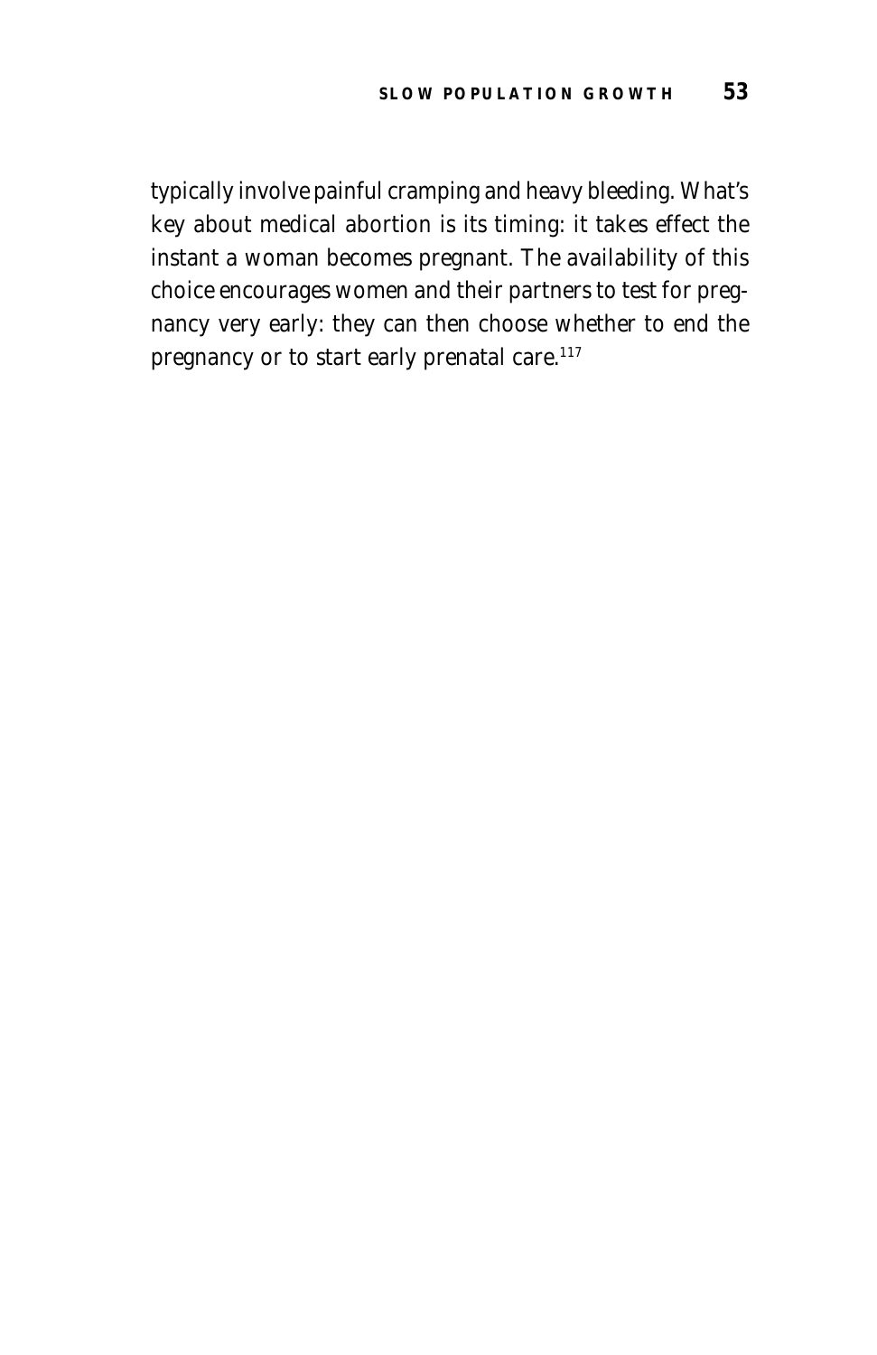typically involve painful cramping and heavy bleeding. What's key about medical abortion is its timing: it takes effect the instant a woman becomes pregnant. The availability of this choice encourages women and their partners to test for pregnancy very early: they can then choose whether to end the pregnancy or to start early prenatal care.[117]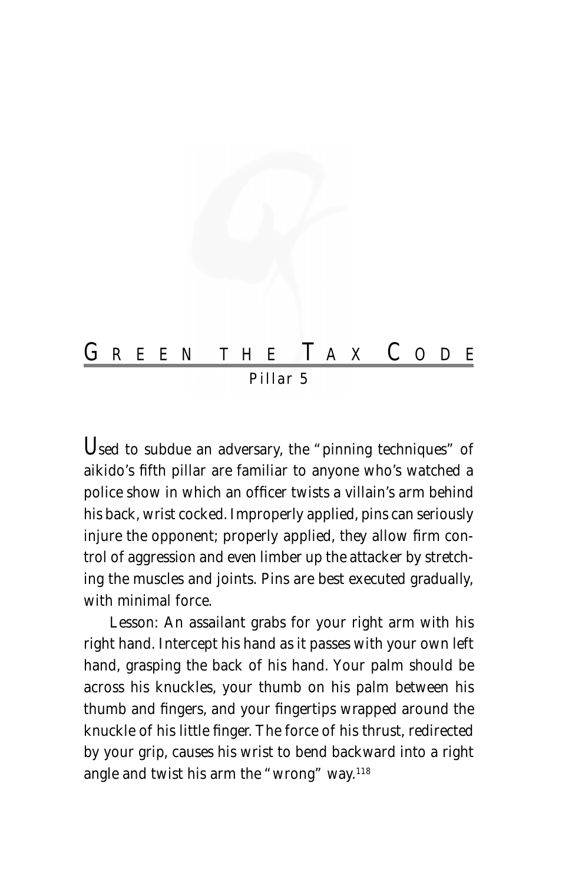# Green the Tax Code

## Pillar 5

Used to subdue an adversary, the "pinning techniques" of aikido's fifth pillar are familiar to anyone who's watched a police show in which an officer twists a villain's arm behind his back, wrist cocked. Improperly applied, pins can seriously injure the opponent; properly applied, they allow firm control of aggression and even limber up the attacker by stretching the muscles and joints. Pins are best executed gradually, with minimal force.

Lesson: An assailant grabs for your right arm with his right hand. Intercept his hand as it passes with your own left hand, grasping the back of his hand. Your palm should be across his knuckles, your thumb on his palm between his thumb and fingers, and your fingertips wrapped around the knuckle of his little finger. The force of his thrust, redirected by your grip, causes his wrist to bend backward into a right angle and twist his arm the "wrong" way.[118]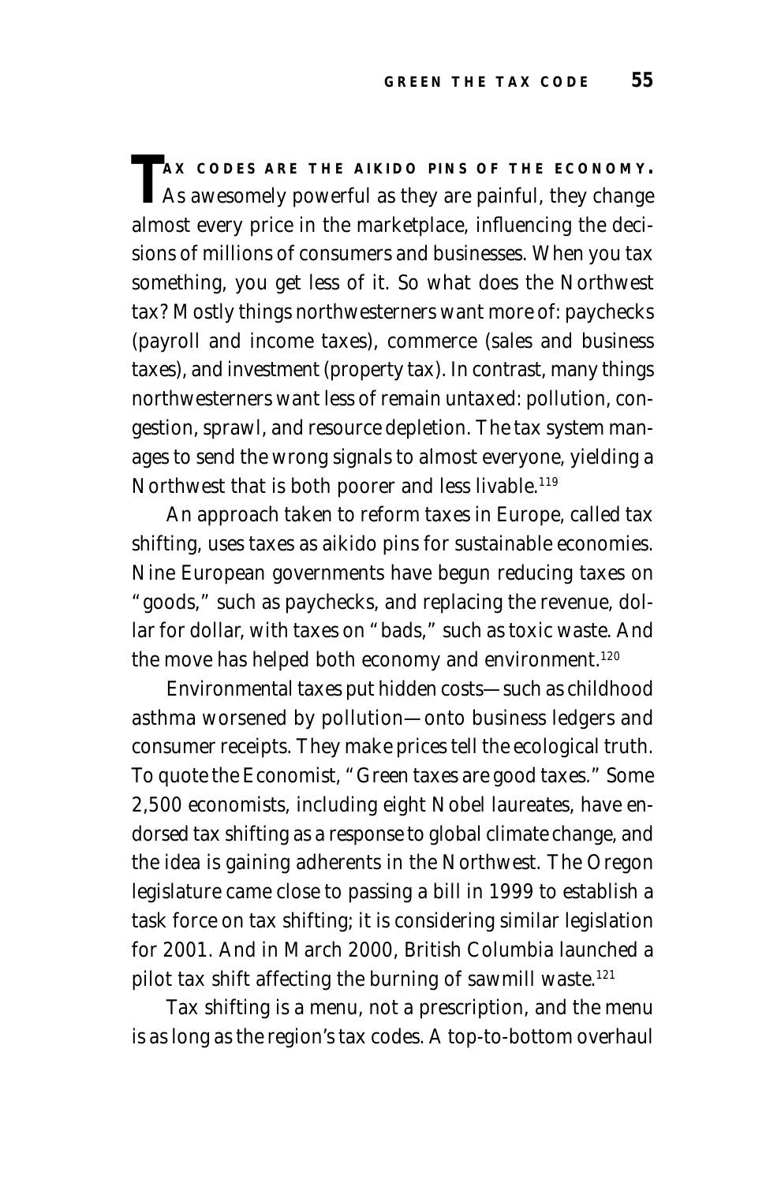**TAX CODES ARE THE AIKIDO PINS OF THE ECONOMY.** As awesomely powerful as they are painful, they change almost every price in the marketplace, influencing the decisions of millions of consumers and businesses. When you tax something, you get less of it. So what does the Northwest tax? Mostly things northwesterners want more of: paychecks (payroll and income taxes), commerce (sales and business taxes), and investment (property tax). In contrast, many things northwesterners want less of remain untaxed: pollution, congestion, sprawl, and resource depletion. The tax system manages to send the wrong signals to almost everyone, yielding a Northwest that is both poorer and less livable.[119]

An approach taken to reform taxes in Europe, called tax shifting, uses taxes as aikido pins for sustainable economies. Nine European governments have begun reducing taxes on "goods," such as paychecks, and replacing the revenue, dollar for dollar, with taxes on "bads," such as toxic waste. And the move has helped both economy and environment.[120]

Environmental taxes put hidden costs—such as childhood asthma worsened by pollution—onto business ledgers and consumer receipts. They make prices tell the ecological truth. To quote the Economist, "Green taxes are good taxes." Some 2,500 economists, including eight Nobel laureates, have endorsed tax shifting as a response to global climate change, and the idea is gaining adherents in the Northwest. The Oregon legislature came close to passing a bill in 1999 to establish a task force on tax shifting; it is considering similar legislation for 2001. And in March 2000, British Columbia launched a pilot tax shift affecting the burning of sawmill waste.[121]

Tax shifting is a menu, not a prescription, and the menu is as long as the region's tax codes. A top-to-bottom overhaul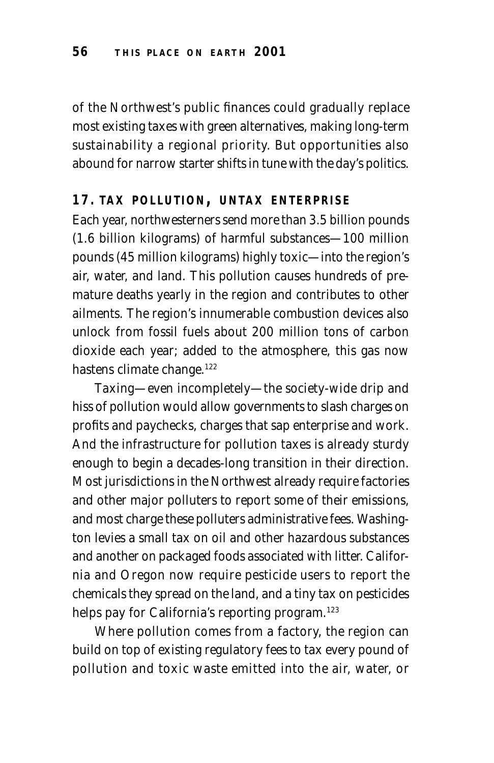of the Northwest's public finances could gradually replace most existing taxes with green alternatives, making long-term sustainability a regional priority. But opportunities also abound for narrow starter shifts in tune with the day's politics.

### 17. TAX POLLUTION, UNTAX ENTERPRISE

Each year, northwesterners send more than 3.5 billion pounds (1.6 billion kilograms) of harmful substances—100 million pounds (45 million kilograms) highly toxic—into the region's air, water, and land. This pollution causes hundreds of premature deaths yearly in the region and contributes to other ailments. The region's innumerable combustion devices also unlock from fossil fuels about 200 million tons of carbon dioxide each year; added to the atmosphere, this gas now hastens climate change.[122]

Taxing—even incompletely—the society-wide drip and hiss of pollution would allow governments to slash charges on profits and paychecks, charges that sap enterprise and work. And the infrastructure for pollution taxes is already sturdy enough to begin a decades-long transition in their direction. Most jurisdictions in the Northwest already require factories and other major polluters to report some of their emissions, and most charge these polluters administrative fees. Washington levies a small tax on oil and other hazardous substances and another on packaged foods associated with litter. California and Oregon now require pesticide users to report the chemicals they spread on the land, and a tiny tax on pesticides helps pay for California's reporting program.[123]

Where pollution comes from a factory, the region can build on top of existing regulatory fees to tax every pound of pollution and toxic waste emitted into the air, water, or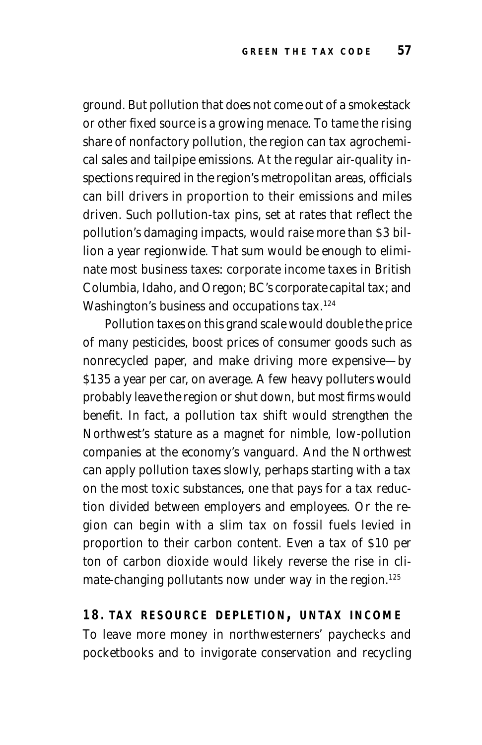ground. But pollution that does not come out of a smokestack or other fixed source is a growing menace. To tame the rising share of nonfactory pollution, the region can tax agrochemical sales and tailpipe emissions. At the regular air-quality inspections required in the region's metropolitan areas, officials can bill drivers in proportion to their emissions and miles driven. Such pollution-tax pins, set at rates that reflect the pollution's damaging impacts, would raise more than $3 billion a year regionwide. That sum would be enough to eliminate most business taxes: corporate income taxes in British Columbia, Idaho, and Oregon; BC's corporate capital tax; and Washington's business and occupations tax.[124]

Pollution taxes on this grand scale would double the price of many pesticides, boost prices of consumer goods such as nonrecycled paper, and make driving more expensive—by $135 a year per car, on average. A few heavy polluters would probably leave the region or shut down, but most firms would benefit. In fact, a pollution tax shift would strengthen the Northwest's stature as a magnet for nimble, low-pollution companies at the economy's vanguard. And the Northwest can apply pollution taxes slowly, perhaps starting with a tax on the most toxic substances, one that pays for a tax reduction divided between employers and employees. Or the region can begin with a slim tax on fossil fuels levied in proportion to their carbon content. Even a tax of $10 per ton of carbon dioxide would likely reverse the rise in climate-changing pollutants now under way in the region.[125]

## 18. TAX RESOURCE DEPLETION, UNTAX INCOME

To leave more money in northwesterners' paychecks and pocketbooks and to invigorate conservation and recycling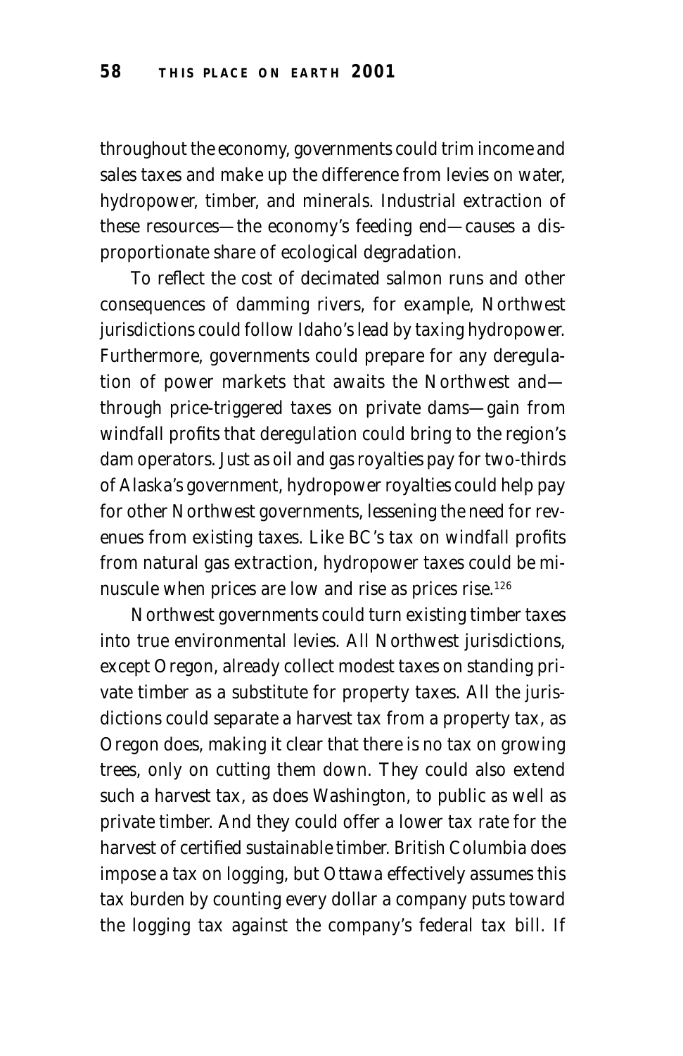throughout the economy, governments could trim income and sales taxes and make up the difference from levies on water, hydropower, timber, and minerals. Industrial extraction of these resources—the economy's feeding end—causes a disproportionate share of ecological degradation.

To reflect the cost of decimated salmon runs and other consequences of damming rivers, for example, Northwest jurisdictions could follow Idaho's lead by taxing hydropower. Furthermore, governments could prepare for any deregulation of power markets that awaits the Northwest and—through price-triggered taxes on private dams—gain from windfall profits that deregulation could bring to the region's dam operators. Just as oil and gas royalties pay for two-thirds of Alaska's government, hydropower royalties could help pay for other Northwest governments, lessening the need for revenues from existing taxes. Like BC's tax on windfall profits from natural gas extraction, hydropower taxes could be minuscule when prices are low and rise as prices rise.[126]

Northwest governments could turn existing timber taxes into true environmental levies. All Northwest jurisdictions, except Oregon, already collect modest taxes on standing private timber as a substitute for property taxes. All the jurisdictions could separate a harvest tax from a property tax, as Oregon does, making it clear that there is no tax on growing trees, only on cutting them down. They could also extend such a harvest tax, as does Washington, to public as well as private timber. And they could offer a lower tax rate for the harvest of certified sustainable timber. British Columbia does impose a tax on logging, but Ottawa effectively assumes this tax burden by counting every dollar a company puts toward the logging tax against the company's federal tax bill. If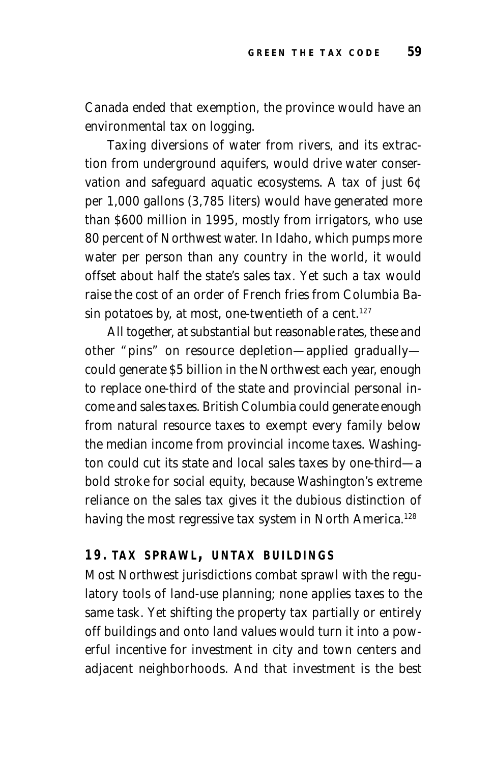Canada ended that exemption, the province would have an environmental tax on logging.

Taxing diversions of water from rivers, and its extraction from underground aquifers, would drive water conservation and safeguard aquatic ecosystems. A tax of just 6¢ per 1,000 gallons (3,785 liters) would have generated more than $600 million in 1995, mostly from irrigators, who use 80 percent of Northwest water. In Idaho, which pumps more water per person than any country in the world, it would offset about half the state's sales tax. Yet such a tax would raise the cost of an order of French fries from Columbia Basin potatoes by, at most, one-twentieth of a cent.[127]

All together, at substantial but reasonable rates, these and other "pins" on resource depletion—applied gradually—could generate $5 billion in the Northwest each year, enough to replace one-third of the state and provincial personal income and sales taxes. British Columbia could generate enough from natural resource taxes to exempt every family below the median income from provincial income taxes. Washington could cut its state and local sales taxes by one-third—a bold stroke for social equity, because Washington's extreme reliance on the sales tax gives it the dubious distinction of having the most regressive tax system in North America.[128]

## 19. TAX SPRAWL, UNTAX BUILDINGS

Most Northwest jurisdictions combat sprawl with the regulatory tools of land-use planning; none applies taxes to the same task. Yet shifting the property tax partially or entirely off buildings and onto land values would turn it into a powerful incentive for investment in city and town centers and adjacent neighborhoods. And that investment is the best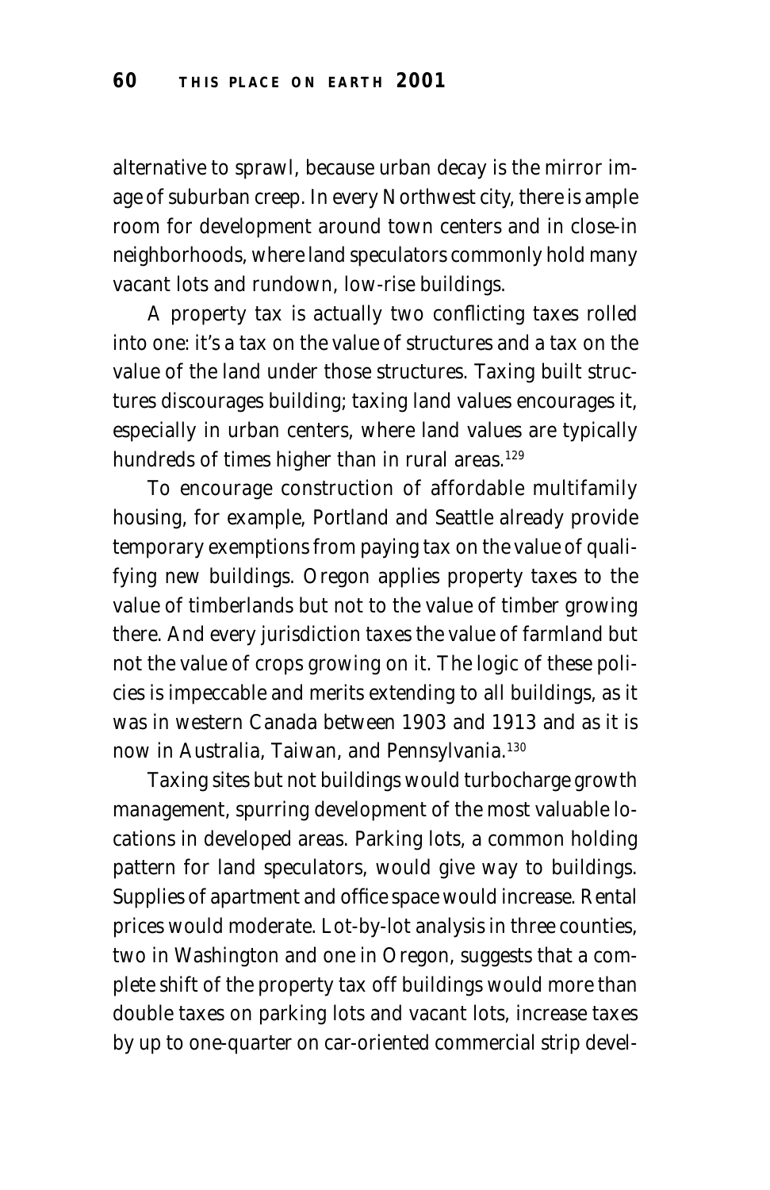alternative to sprawl, because urban decay is the mirror image of suburban creep. In every Northwest city, there is ample room for development around town centers and in close-in neighborhoods, where land speculators commonly hold many vacant lots and rundown, low-rise buildings.

A property tax is actually two conflicting taxes rolled into one: it's a tax on the value of structures and a tax on the value of the land under those structures. Taxing built structures discourages building; taxing land values encourages it, especially in urban centers, where land values are typically hundreds of times higher than in rural areas.[129]

To encourage construction of affordable multifamily housing, for example, Portland and Seattle already provide temporary exemptions from paying tax on the value of qualifying new buildings. Oregon applies property taxes to the value of timberlands but not to the value of timber growing there. And every jurisdiction taxes the value of farmland but not the value of crops growing on it. The logic of these policies is impeccable and merits extending to all buildings, as it was in western Canada between 1903 and 1913 and as it is now in Australia, Taiwan, and Pennsylvania.[130]

Taxing sites but not buildings would turbocharge growth management, spurring development of the most valuable locations in developed areas. Parking lots, a common holding pattern for land speculators, would give way to buildings. Supplies of apartment and office space would increase. Rental prices would moderate. Lot-by-lot analysis in three counties, two in Washington and one in Oregon, suggests that a complete shift of the property tax off buildings would more than double taxes on parking lots and vacant lots, increase taxes by up to one-quarter on car-oriented commercial strip devel-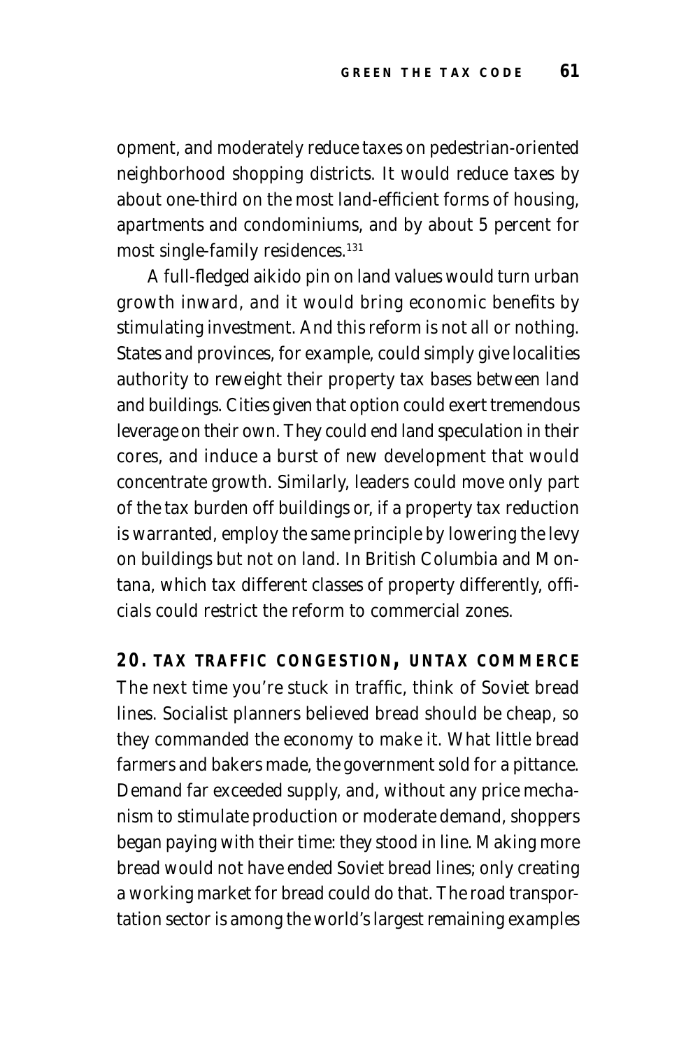opment, and moderately reduce taxes on pedestrian-oriented neighborhood shopping districts. It would reduce taxes by about one-third on the most land-efficient forms of housing, apartments and condominiums, and by about 5 percent for most single-family residences.[131]

A full-fledged aikido pin on land values would turn urban growth inward, and it would bring economic benefits by stimulating investment. And this reform is not all or nothing. States and provinces, for example, could simply give localities authority to reweight their property tax bases between land and buildings. Cities given that option could exert tremendous leverage on their own. They could end land speculation in their cores, and induce a burst of new development that would concentrate growth. Similarly, leaders could move only part of the tax burden off buildings or, if a property tax reduction is warranted, employ the same principle by lowering the levy on buildings but not on land. In British Columbia and Montana, which tax different classes of property differently, officials could restrict the reform to commercial zones.

## 20. TAX TRAFFIC CONGESTION, UNTAX COMMERCE

The next time you're stuck in traffic, think of Soviet bread lines. Socialist planners believed bread should be cheap, so they commanded the economy to make it. What little bread farmers and bakers made, the government sold for a pittance. Demand far exceeded supply, and, without any price mechanism to stimulate production or moderate demand, shoppers began paying with their time: they stood in line. Making more bread would not have ended Soviet bread lines; only creating a working market for bread could do that. The road transportation sector is among the world's largest remaining examples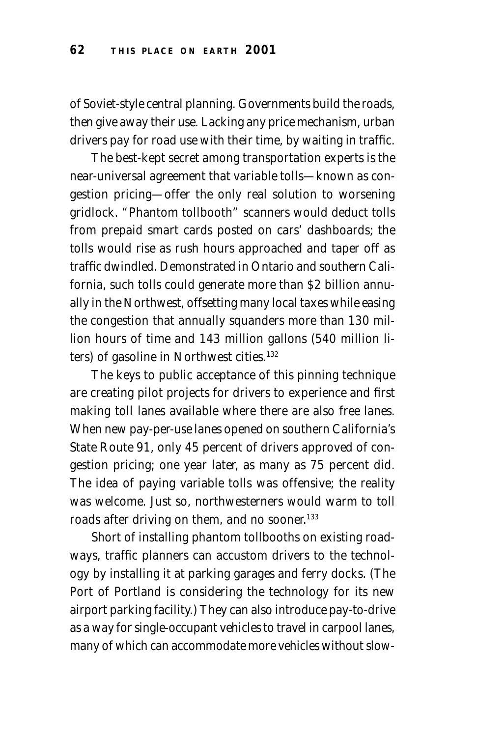of Soviet-style central planning. Governments build the roads, then give away their use. Lacking any price mechanism, urban drivers pay for road use with their time, by waiting in traffic.

The best-kept secret among transportation experts is the near-universal agreement that variable tolls—known as congestion pricing—offer the only real solution to worsening gridlock. "Phantom tollbooth" scanners would deduct tolls from prepaid smart cards posted on cars' dashboards; the tolls would rise as rush hours approached and taper off as traffic dwindled. Demonstrated in Ontario and southern California, such tolls could generate more than $2 billion annually in the Northwest, offsetting many local taxes while easing the congestion that annually squanders more than 130 million hours of time and 143 million gallons (540 million liters) of gasoline in Northwest cities.[132]

The keys to public acceptance of this pinning technique are creating pilot projects for drivers to experience and first making toll lanes available where there are also free lanes. When new pay-per-use lanes opened on southern California's State Route 91, only 45 percent of drivers approved of congestion pricing; one year later, as many as 75 percent did. The idea of paying variable tolls was offensive; the reality was welcome. Just so, northwesterners would warm to toll roads after driving on them, and no sooner.[133]

Short of installing phantom tollbooths on existing roadways, traffic planners can accustom drivers to the technology by installing it at parking garages and ferry docks. (The Port of Portland is considering the technology for its new airport parking facility.) They can also introduce pay-to-drive as a way for single-occupant vehicles to travel in carpool lanes, many of which can accommodate more vehicles without slow-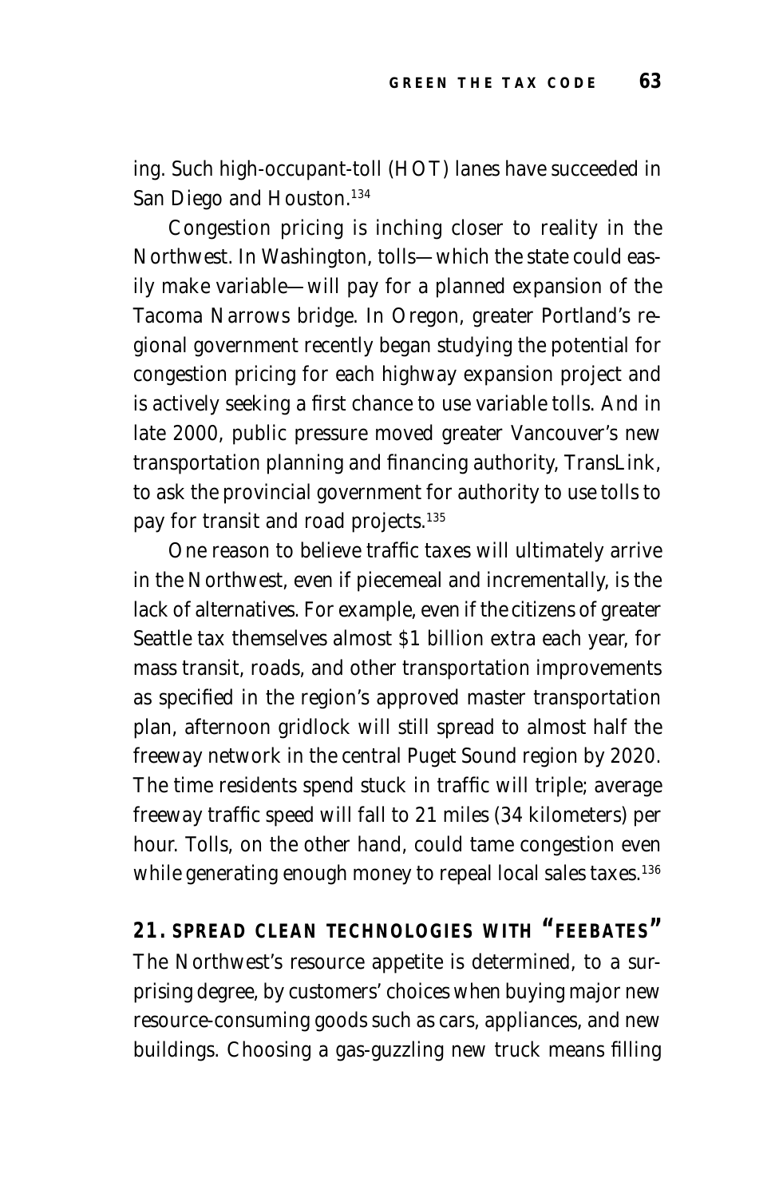ing. Such high-occupant-toll (HOT) lanes have succeeded in San Diego and Houston.[134]

Congestion pricing is inching closer to reality in the Northwest. In Washington, tolls—which the state could easily make variable—will pay for a planned expansion of the Tacoma Narrows bridge. In Oregon, greater Portland's regional government recently began studying the potential for congestion pricing for each highway expansion project and is actively seeking a first chance to use variable tolls. And in late 2000, public pressure moved greater Vancouver's new transportation planning and financing authority, TransLink, to ask the provincial government for authority to use tolls to pay for transit and road projects.[135]

One reason to believe traffic taxes will ultimately arrive in the Northwest, even if piecemeal and incrementally, is the lack of alternatives. For example, even if the citizens of greater Seattle tax themselves almost $1 billion extra each year, for mass transit, roads, and other transportation improvements as specified in the region's approved master transportation plan, afternoon gridlock will still spread to almost half the freeway network in the central Puget Sound region by 2020. The time residents spend stuck in traffic will triple; average freeway traffic speed will fall to 21 miles (34 kilometers) per hour. Tolls, on the other hand, could tame congestion even while generating enough money to repeal local sales taxes.[136]

## 21. SPREAD CLEAN TECHNOLOGIES WITH "FEEBATES"

The Northwest's resource appetite is determined, to a surprising degree, by customers' choices when buying major new resource-consuming goods such as cars, appliances, and new buildings. Choosing a gas-guzzling new truck means filling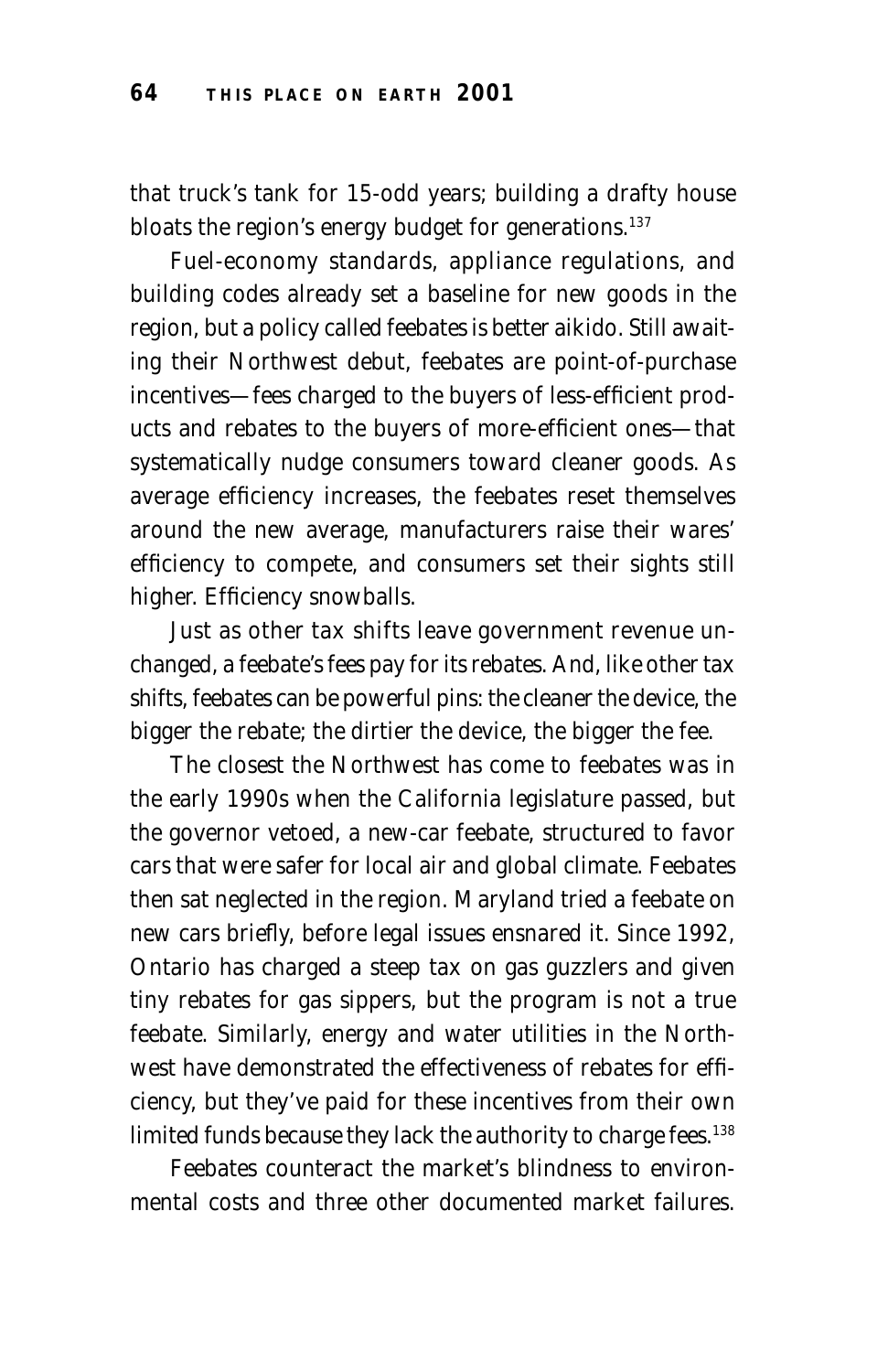that truck's tank for 15-odd years; building a drafty house bloats the region's energy budget for generations.[137]

Fuel-economy standards, appliance regulations, and building codes already set a baseline for new goods in the region, but a policy called feebates is better aikido. Still awaiting their Northwest debut, feebates are point-of-purchase incentives—fees charged to the buyers of less-efficient products and rebates to the buyers of more-efficient ones—that systematically nudge consumers toward cleaner goods. As average efficiency increases, the feebates reset themselves around the new average, manufacturers raise their wares' efficiency to compete, and consumers set their sights still higher. Efficiency snowballs.

Just as other tax shifts leave government revenue unchanged, a feebate's fees pay for its rebates. And, like other tax shifts, feebates can be powerful pins: the cleaner the device, the bigger the rebate; the dirtier the device, the bigger the fee.

The closest the Northwest has come to feebates was in the early 1990s when the California legislature passed, but the governor vetoed, a new-car feebate, structured to favor cars that were safer for local air and global climate. Feebates then sat neglected in the region. Maryland tried a feebate on new cars briefly, before legal issues ensnared it. Since 1992, Ontario has charged a steep tax on gas guzzlers and given tiny rebates for gas sippers, but the program is not a true feebate. Similarly, energy and water utilities in the Northwest have demonstrated the effectiveness of rebates for efficiency, but they've paid for these incentives from their own limited funds because they lack the authority to charge fees.[138]

Feebates counteract the market's blindness to environmental costs and three other documented market failures.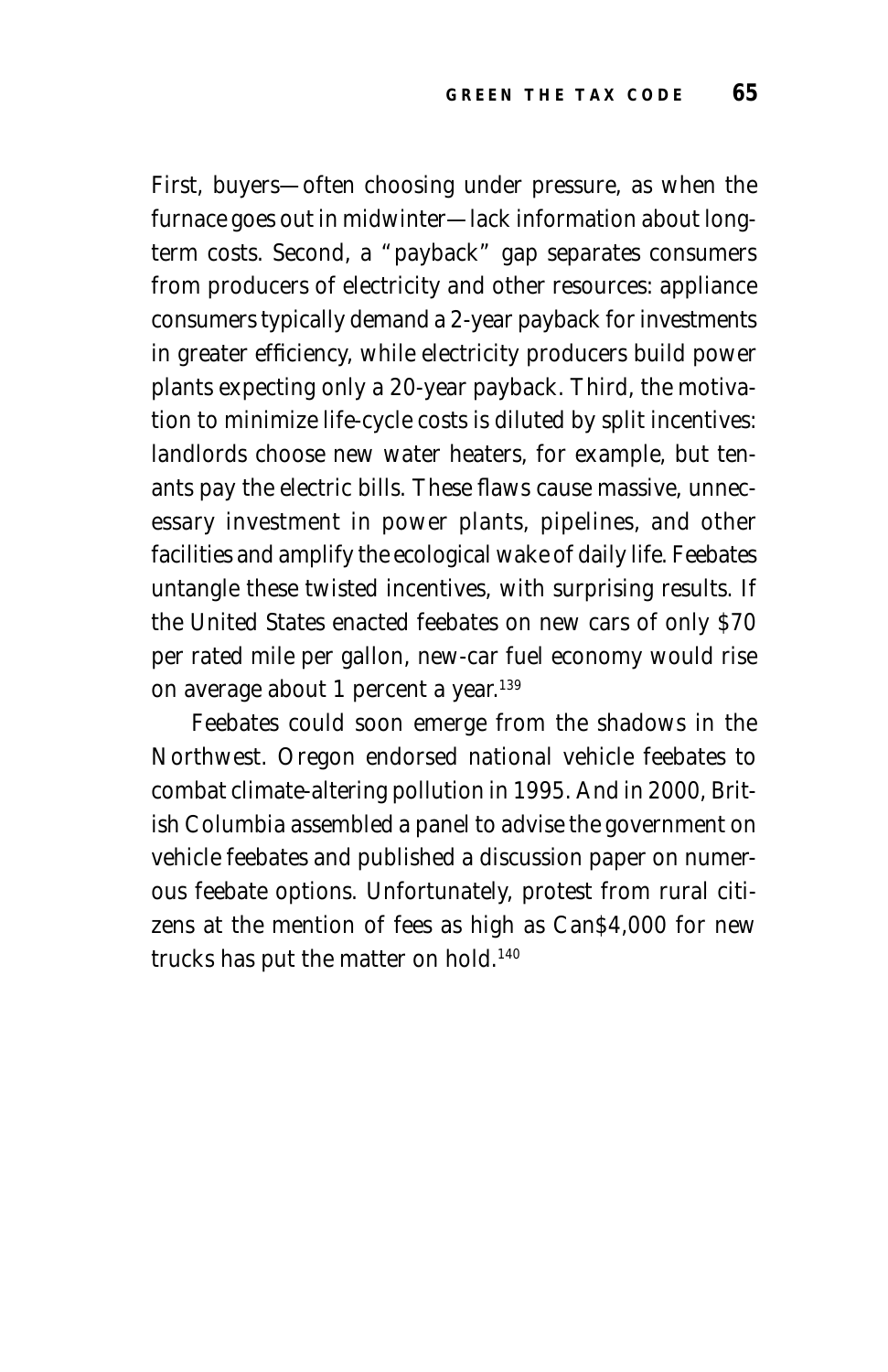First, buyers—often choosing under pressure, as when the furnace goes out in midwinter—lack information about long-term costs. Second, a "payback" gap separates consumers from producers of electricity and other resources: appliance consumers typically demand a 2-year payback for investments in greater efficiency, while electricity producers build power plants expecting only a 20-year payback. Third, the motivation to minimize life-cycle costs is diluted by split incentives: landlords choose new water heaters, for example, but tenants pay the electric bills. These flaws cause massive, unnecessary investment in power plants, pipelines, and other facilities and amplify the ecological wake of daily life. Feebates untangle these twisted incentives, with surprising results. If the United States enacted feebates on new cars of only $70 per rated mile per gallon, new-car fuel economy would rise on average about 1 percent a year.[139]

Feebates could soon emerge from the shadows in the Northwest. Oregon endorsed national vehicle feebates to combat climate-altering pollution in 1995. And in 2000, British Columbia assembled a panel to advise the government on vehicle feebates and published a discussion paper on numerous feebate options. Unfortunately, protest from rural citizens at the mention of fees as high as Can$4,000 for new trucks has put the matter on hold.[140]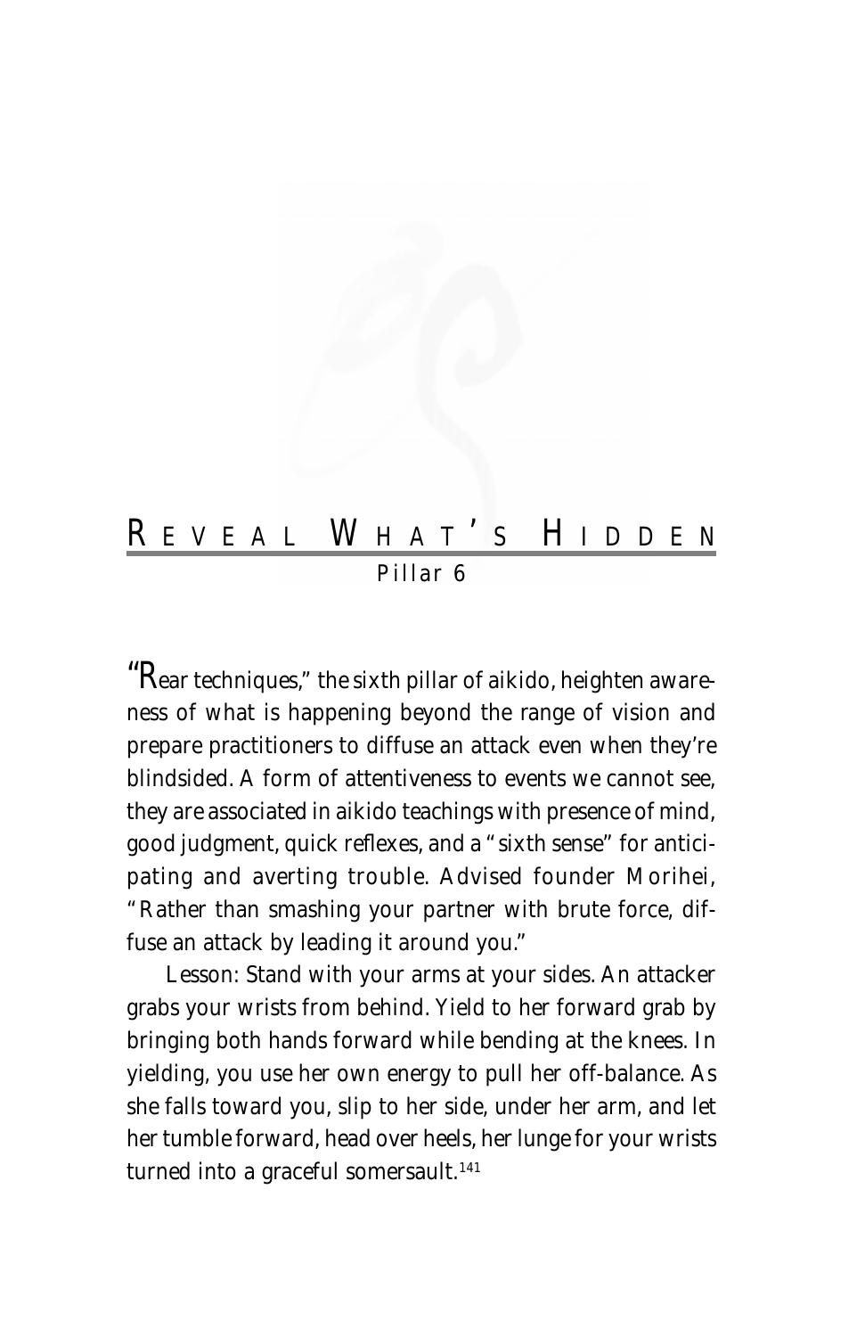## Reveal What's Hidden

Pillar 6

"Rear techniques," the sixth pillar of aikido, heighten awareness of what is happening beyond the range of vision and prepare practitioners to diffuse an attack even when they're blindsided. A form of attentiveness to events we cannot see, they are associated in aikido teachings with presence of mind, good judgment, quick reflexes, and a "sixth sense" for anticipating and averting trouble. Advised founder Morihei, "Rather than smashing your partner with brute force, diffuse an attack by leading it around you."

Lesson: Stand with your arms at your sides. An attacker grabs your wrists from behind. Yield to her forward grab by bringing both hands forward while bending at the knees. In yielding, you use her own energy to pull her off-balance. As she falls toward you, slip to her side, under her arm, and let her tumble forward, head over heels, her lunge for your wrists turned into a graceful somersault.[141]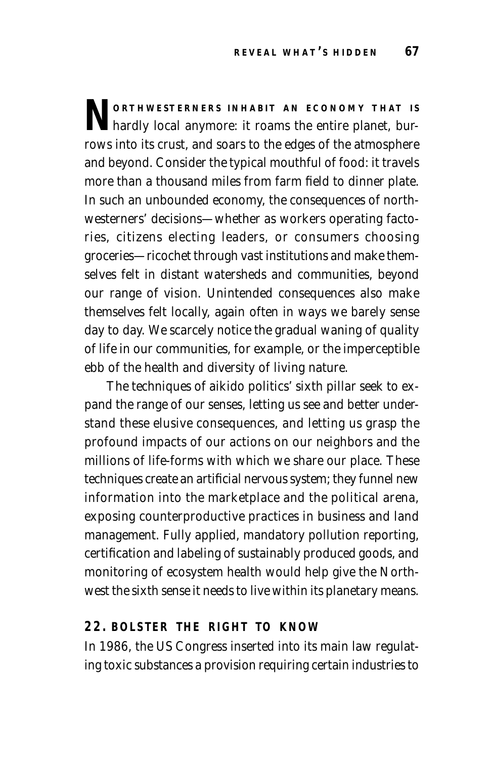**NORTHWESTERNERS INHABIT AN ECONOMY THAT IS** hardly local anymore: it roams the entire planet, burrows into its crust, and soars to the edges of the atmosphere and beyond. Consider the typical mouthful of food: it travels more than a thousand miles from farm field to dinner plate. In such an unbounded economy, the consequences of northwesterners' decisions—whether as workers operating factories, citizens electing leaders, or consumers choosing groceries—ricochet through vast institutions and make themselves felt in distant watersheds and communities, beyond our range of vision. Unintended consequences also make themselves felt locally, again often in ways we barely sense day to day. We scarcely notice the gradual waning of quality of life in our communities, for example, or the imperceptible ebb of the health and diversity of living nature.

The techniques of aikido politics' sixth pillar seek to expand the range of our senses, letting us see and better understand these elusive consequences, and letting us grasp the profound impacts of our actions on our neighbors and the millions of life-forms with which we share our place. These techniques create an artificial nervous system; they funnel new information into the marketplace and the political arena, exposing counterproductive practices in business and land management. Fully applied, mandatory pollution reporting, certification and labeling of sustainably produced goods, and monitoring of ecosystem health would help give the Northwest the sixth sense it needs to live within its planetary means.

## 22. BOLSTER THE RIGHT TO KNOW

In 1986, the US Congress inserted into its main law regulating toxic substances a provision requiring certain industries to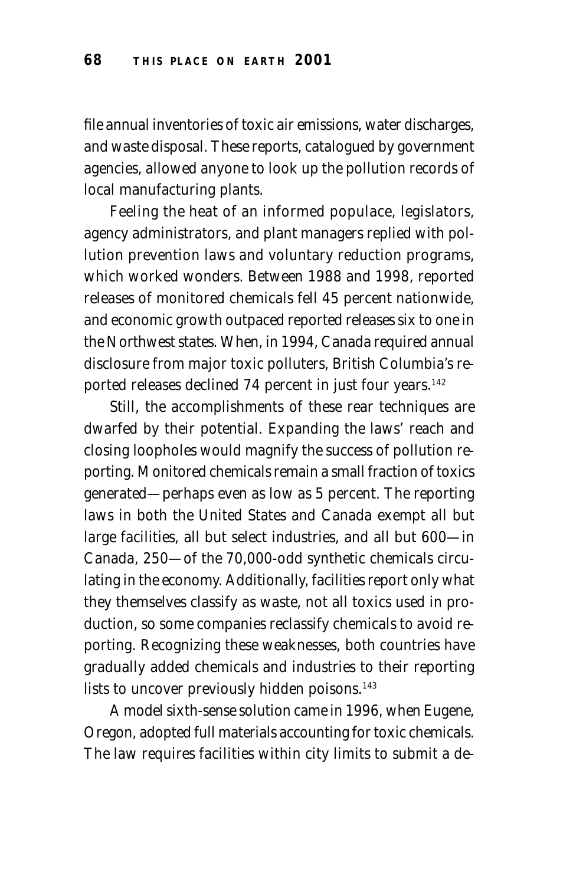file annual inventories of toxic air emissions, water discharges, and waste disposal. These reports, catalogued by government agencies, allowed anyone to look up the pollution records of local manufacturing plants.

Feeling the heat of an informed populace, legislators, agency administrators, and plant managers replied with pollution prevention laws and voluntary reduction programs, which worked wonders. Between 1988 and 1998, reported releases of monitored chemicals fell 45 percent nationwide, and economic growth outpaced reported releases six to one in the Northwest states. When, in 1994, Canada required annual disclosure from major toxic polluters, British Columbia's reported releases declined 74 percent in just four years.[142]

Still, the accomplishments of these rear techniques are dwarfed by their potential. Expanding the laws' reach and closing loopholes would magnify the success of pollution reporting. Monitored chemicals remain a small fraction of toxics generated—perhaps even as low as 5 percent. The reporting laws in both the United States and Canada exempt all but large facilities, all but select industries, and all but 600—in Canada, 250—of the 70,000-odd synthetic chemicals circulating in the economy. Additionally, facilities report only what they themselves classify as waste, not all toxics used in production, so some companies reclassify chemicals to avoid reporting. Recognizing these weaknesses, both countries have gradually added chemicals and industries to their reporting lists to uncover previously hidden poisons.[143]

A model sixth-sense solution came in 1996, when Eugene, Oregon, adopted full materials accounting for toxic chemicals. The law requires facilities within city limits to submit a de-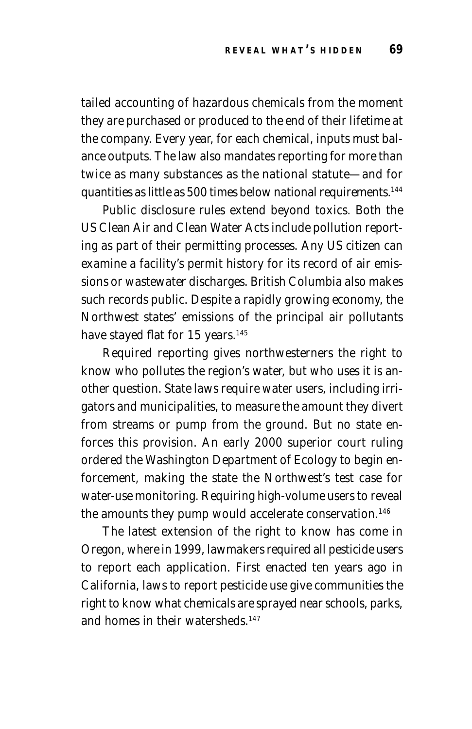tailed accounting of hazardous chemicals from the moment they are purchased or produced to the end of their lifetime at the company. Every year, for each chemical, inputs must balance outputs. The law also mandates reporting for more than twice as many substances as the national statute—and for quantities as little as 500 times below national requirements.[144]

Public disclosure rules extend beyond toxics. Both the US Clean Air and Clean Water Acts include pollution reporting as part of their permitting processes. Any US citizen can examine a facility's permit history for its record of air emissions or wastewater discharges. British Columbia also makes such records public. Despite a rapidly growing economy, the Northwest states' emissions of the principal air pollutants have stayed flat for 15 years.[145]

Required reporting gives northwesterners the right to know who pollutes the region's water, but who uses it is another question. State laws require water users, including irrigators and municipalities, to measure the amount they divert from streams or pump from the ground. But no state enforces this provision. An early 2000 superior court ruling ordered the Washington Department of Ecology to begin enforcement, making the state the Northwest's test case for water-use monitoring. Requiring high-volume users to reveal the amounts they pump would accelerate conservation.[146]

The latest extension of the right to know has come in Oregon, where in 1999, lawmakers required all pesticide users to report each application. First enacted ten years ago in California, laws to report pesticide use give communities the right to know what chemicals are sprayed near schools, parks, and homes in their watersheds.[147]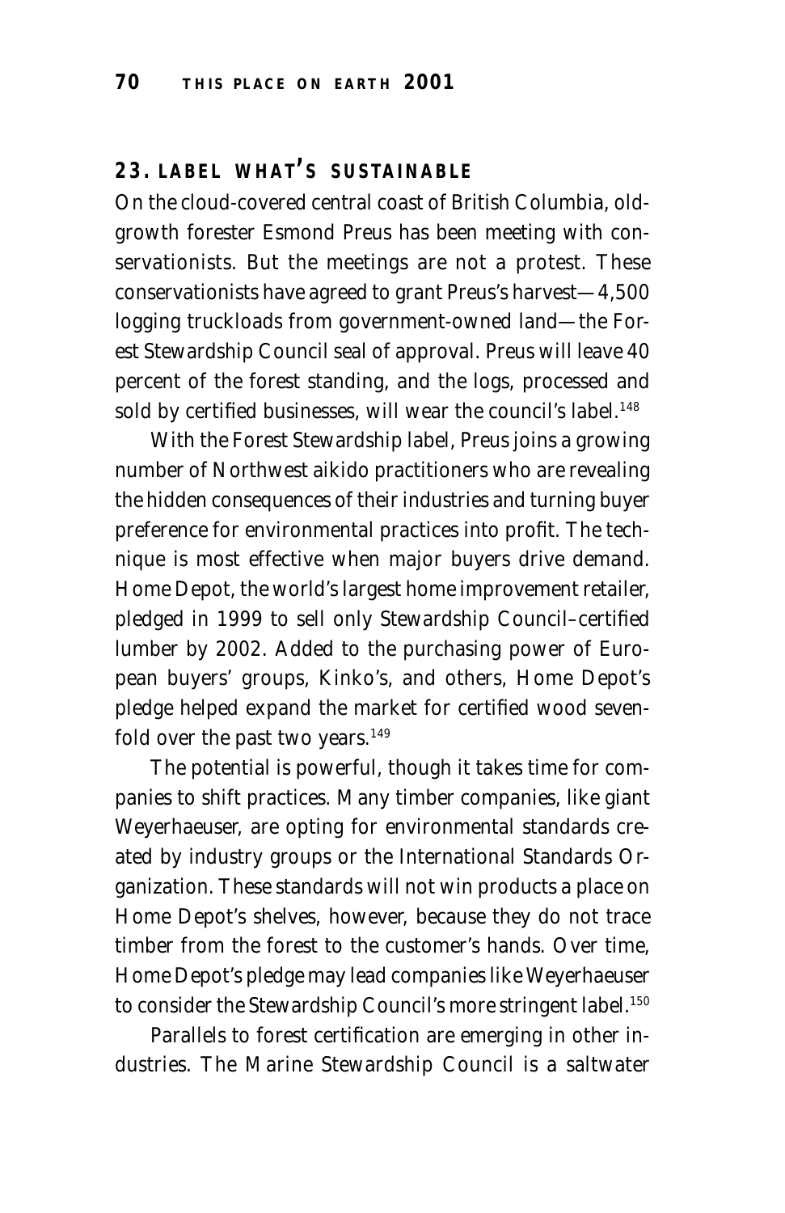## 23. LABEL WHAT'S SUSTAINABLE

On the cloud-covered central coast of British Columbia, old-growth forester Esmond Preus has been meeting with conservationists. But the meetings are not a protest. These conservationists have agreed to grant Preus's harvest—4,500 logging truckloads from government-owned land—the Forest Stewardship Council seal of approval. Preus will leave 40 percent of the forest standing, and the logs, processed and sold by certified businesses, will wear the council's label.[148]

With the Forest Stewardship label, Preus joins a growing number of Northwest aikido practitioners who are revealing the hidden consequences of their industries and turning buyer preference for environmental practices into profit. The technique is most effective when major buyers drive demand. Home Depot, the world's largest home improvement retailer, pledged in 1999 to sell only Stewardship Council–certified lumber by 2002. Added to the purchasing power of European buyers' groups, Kinko's, and others, Home Depot's pledge helped expand the market for certified wood sevenfold over the past two years.[149]

The potential is powerful, though it takes time for companies to shift practices. Many timber companies, like giant Weyerhaeuser, are opting for environmental standards created by industry groups or the International Standards Organization. These standards will not win products a place on Home Depot's shelves, however, because they do not trace timber from the forest to the customer's hands. Over time, Home Depot's pledge may lead companies like Weyerhaeuser to consider the Stewardship Council's more stringent label.[150]

Parallels to forest certification are emerging in other industries. The Marine Stewardship Council is a saltwater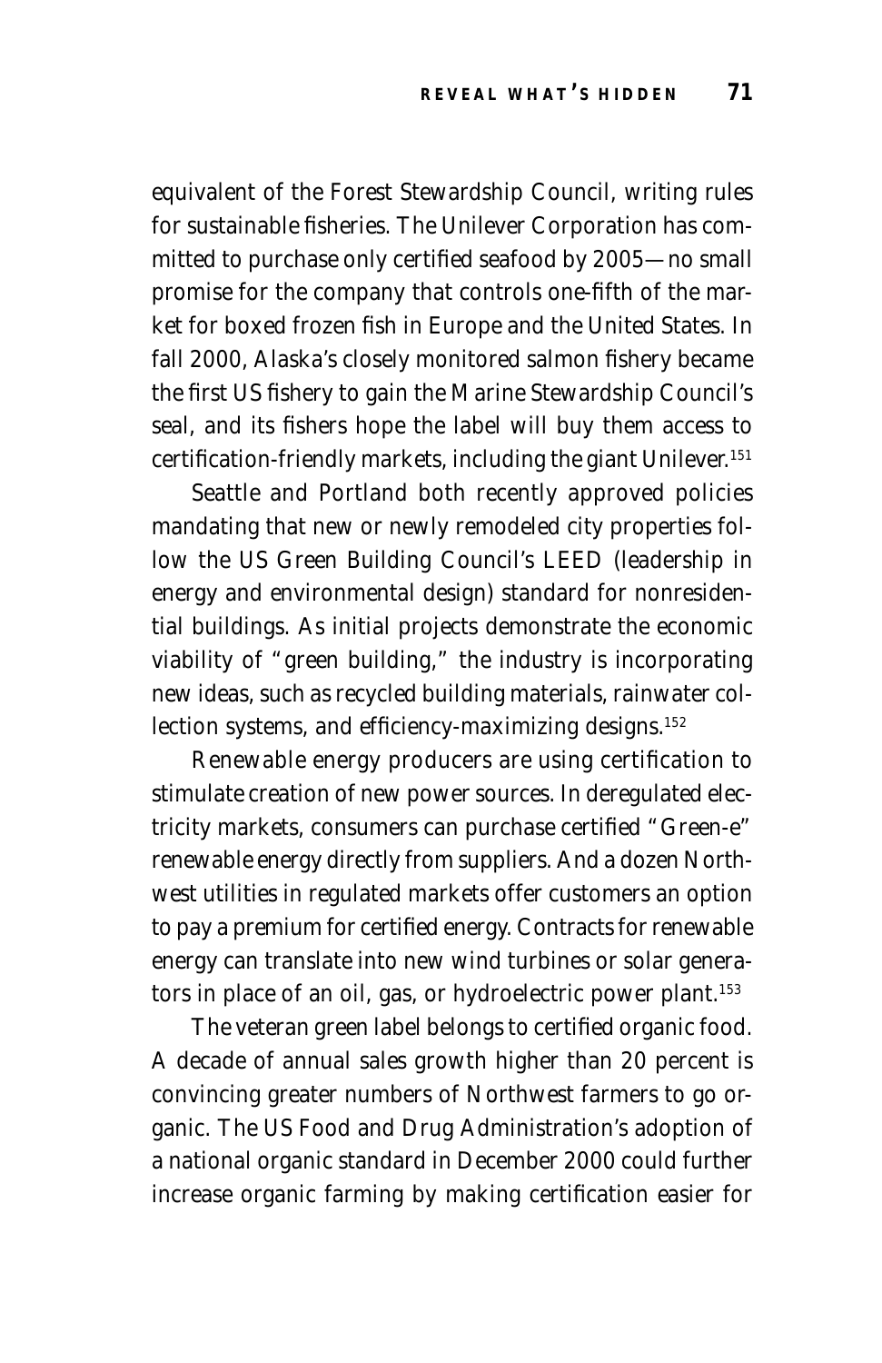equivalent of the Forest Stewardship Council, writing rules for sustainable fisheries. The Unilever Corporation has committed to purchase only certified seafood by 2005—no small promise for the company that controls one-fifth of the market for boxed frozen fish in Europe and the United States. In fall 2000, Alaska's closely monitored salmon fishery became the first US fishery to gain the Marine Stewardship Council's seal, and its fishers hope the label will buy them access to certification-friendly markets, including the giant Unilever.[151]

Seattle and Portland both recently approved policies mandating that new or newly remodeled city properties follow the US Green Building Council's LEED (leadership in energy and environmental design) standard for nonresidential buildings. As initial projects demonstrate the economic viability of "green building," the industry is incorporating new ideas, such as recycled building materials, rainwater collection systems, and efficiency-maximizing designs.[152]

Renewable energy producers are using certification to stimulate creation of new power sources. In deregulated electricity markets, consumers can purchase certified "Green-e" renewable energy directly from suppliers. And a dozen Northwest utilities in regulated markets offer customers an option to pay a premium for certified energy. Contracts for renewable energy can translate into new wind turbines or solar generators in place of an oil, gas, or hydroelectric power plant.[153]

The veteran green label belongs to certified organic food. A decade of annual sales growth higher than 20 percent is convincing greater numbers of Northwest farmers to go organic. The US Food and Drug Administration's adoption of a national organic standard in December 2000 could further increase organic farming by making certification easier for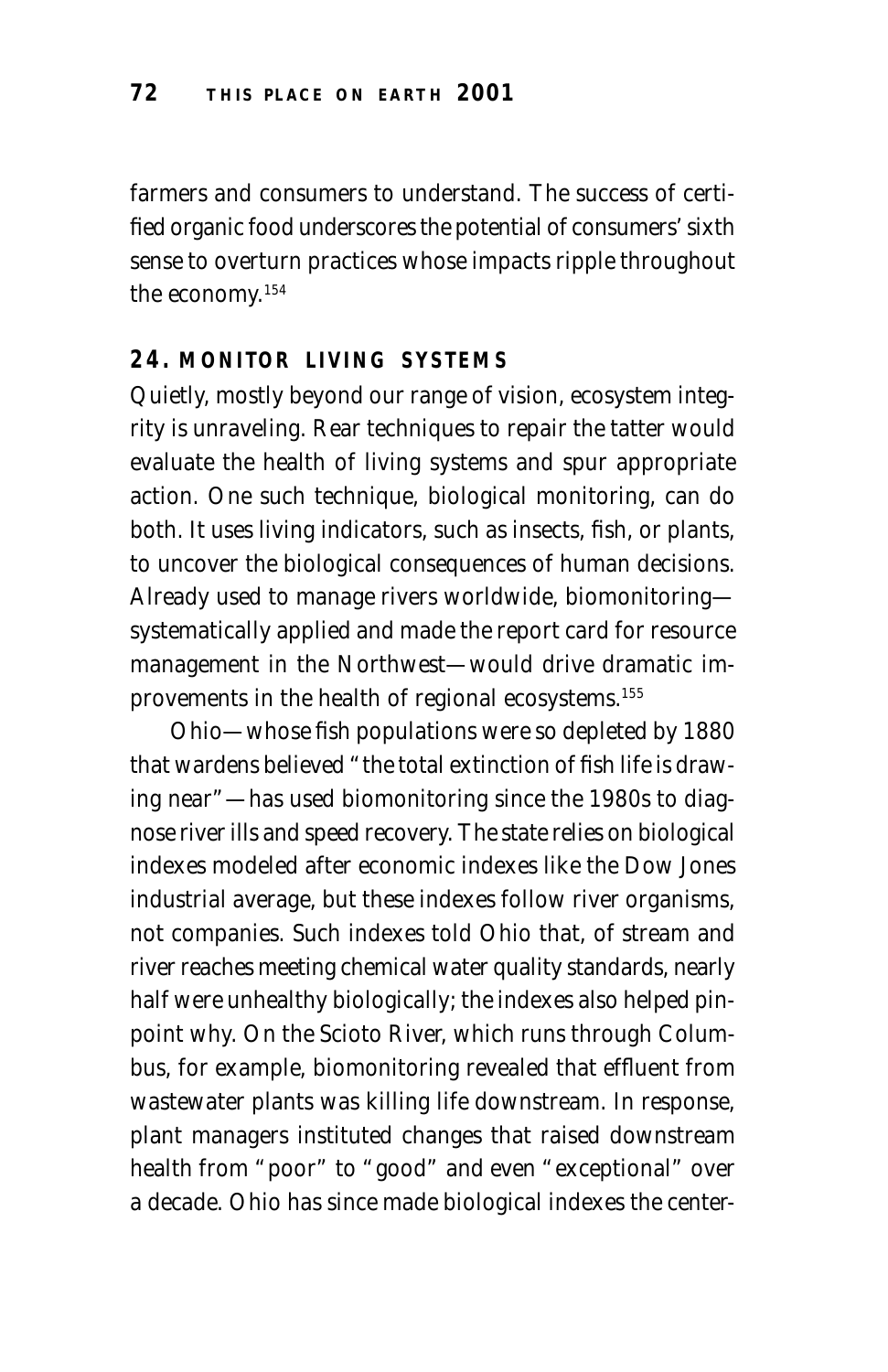farmers and consumers to understand. The success of certified organic food underscores the potential of consumers' sixth sense to overturn practices whose impacts ripple throughout the economy.[154]

## 24. MONITOR LIVING SYSTEMS

Quietly, mostly beyond our range of vision, ecosystem integrity is unraveling. Rear techniques to repair the tatter would evaluate the health of living systems and spur appropriate action. One such technique, biological monitoring, can do both. It uses living indicators, such as insects, fish, or plants, to uncover the biological consequences of human decisions. Already used to manage rivers worldwide, biomonitoring—systematically applied and made the report card for resource management in the Northwest—would drive dramatic improvements in the health of regional ecosystems.[155]

Ohio—whose fish populations were so depleted by 1880 that wardens believed "the total extinction of fish life is drawing near"—has used biomonitoring since the 1980s to diagnose river ills and speed recovery. The state relies on biological indexes modeled after economic indexes like the Dow Jones industrial average, but these indexes follow river organisms, not companies. Such indexes told Ohio that, of stream and river reaches meeting chemical water quality standards, nearly half were unhealthy biologically; the indexes also helped pinpoint why. On the Scioto River, which runs through Columbus, for example, biomonitoring revealed that effluent from wastewater plants was killing life downstream. In response, plant managers instituted changes that raised downstream health from "poor" to "good" and even "exceptional" over a decade. Ohio has since made biological indexes the center-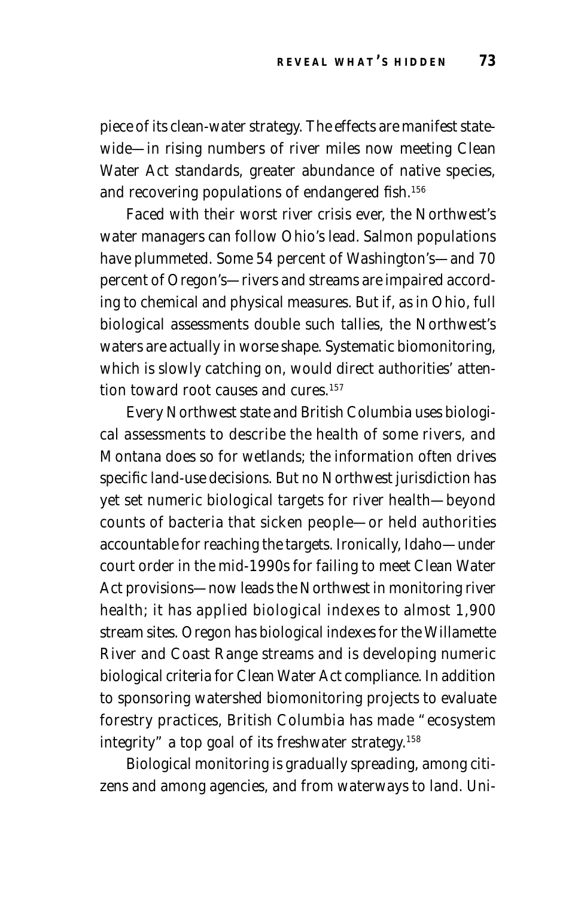piece of its clean-water strategy. The effects are manifest statewide—in rising numbers of river miles now meeting Clean Water Act standards, greater abundance of native species, and recovering populations of endangered fish.[156]

Faced with their worst river crisis ever, the Northwest's water managers can follow Ohio's lead. Salmon populations have plummeted. Some 54 percent of Washington's—and 70 percent of Oregon's—rivers and streams are impaired according to chemical and physical measures. But if, as in Ohio, full biological assessments double such tallies, the Northwest's waters are actually in worse shape. Systematic biomonitoring, which is slowly catching on, would direct authorities' attention toward root causes and cures.[157]

Every Northwest state and British Columbia uses biological assessments to describe the health of some rivers, and Montana does so for wetlands; the information often drives specific land-use decisions. But no Northwest jurisdiction has yet set numeric biological targets for river health—beyond counts of bacteria that sicken people—or held authorities accountable for reaching the targets. Ironically, Idaho—under court order in the mid-1990s for failing to meet Clean Water Act provisions—now leads the Northwest in monitoring river health; it has applied biological indexes to almost 1,900 stream sites. Oregon has biological indexes for the Willamette River and Coast Range streams and is developing numeric biological criteria for Clean Water Act compliance. In addition to sponsoring watershed biomonitoring projects to evaluate forestry practices, British Columbia has made "ecosystem integrity" a top goal of its freshwater strategy.[158]

Biological monitoring is gradually spreading, among citizens and among agencies, and from waterways to land. Uni-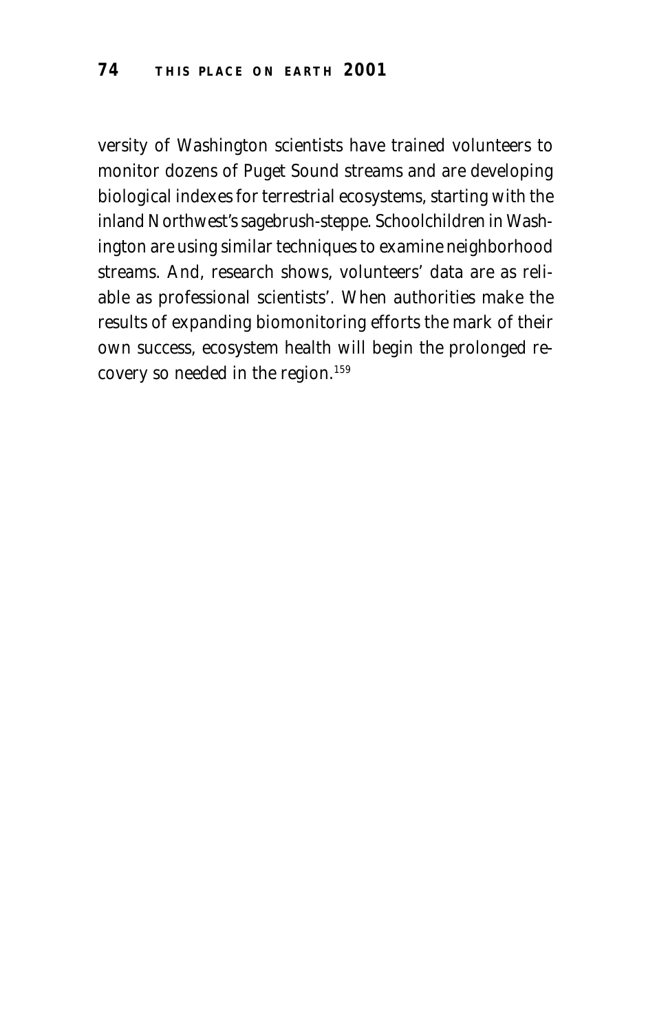versity of Washington scientists have trained volunteers to monitor dozens of Puget Sound streams and are developing biological indexes for terrestrial ecosystems, starting with the inland Northwest's sagebrush-steppe. Schoolchildren in Washington are using similar techniques to examine neighborhood streams. And, research shows, volunteers' data are as reliable as professional scientists'. When authorities make the results of expanding biomonitoring efforts the mark of their own success, ecosystem health will begin the prolonged recovery so needed in the region.[159]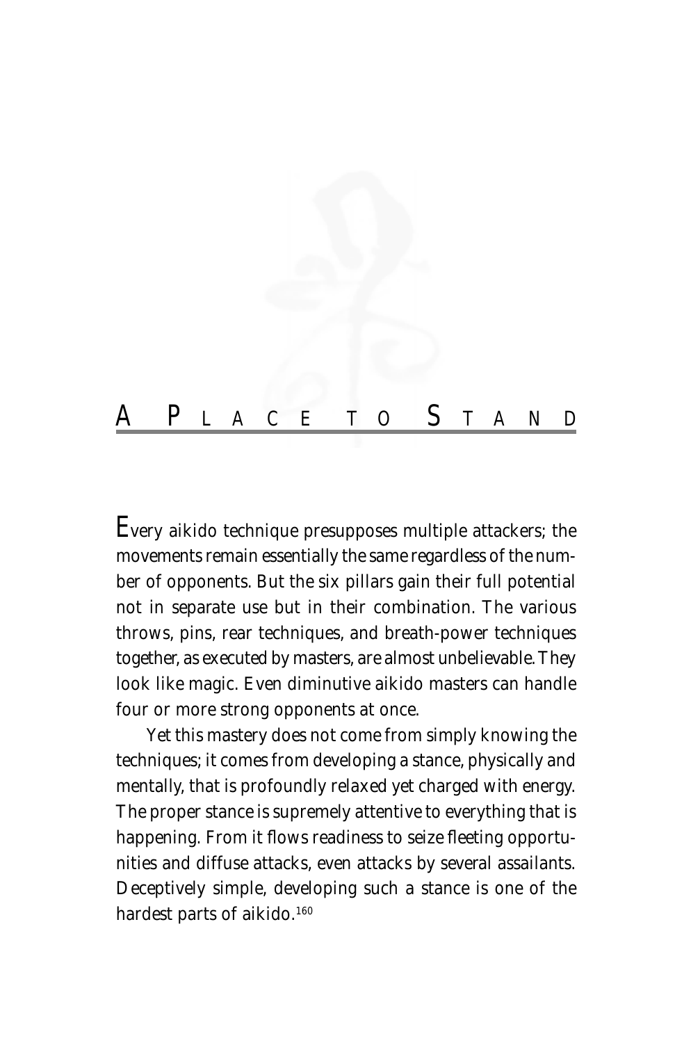# A Place to Stand

Every aikido technique presupposes multiple attackers; the movements remain essentially the same regardless of the number of opponents. But the six pillars gain their full potential not in separate use but in their combination. The various throws, pins, rear techniques, and breath-power techniques together, as executed by masters, are almost unbelievable. They look like magic. Even diminutive aikido masters can handle four or more strong opponents at once.

Yet this mastery does not come from simply knowing the techniques; it comes from developing a stance, physically and mentally, that is profoundly relaxed yet charged with energy. The proper stance is supremely attentive to everything that is happening. From it flows readiness to seize fleeting opportunities and diffuse attacks, even attacks by several assailants. Deceptively simple, developing such a stance is one of the hardest parts of aikido.[160]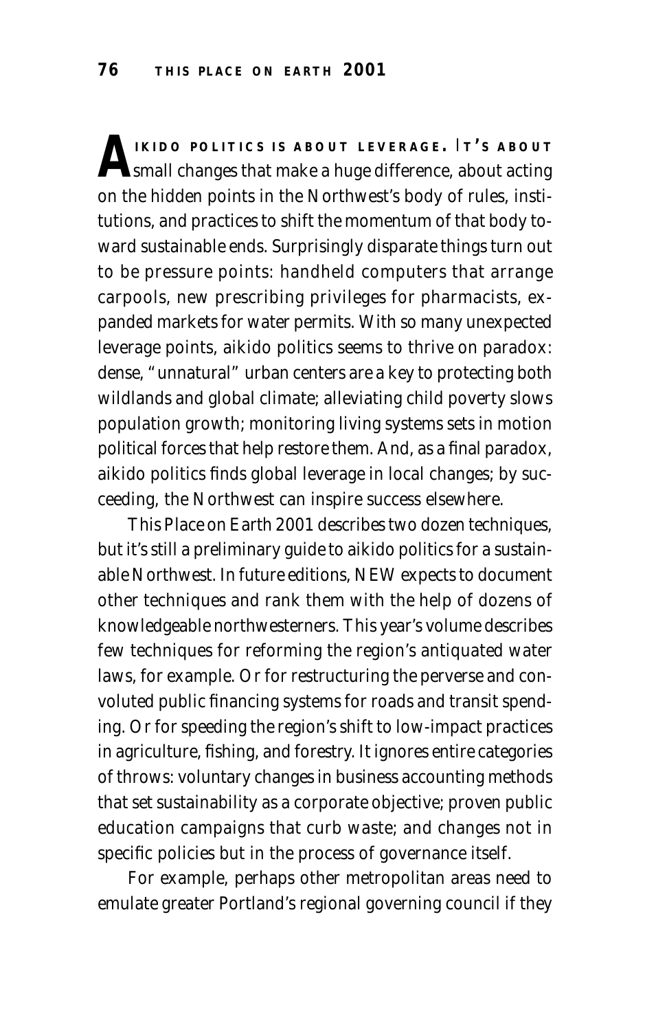**AIKIDO POLITICS IS ABOUT LEVERAGE.** IT'S ABOUT small changes that make a huge difference, about acting on the hidden points in the Northwest's body of rules, institutions, and practices to shift the momentum of that body toward sustainable ends. Surprisingly disparate things turn out to be pressure points: handheld computers that arrange carpools, new prescribing privileges for pharmacists, expanded markets for water permits. With so many unexpected leverage points, aikido politics seems to thrive on paradox: dense, "unnatural" urban centers are a key to protecting both wildlands and global climate; alleviating child poverty slows population growth; monitoring living systems sets in motion political forces that help restore them. And, as a final paradox, aikido politics finds global leverage in local changes; by succeeding, the Northwest can inspire success elsewhere.

*This Place on Earth 2001* describes two dozen techniques, but it's still a preliminary guide to aikido politics for a sustainable Northwest. In future editions, NEW expects to document other techniques and rank them with the help of dozens of knowledgeable northwesterners. This year's volume describes few techniques for reforming the region's antiquated water laws, for example. Or for restructuring the perverse and convoluted public financing systems for roads and transit spending. Or for speeding the region's shift to low-impact practices in agriculture, fishing, and forestry. It ignores entire categories of throws: voluntary changes in business accounting methods that set sustainability as a corporate objective; proven public education campaigns that curb waste; and changes not in specific policies but in the process of governance itself.

For example, perhaps other metropolitan areas need to emulate greater Portland's regional governing council if they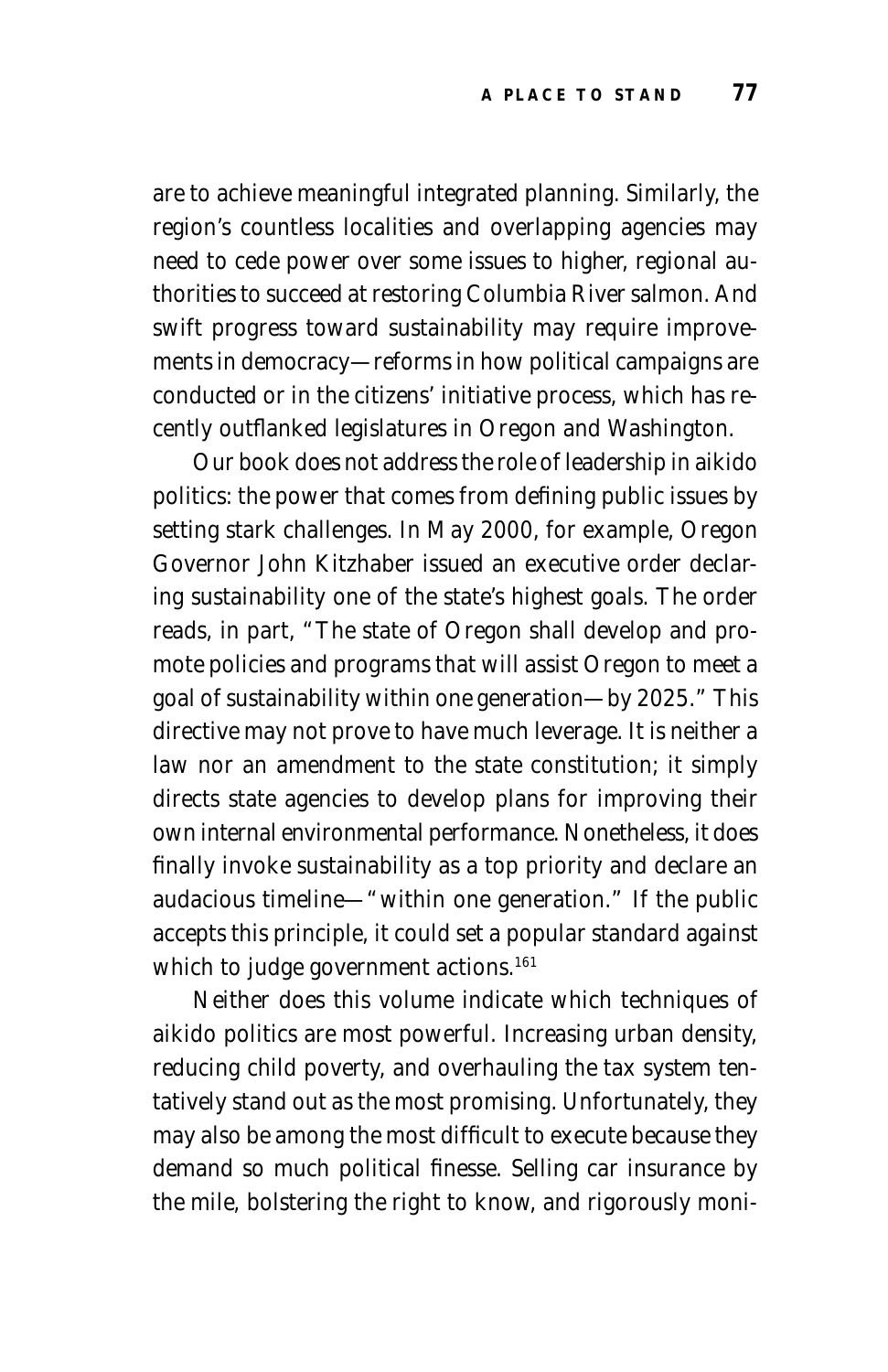are to achieve meaningful integrated planning. Similarly, the region's countless localities and overlapping agencies may need to cede power over some issues to higher, regional authorities to succeed at restoring Columbia River salmon. And swift progress toward sustainability may require improvements in democracy—reforms in how political campaigns are conducted or in the citizens' initiative process, which has recently outflanked legislatures in Oregon and Washington.

Our book does not address the role of leadership in aikido politics: the power that comes from defining public issues by setting stark challenges. In May 2000, for example, Oregon Governor John Kitzhaber issued an executive order declaring sustainability one of the state's highest goals. The order reads, in part, "The state of Oregon shall develop and promote policies and programs that will assist Oregon to meet a goal of sustainability within one generation—by 2025." This directive may not prove to have much leverage. It is neither a law nor an amendment to the state constitution; it simply directs state agencies to develop plans for improving their own internal environmental performance. Nonetheless, it does finally invoke sustainability as a top priority and declare an audacious timeline—"within one generation." If the public accepts this principle, it could set a popular standard against which to judge government actions.[161]

Neither does this volume indicate which techniques of aikido politics are most powerful. Increasing urban density, reducing child poverty, and overhauling the tax system tentatively stand out as the most promising. Unfortunately, they may also be among the most difficult to execute because they demand so much political finesse. Selling car insurance by the mile, bolstering the right to know, and rigorously moni-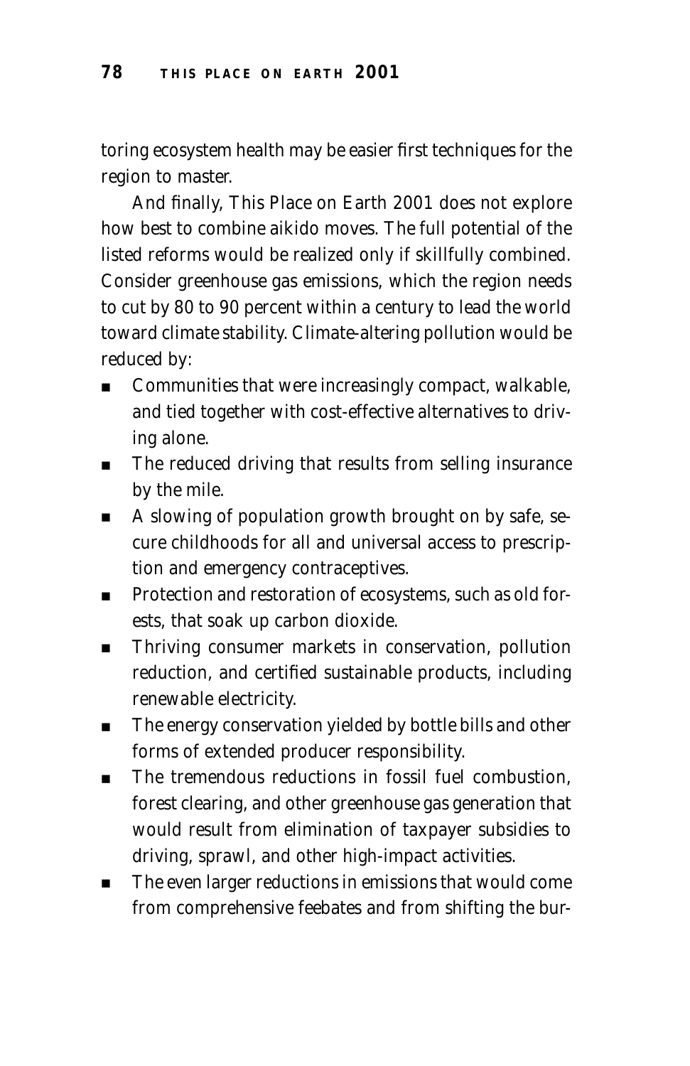toring ecosystem health may be easier first techniques for the region to master.

And finally, This Place on Earth 2001 does not explore how best to combine aikido moves. The full potential of the listed reforms would be realized only if skillfully combined. Consider greenhouse gas emissions, which the region needs to cut by 80 to 90 percent within a century to lead the world toward climate stability. Climate-altering pollution would be reduced by:

- Communities that were increasingly compact, walkable, and tied together with cost-effective alternatives to driving alone.
- The reduced driving that results from selling insurance by the mile.
- A slowing of population growth brought on by safe, secure childhoods for all and universal access to prescription and emergency contraceptives.
- Protection and restoration of ecosystems, such as old forests, that soak up carbon dioxide.
- Thriving consumer markets in conservation, pollution reduction, and certified sustainable products, including renewable electricity.
- The energy conservation yielded by bottle bills and other forms of extended producer responsibility.
- The tremendous reductions in fossil fuel combustion, forest clearing, and other greenhouse gas generation that would result from elimination of taxpayer subsidies to driving, sprawl, and other high-impact activities.
- The even larger reductions in emissions that would come from comprehensive feebates and from shifting the bur-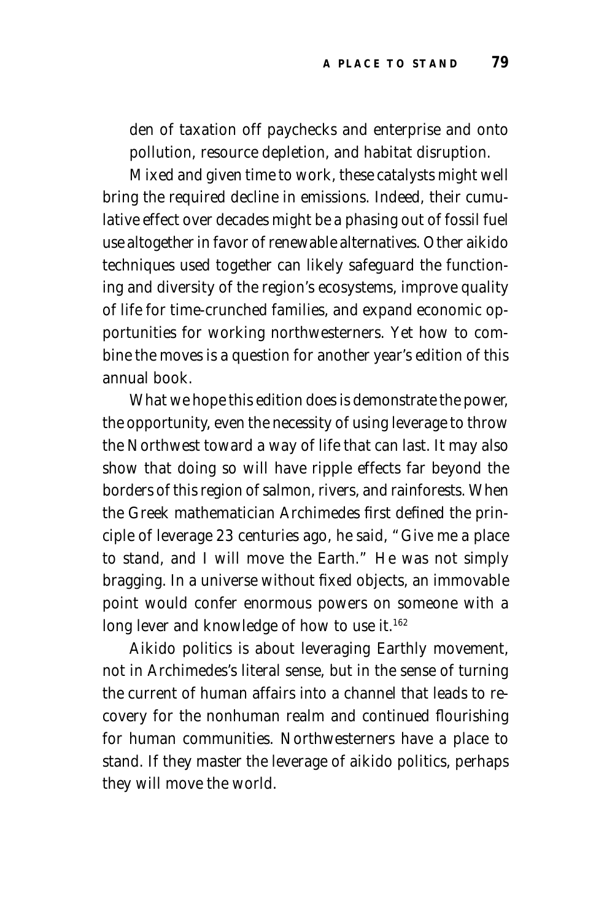den of taxation off paychecks and enterprise and onto pollution, resource depletion, and habitat disruption.

Mixed and given time to work, these catalysts might well bring the required decline in emissions. Indeed, their cumulative effect over decades might be a phasing out of fossil fuel use altogether in favor of renewable alternatives. Other aikido techniques used together can likely safeguard the functioning and diversity of the region's ecosystems, improve quality of life for time-crunched families, and expand economic opportunities for working northwesterners. Yet how to combine the moves is a question for another year's edition of this annual book.

What we hope this edition does is demonstrate the power, the opportunity, even the necessity of using leverage to throw the Northwest toward a way of life that can last. It may also show that doing so will have ripple effects far beyond the borders of this region of salmon, rivers, and rainforests. When the Greek mathematician Archimedes first defined the principle of leverage 23 centuries ago, he said, "Give me a place to stand, and I will move the Earth." He was not simply bragging. In a universe without fixed objects, an immovable point would confer enormous powers on someone with a long lever and knowledge of how to use it.[162]

Aikido politics is about leveraging Earthly movement, not in Archimedes's literal sense, but in the sense of turning the current of human affairs into a channel that leads to recovery for the nonhuman realm and continued flourishing for human communities. Northwesterners have a place to stand. If they master the leverage of aikido politics, perhaps they will move the world.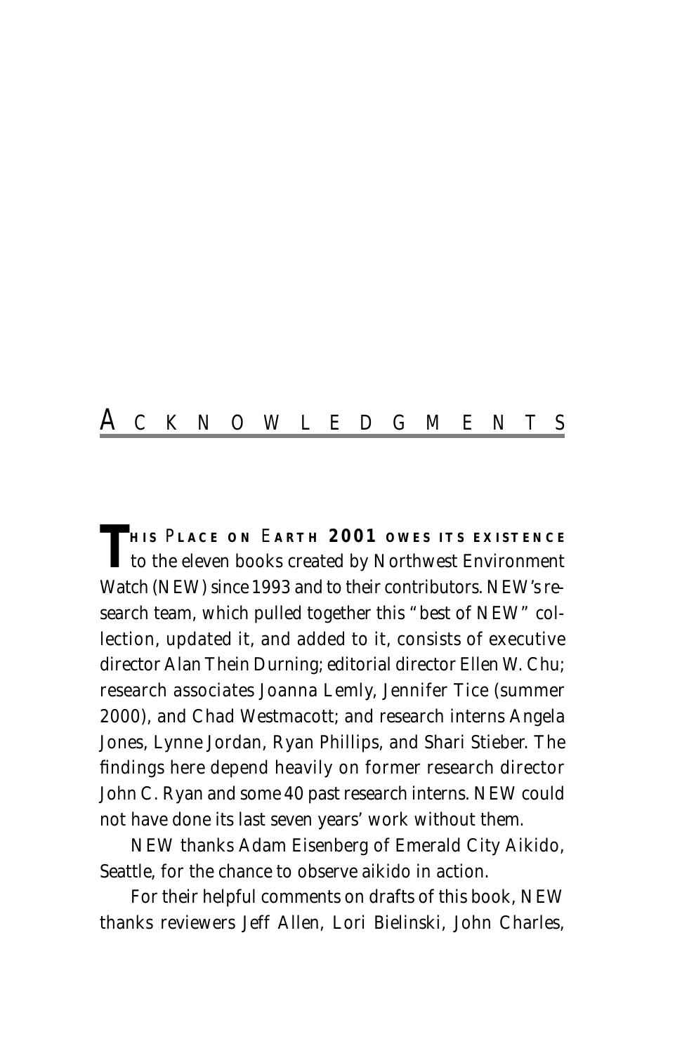# ACKNOWLEDGMENTS

**THIS PLACE ON EARTH 2001 OWES ITS EXISTENCE** to the eleven books created by Northwest Environment Watch (NEW) since 1993 and to their contributors. NEW's research team, which pulled together this "best of NEW" collection, updated it, and added to it, consists of executive director Alan Thein Durning; editorial director Ellen W. Chu; research associates Joanna Lemly, Jennifer Tice (summer 2000), and Chad Westmacott; and research interns Angela Jones, Lynne Jordan, Ryan Phillips, and Shari Stieber. The findings here depend heavily on former research director John C. Ryan and some 40 past research interns. NEW could not have done its last seven years' work without them.

NEW thanks Adam Eisenberg of Emerald City Aikido, Seattle, for the chance to observe aikido in action.

For their helpful comments on drafts of this book, NEW thanks reviewers Jeff Allen, Lori Bielinski, John Charles,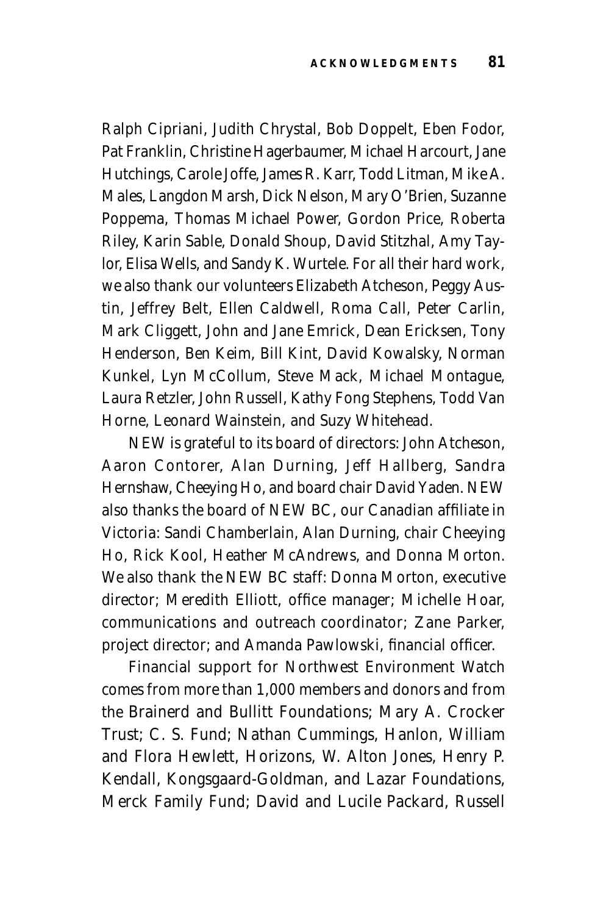Ralph Cipriani, Judith Chrystal, Bob Doppelt, Eben Fodor, Pat Franklin, Christine Hagerbaumer, Michael Harcourt, Jane Hutchings, Carole Joffe, James R. Karr, Todd Litman, Mike A. Males, Langdon Marsh, Dick Nelson, Mary O'Brien, Suzanne Poppema, Thomas Michael Power, Gordon Price, Roberta Riley, Karin Sable, Donald Shoup, David Stitzhal, Amy Taylor, Elisa Wells, and Sandy K. Wurtele. For all their hard work, we also thank our volunteers Elizabeth Atcheson, Peggy Austin, Jeffrey Belt, Ellen Caldwell, Roma Call, Peter Carlin, Mark Cliggett, John and Jane Emrick, Dean Ericksen, Tony Henderson, Ben Keim, Bill Kint, David Kowalsky, Norman Kunkel, Lyn McCollum, Steve Mack, Michael Montague, Laura Retzler, John Russell, Kathy Fong Stephens, Todd Van Horne, Leonard Wainstein, and Suzy Whitehead.

NEW is grateful to its board of directors: John Atcheson, Aaron Contorer, Alan Durning, Jeff Hallberg, Sandra Hernshaw, Cheeying Ho, and board chair David Yaden. NEW also thanks the board of NEW BC, our Canadian affiliate in Victoria: Sandi Chamberlain, Alan Durning, chair Cheeying Ho, Rick Kool, Heather McAndrews, and Donna Morton. We also thank the NEW BC staff: Donna Morton, executive director; Meredith Elliott, office manager; Michelle Hoar, communications and outreach coordinator; Zane Parker, project director; and Amanda Pawlowski, financial officer.

Financial support for Northwest Environment Watch comes from more than 1,000 members and donors and from the Brainerd and Bullitt Foundations; Mary A. Crocker Trust; C. S. Fund; Nathan Cummings, Hanlon, William and Flora Hewlett, Horizons, W. Alton Jones, Henry P. Kendall, Kongsgaard-Goldman, and Lazar Foundations, Merck Family Fund; David and Lucile Packard, Russell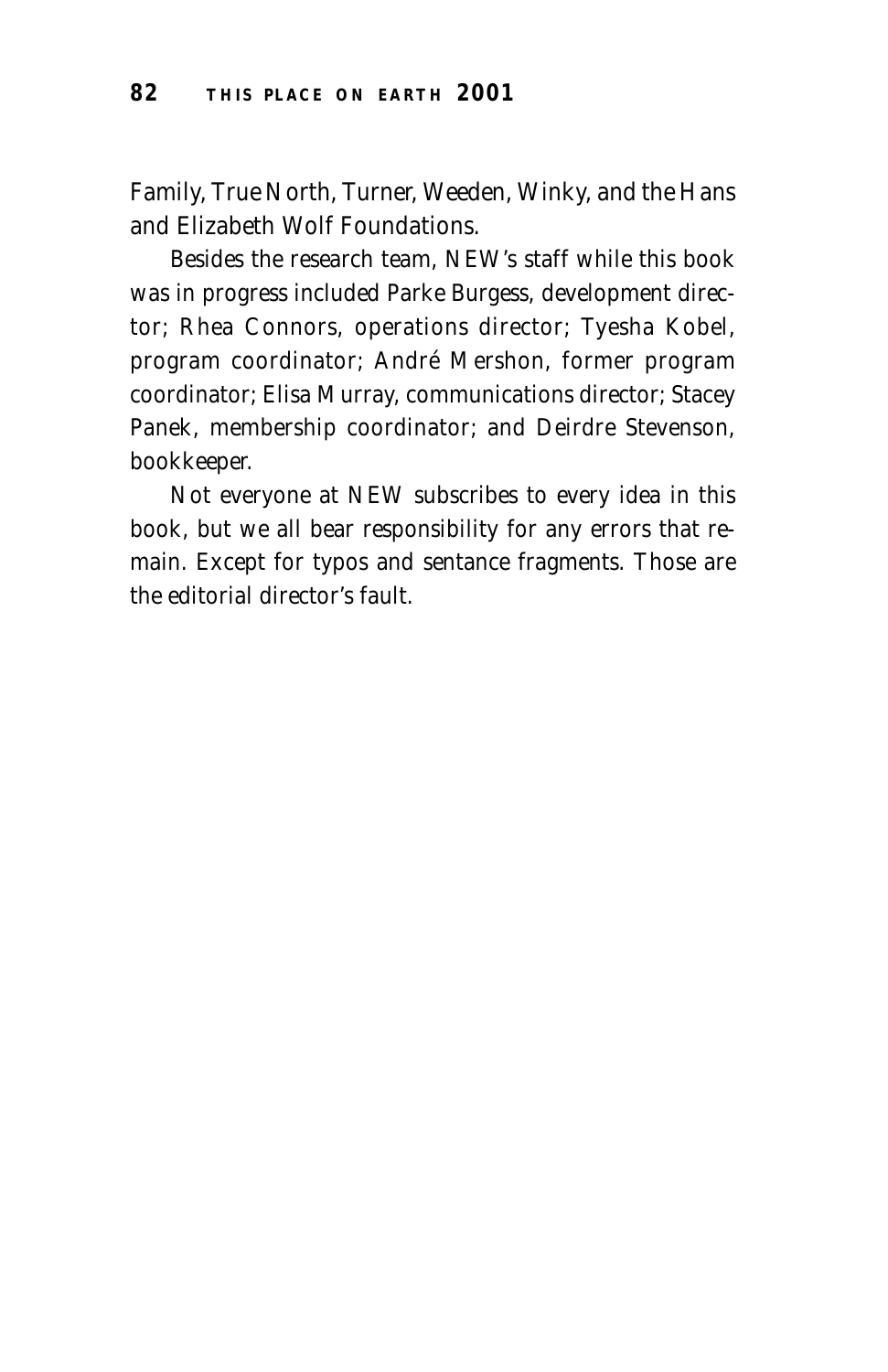Family, True North, Turner, Weeden, Winky, and the Hans and Elizabeth Wolf Foundations.

Besides the research team, NEW's staff while this book was in progress included Parke Burgess, development director; Rhea Connors, operations director; Tyesha Kobel, program coordinator; André Mershon, former program coordinator; Elisa Murray, communications director; Stacey Panek, membership coordinator; and Deirdre Stevenson, bookkeeper.

Not everyone at NEW subscribes to every idea in this book, but we all bear responsibility for any errors that remain. Except for typos and sentance fragments. Those are the editorial director's fault.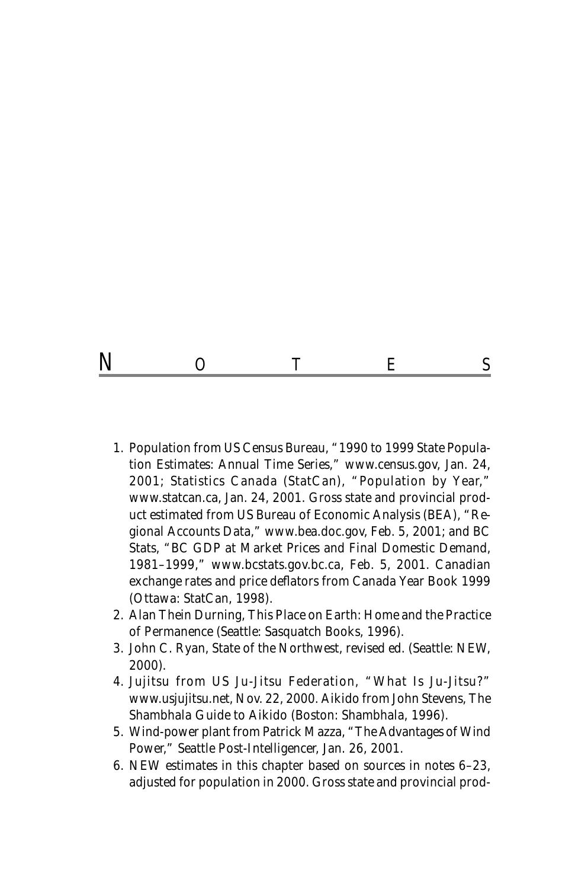# NOTES

1. Population from US Census Bureau, "1990 to 1999 State Population Estimates: Annual Time Series," www.census.gov, Jan. 24, 2001; Statistics Canada (StatCan), "Population by Year," www.statcan.ca, Jan. 24, 2001. Gross state and provincial product estimated from US Bureau of Economic Analysis (BEA), "Regional Accounts Data," www.bea.doc.gov, Feb. 5, 2001; and BC Stats, "BC GDP at Market Prices and Final Domestic Demand, 1981–1999," www.bcstats.gov.bc.ca, Feb. 5, 2001. Canadian exchange rates and price deflators from *Canada Year Book 1999* (Ottawa: StatCan, 1998).
2. Alan Thein Durning, *This Place on Earth: Home and the Practice of Permanence* (Seattle: Sasquatch Books, 1996).
3. John C. Ryan, *State of the Northwest*, revised ed. (Seattle: NEW, 2000).
4. Jujitsu from US Ju-Jitsu Federation, "What Is Ju-Jitsu?" www.usjujitsu.net, Nov. 22, 2000. Aikido from John Stevens, *The Shambhala Guide to Aikido* (Boston: Shambhala, 1996).
5. Wind-power plant from Patrick Mazza, "The Advantages of Wind Power," *Seattle Post-Intelligencer*, Jan. 26, 2001.
6. NEW estimates in this chapter based on sources in notes 6–23, adjusted for population in 2000. Gross state and provincial prod-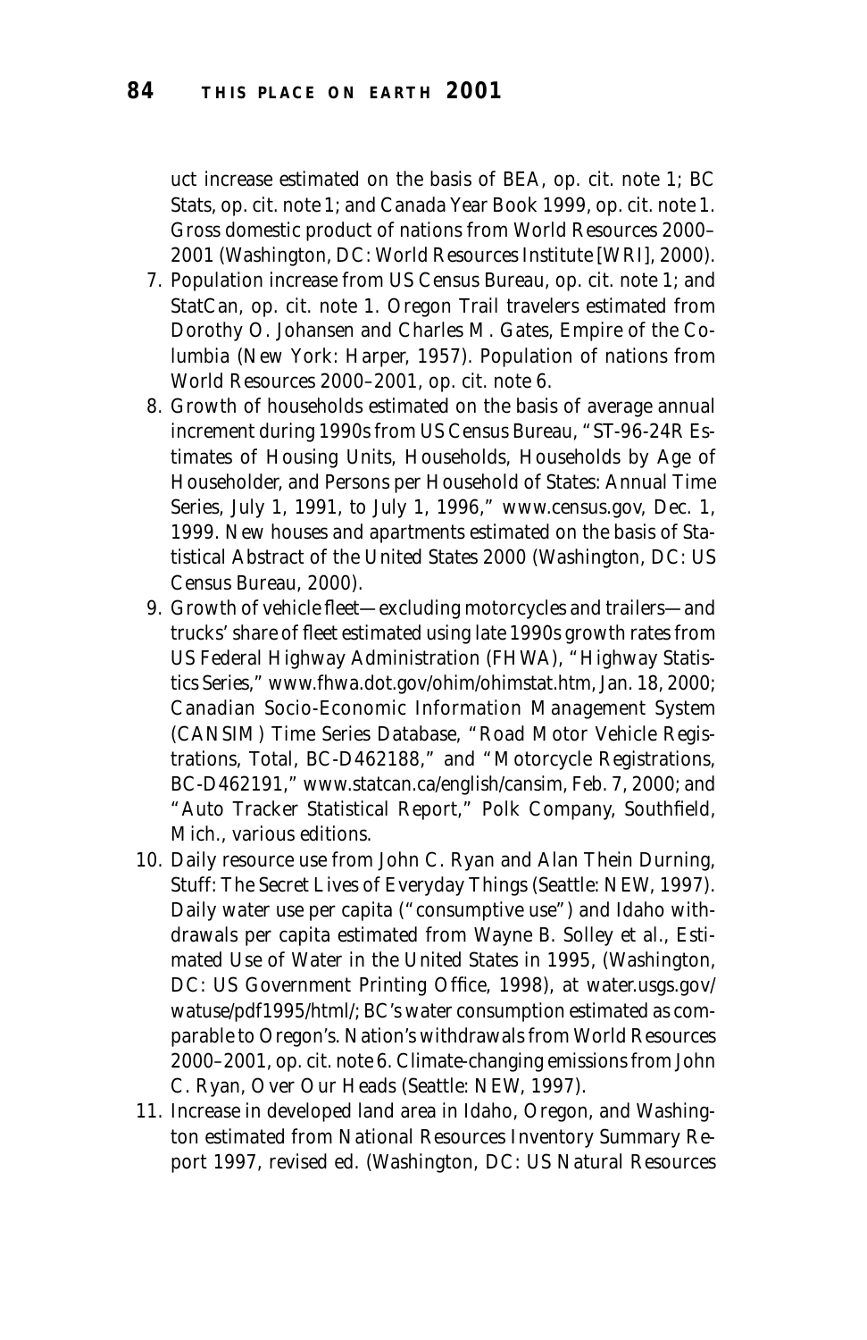uct increase estimated on the basis of BEA, op. cit. note 1; BC Stats, op. cit. note 1; and Canada Year Book 1999, op. cit. note 1. Gross domestic product of nations from World Resources 2000–2001 (Washington, DC: World Resources Institute [WRI], 2000).

7. Population increase from US Census Bureau, op. cit. note 1; and StatCan, op. cit. note 1. Oregon Trail travelers estimated from Dorothy O. Johansen and Charles M. Gates, Empire of the Columbia (New York: Harper, 1957). Population of nations from World Resources 2000–2001, op. cit. note 6.
8. Growth of households estimated on the basis of average annual increment during 1990s from US Census Bureau, "ST-96-24R Estimates of Housing Units, Households, Households by Age of Householder, and Persons per Household of States: Annual Time Series, July 1, 1991, to July 1, 1996," www.census.gov, Dec. 1, 1999. New houses and apartments estimated on the basis of Statistical Abstract of the United States 2000 (Washington, DC: US Census Bureau, 2000).
9. Growth of vehicle fleet—excluding motorcycles and trailers—and trucks' share of fleet estimated using late 1990s growth rates from US Federal Highway Administration (FHWA), "Highway Statistics Series," www.fhwa.dot.gov/ohim/ohimstat.htm, Jan. 18, 2000; Canadian Socio-Economic Information Management System (CANSIM) Time Series Database, "Road Motor Vehicle Registrations, Total, BC-D462188," and "Motorcycle Registrations, BC-D462191," www.statcan.ca/english/cansim, Feb. 7, 2000; and "Auto Tracker Statistical Report," Polk Company, Southfield, Mich., various editions.
10. Daily resource use from John C. Ryan and Alan Thein Durning, Stuff: The Secret Lives of Everyday Things (Seattle: NEW, 1997). Daily water use per capita ("consumptive use") and Idaho withdrawals per capita estimated from Wayne B. Solley et al., Estimated Use of Water in the United States in 1995, (Washington, DC: US Government Printing Office, 1998), at water.usgs.gov/watuse/pdf1995/html/; BC's water consumption estimated as comparable to Oregon's. Nation's withdrawals from World Resources 2000–2001, op. cit. note 6. Climate-changing emissions from John C. Ryan, Over Our Heads (Seattle: NEW, 1997).
11. Increase in developed land area in Idaho, Oregon, and Washington estimated from National Resources Inventory Summary Report 1997, revised ed. (Washington, DC: US Natural Resources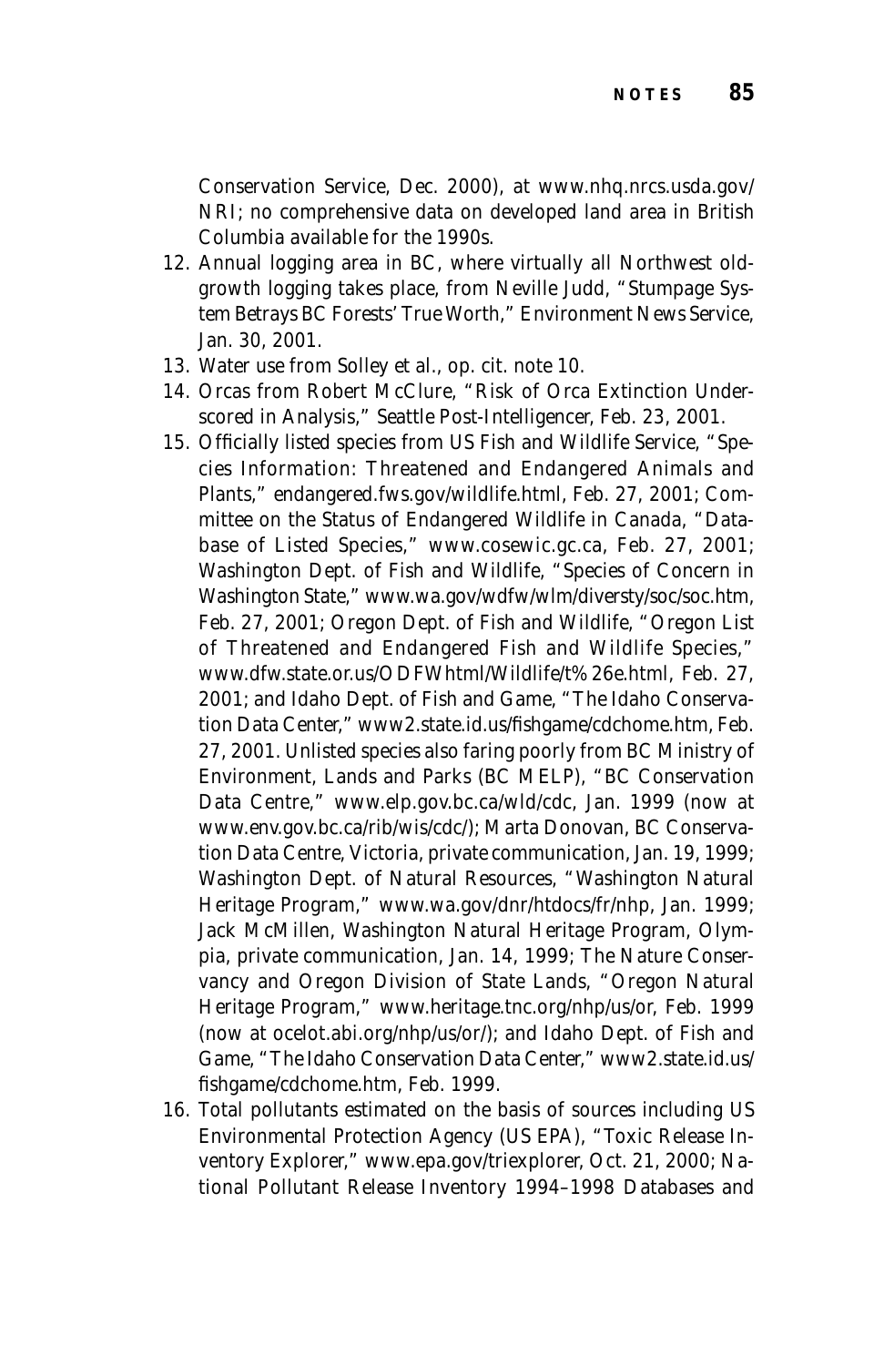Conservation Service, Dec. 2000), at www.nhq.nrcs.usda.gov/NRI; no comprehensive data on developed land area in British Columbia available for the 1990s.

12. Annual logging area in BC, where virtually all Northwest old-growth logging takes place, from Neville Judd, "Stumpage System Betrays BC Forests' True Worth," Environment News Service, Jan. 30, 2001.
13. Water use from Solley et al., op. cit. note 10.
14. Orcas from Robert McClure, "Risk of Orca Extinction Underscored in Analysis," Seattle Post-Intelligencer, Feb. 23, 2001.
15. Officially listed species from US Fish and Wildlife Service, "Species Information: Threatened and Endangered Animals and Plants," endangered.fws.gov/wildlife.html, Feb. 27, 2001; Committee on the Status of Endangered Wildlife in Canada, "Database of Listed Species," www.cosewic.gc.ca, Feb. 27, 2001; Washington Dept. of Fish and Wildlife, "Species of Concern in Washington State," www.wa.gov/wdfw/wlm/diversty/soc/soc.htm, Feb. 27, 2001; Oregon Dept. of Fish and Wildlife, "Oregon List of Threatened and Endangered Fish and Wildlife Species," www.dfw.state.or.us/ODFWhtml/Wildlife/t%26e.html, Feb. 27, 2001; and Idaho Dept. of Fish and Game, "The Idaho Conservation Data Center," www2.state.id.us/fishgame/cdchome.htm, Feb. 27, 2001. Unlisted species also faring poorly from BC Ministry of Environment, Lands and Parks (BC MELP), "BC Conservation Data Centre," www.elp.gov.bc.ca/wld/cdc, Jan. 1999 (now at www.env.gov.bc.ca/rib/wis/cdc/); Marta Donovan, BC Conservation Data Centre, Victoria, private communication, Jan. 19, 1999; Washington Dept. of Natural Resources, "Washington Natural Heritage Program," www.wa.gov/dnr/htdocs/fr/nhp, Jan. 1999; Jack McMillen, Washington Natural Heritage Program, Olympia, private communication, Jan. 14, 1999; The Nature Conservancy and Oregon Division of State Lands, "Oregon Natural Heritage Program," www.heritage.tnc.org/nhp/us/or, Feb. 1999 (now at ocelot.abi.org/nhp/us/or/); and Idaho Dept. of Fish and Game, "The Idaho Conservation Data Center," www2.state.id.us/fishgame/cdchome.htm, Feb. 1999.
16. Total pollutants estimated on the basis of sources including US Environmental Protection Agency (US EPA), "Toxic Release Inventory Explorer," www.epa.gov/triexplorer, Oct. 21, 2000; National Pollutant Release Inventory 1994–1998 Databases and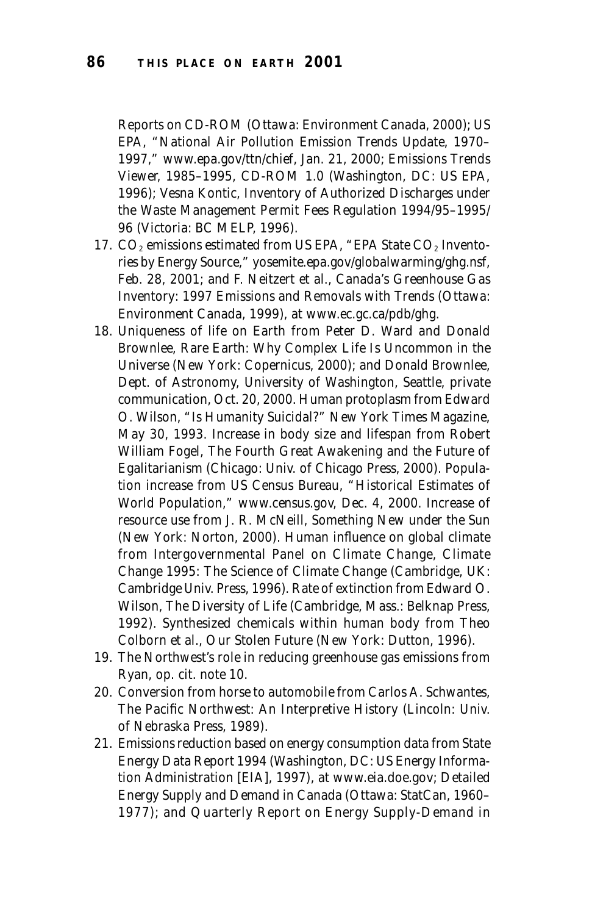Reports on CD-ROM (Ottawa: Environment Canada, 2000); US EPA, "National Air Pollution Emission Trends Update, 1970–1997," www.epa.gov/ttn/chief, Jan. 21, 2000; Emissions Trends Viewer, 1985–1995, CD-ROM 1.0 (Washington, DC: US EPA, 1996); Vesna Kontic, Inventory of Authorized Discharges under the Waste Management Permit Fees Regulation 1994/95–1995/96 (Victoria: BC MELP, 1996).

17. $CO_2$ emissions estimated from US EPA, "EPA State $CO_2$ Inventories by Energy Source," yosemite.epa.gov/globalwarming/ghg.nsf, Feb. 28, 2001; and F. Neitzert et al., Canada's Greenhouse Gas Inventory: 1997 Emissions and Removals with Trends (Ottawa: Environment Canada, 1999), at www.ec.gc.ca/pdb/ghg.
18. Uniqueness of life on Earth from Peter D. Ward and Donald Brownlee, Rare Earth: Why Complex Life Is Uncommon in the Universe (New York: Copernicus, 2000); and Donald Brownlee, Dept. of Astronomy, University of Washington, Seattle, private communication, Oct. 20, 2000. Human protoplasm from Edward O. Wilson, "Is Humanity Suicidal?" New York Times Magazine, May 30, 1993. Increase in body size and lifespan from Robert William Fogel, The Fourth Great Awakening and the Future of Egalitarianism (Chicago: Univ. of Chicago Press, 2000). Population increase from US Census Bureau, "Historical Estimates of World Population," www.census.gov, Dec. 4, 2000. Increase of resource use from J. R. McNeill, Something New under the Sun (New York: Norton, 2000). Human influence on global climate from Intergovernmental Panel on Climate Change, Climate Change 1995: The Science of Climate Change (Cambridge, UK: Cambridge Univ. Press, 1996). Rate of extinction from Edward O. Wilson, The Diversity of Life (Cambridge, Mass.: Belknap Press, 1992). Synthesized chemicals within human body from Theo Colborn et al., Our Stolen Future (New York: Dutton, 1996).
19. The Northwest's role in reducing greenhouse gas emissions from Ryan, op. cit. note 10.
20. Conversion from horse to automobile from Carlos A. Schwantes, The Pacific Northwest: An Interpretive History (Lincoln: Univ. of Nebraska Press, 1989).
21. Emissions reduction based on energy consumption data from State Energy Data Report 1994 (Washington, DC: US Energy Information Administration [EIA], 1997), at www.eia.doe.gov; Detailed Energy Supply and Demand in Canada (Ottawa: StatCan, 1960–1977); and Quarterly Report on Energy Supply-Demand in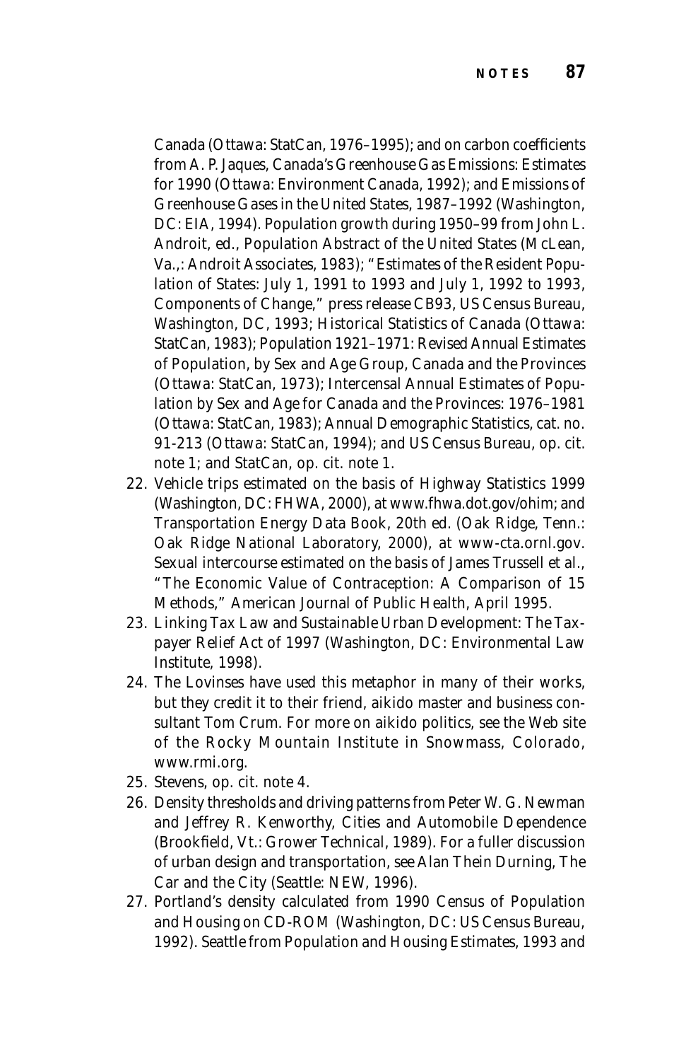Canada (Ottawa: StatCan, 1976–1995); and on carbon coefficients from A. P. Jaques, Canada's Greenhouse Gas Emissions: Estimates for 1990 (Ottawa: Environment Canada, 1992); and Emissions of Greenhouse Gases in the United States, 1987–1992 (Washington, DC: EIA, 1994). Population growth during 1950–99 from John L. Androit, ed., Population Abstract of the United States (McLean, Va.,: Androit Associates, 1983); "Estimates of the Resident Population of States: July 1, 1991 to 1993 and July 1, 1992 to 1993, Components of Change," press release CB93, US Census Bureau, Washington, DC, 1993; Historical Statistics of Canada (Ottawa: StatCan, 1983); Population 1921–1971: Revised Annual Estimates of Population, by Sex and Age Group, Canada and the Provinces (Ottawa: StatCan, 1973); Intercensal Annual Estimates of Population by Sex and Age for Canada and the Provinces: 1976–1981 (Ottawa: StatCan, 1983); Annual Demographic Statistics, cat. no. 91-213 (Ottawa: StatCan, 1994); and US Census Bureau, op. cit. note 1; and StatCan, op. cit. note 1.

22. Vehicle trips estimated on the basis of Highway Statistics 1999 (Washington, DC: FHWA, 2000), at www.fhwa.dot.gov/ohim; and Transportation Energy Data Book, 20th ed. (Oak Ridge, Tenn.: Oak Ridge National Laboratory, 2000), at www-cta.ornl.gov. Sexual intercourse estimated on the basis of James Trussell et al., "The Economic Value of Contraception: A Comparison of 15 Methods," American Journal of Public Health, April 1995.
23. Linking Tax Law and Sustainable Urban Development: The Taxpayer Relief Act of 1997 (Washington, DC: Environmental Law Institute, 1998).
24. The Lovinses have used this metaphor in many of their works, but they credit it to their friend, aikido master and business consultant Tom Crum. For more on aikido politics, see the Web site of the Rocky Mountain Institute in Snowmass, Colorado, www.rmi.org.
25. Stevens, op. cit. note 4.
26. Density thresholds and driving patterns from Peter W. G. Newman and Jeffrey R. Kenworthy, Cities and Automobile Dependence (Brookfield, Vt.: Grower Technical, 1989). For a fuller discussion of urban design and transportation, see Alan Thein Durning, The Car and the City (Seattle: NEW, 1996).
27. Portland's density calculated from 1990 Census of Population and Housing on CD-ROM (Washington, DC: US Census Bureau, 1992). Seattle from Population and Housing Estimates, 1993 and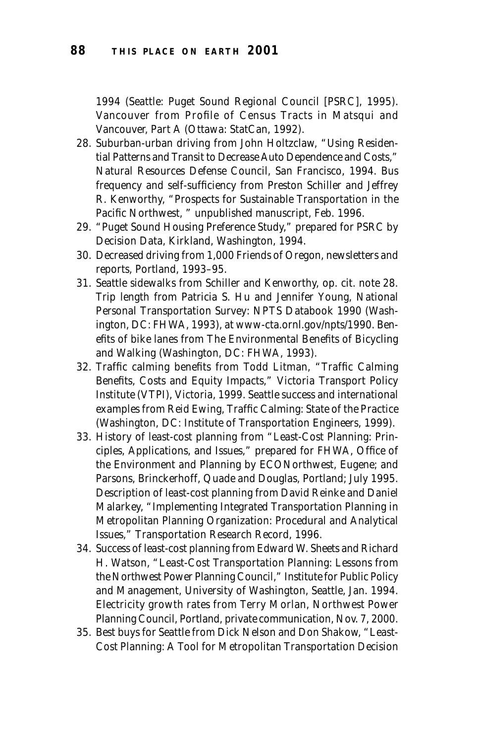1994 (Seattle: Puget Sound Regional Council [PSRC], 1995). Vancouver from *Profile of Census Tracts in Matsqui and Vancouver, Part A* (Ottawa: StatCan, 1992).

28. Suburban-urban driving from John Holtzclaw, "Using Residential Patterns and Transit to Decrease Auto Dependence and Costs," Natural Resources Defense Council, San Francisco, 1994. Bus frequency and self-sufficiency from Preston Schiller and Jeffrey R. Kenworthy, "Prospects for Sustainable Transportation in the Pacific Northwest, " unpublished manuscript, Feb. 1996.
29. "Puget Sound Housing Preference Study," prepared for PSRC by Decision Data, Kirkland, Washington, 1994.
30. Decreased driving from 1,000 Friends of Oregon, newsletters and reports, Portland, 1993–95.
31. Seattle sidewalks from Schiller and Kenworthy, op. cit. note 28. Trip length from Patricia S. Hu and Jennifer Young, *National Personal Transportation Survey: NPTS Databook 1990* (Washington, DC: FHWA, 1993), at www-cta.ornl.gov/npts/1990. Benefits of bike lanes from *The Environmental Benefits of Bicycling and Walking* (Washington, DC: FHWA, 1993).
32. Traffic calming benefits from Todd Litman, "Traffic Calming Benefits, Costs and Equity Impacts," Victoria Transport Policy Institute (VTPI), Victoria, 1999. Seattle success and international examples from Reid Ewing, *Traffic Calming: State of the Practice* (Washington, DC: Institute of Transportation Engineers, 1999).
33. History of least-cost planning from "Least-Cost Planning: Principles, Applications, and Issues," prepared for FHWA, Office of the Environment and Planning by ECONorthwest, Eugene; and Parsons, Brinckerhoff, Quade and Douglas, Portland; July 1995. Description of least-cost planning from David Reinke and Daniel Malarkey, "Implementing Integrated Transportation Planning in Metropolitan Planning Organization: Procedural and Analytical Issues," *Transportation Research Record*, 1996.
34. Success of least-cost planning from Edward W. Sheets and Richard H. Watson, "Least-Cost Transportation Planning: Lessons from the Northwest Power Planning Council," Institute for Public Policy and Management, University of Washington, Seattle, Jan. 1994. Electricity growth rates from Terry Morlan, Northwest Power Planning Council, Portland, private communication, Nov. 7, 2000.
35. Best buys for Seattle from Dick Nelson and Don Shakow, "Least-Cost Planning: A Tool for Metropolitan Transportation Decision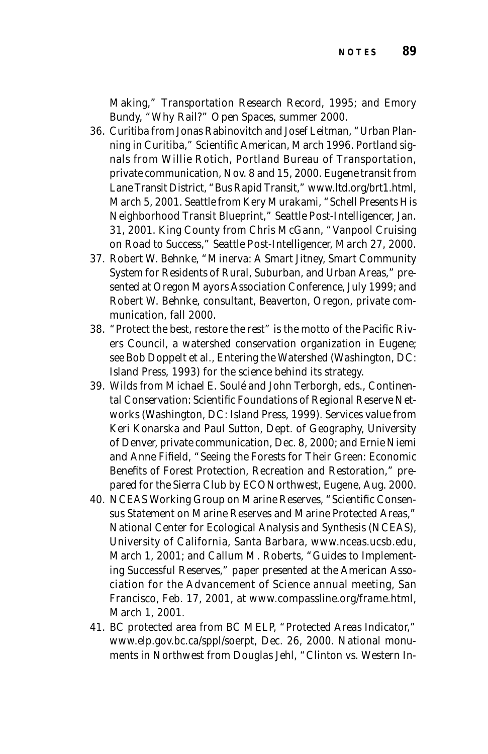Making," Transportation Research Record, 1995; and Emory Bundy, "Why Rail?" Open Spaces, summer 2000.

36. Curitiba from Jonas Rabinovitch and Josef Leitman, "Urban Planning in Curitiba," Scientific American, March 1996. Portland signals from Willie Rotich, Portland Bureau of Transportation, private communication, Nov. 8 and 15, 2000. Eugene transit from Lane Transit District, "Bus Rapid Transit," www.ltd.org/brt1.html, March 5, 2001. Seattle from Kery Murakami, "Schell Presents His Neighborhood Transit Blueprint," Seattle Post-Intelligencer, Jan. 31, 2001. King County from Chris McGann, "Vanpool Cruising on Road to Success," Seattle Post-Intelligencer, March 27, 2000.
37. Robert W. Behnke, "Minerva: A Smart Jitney, Smart Community System for Residents of Rural, Suburban, and Urban Areas," presented at Oregon Mayors Association Conference, July 1999; and Robert W. Behnke, consultant, Beaverton, Oregon, private communication, fall 2000.
38. "Protect the best, restore the rest" is the motto of the Pacific Rivers Council, a watershed conservation organization in Eugene; see Bob Doppelt et al., Entering the Watershed (Washington, DC: Island Press, 1993) for the science behind its strategy.
39. Wilds from Michael E. Soulé and John Terborgh, eds., Continental Conservation: Scientific Foundations of Regional Reserve Networks (Washington, DC: Island Press, 1999). Services value from Keri Konarska and Paul Sutton, Dept. of Geography, University of Denver, private communication, Dec. 8, 2000; and Ernie Niemi and Anne Fifield, "Seeing the Forests for Their Green: Economic Benefits of Forest Protection, Recreation and Restoration," prepared for the Sierra Club by ECONorthwest, Eugene, Aug. 2000.
40. NCEAS Working Group on Marine Reserves, "Scientific Consensus Statement on Marine Reserves and Marine Protected Areas," National Center for Ecological Analysis and Synthesis (NCEAS), University of California, Santa Barbara, www.nceas.ucsb.edu, March 1, 2001; and Callum M. Roberts, "Guides to Implementing Successful Reserves," paper presented at the American Association for the Advancement of Science annual meeting, San Francisco, Feb. 17, 2001, at www.compassline.org/frame.html, March 1, 2001.
41. BC protected area from BC MELP, "Protected Areas Indicator," www.elp.gov.bc.ca/sppl/soerpt, Dec. 26, 2000. National monuments in Northwest from Douglas Jehl, "Clinton vs. Western In-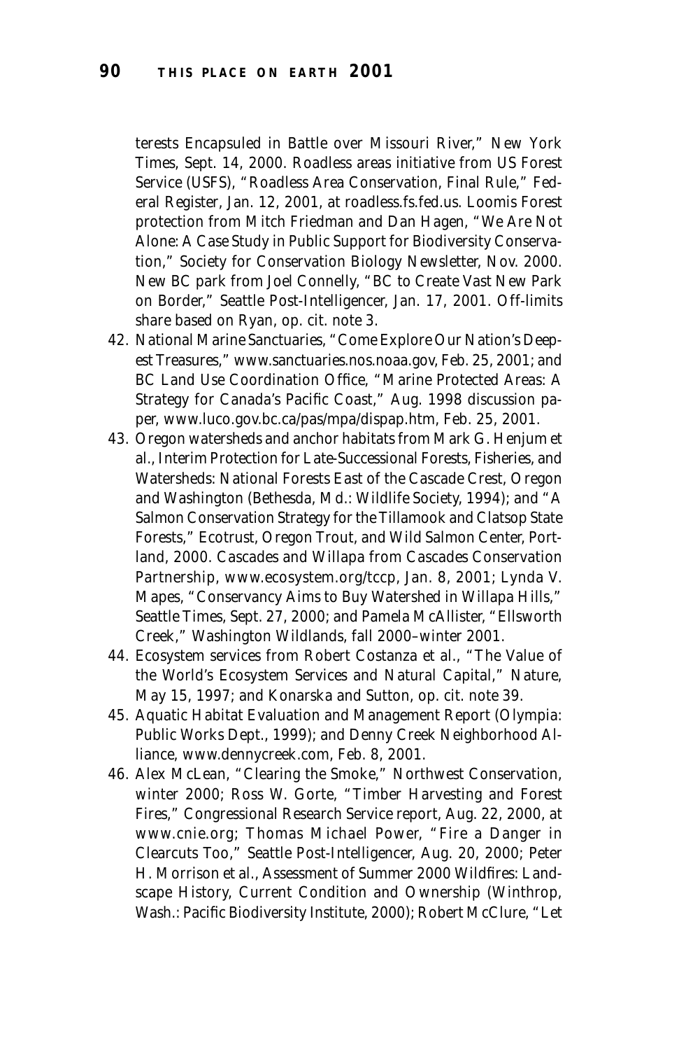terests Encapsuled in Battle over Missouri River," New York Times, Sept. 14, 2000. Roadless areas initiative from US Forest Service (USFS), "Roadless Area Conservation, Final Rule," Federal Register, Jan. 12, 2001, at roadless.fs.fed.us. Loomis Forest protection from Mitch Friedman and Dan Hagen, "We Are Not Alone: A Case Study in Public Support for Biodiversity Conservation," Society for Conservation Biology Newsletter, Nov. 2000. New BC park from Joel Connelly, "BC to Create Vast New Park on Border," Seattle Post-Intelligencer, Jan. 17, 2001. Off-limits share based on Ryan, op. cit. note 3.

42. National Marine Sanctuaries, "Come Explore Our Nation's Deepest Treasures," www.sanctuaries.nos.noaa.gov, Feb. 25, 2001; and BC Land Use Coordination Office, "Marine Protected Areas: A Strategy for Canada's Pacific Coast," Aug. 1998 discussion paper, www.luco.gov.bc.ca/pas/mpa/dispap.htm, Feb. 25, 2001.
43. Oregon watersheds and anchor habitats from Mark G. Henjum et al., *Interim Protection for Late-Successional Forests, Fisheries, and Watersheds: National Forests East of the Cascade Crest, Oregon and Washington* (Bethesda, Md.: Wildlife Society, 1994); and "A Salmon Conservation Strategy for the Tillamook and Clatsop State Forests," Ecotrust, Oregon Trout, and Wild Salmon Center, Portland, 2000. Cascades and Willapa from Cascades Conservation Partnership, www.ecosystem.org/tccp, Jan. 8, 2001; Lynda V. Mapes, "Conservancy Aims to Buy Watershed in Willapa Hills," Seattle Times, Sept. 27, 2000; and Pamela McAllister, "Ellsworth Creek," Washington Wildlands, fall 2000–winter 2001.
44. Ecosystem services from Robert Costanza et al., "The Value of the World's Ecosystem Services and Natural Capital," Nature, May 15, 1997; and Konarska and Sutton, op. cit. note 39.
45. *Aquatic Habitat Evaluation and Management Report* (Olympia: Public Works Dept., 1999); and Denny Creek Neighborhood Alliance, www.dennycreek.com, Feb. 8, 2001.
46. Alex McLean, "Clearing the Smoke," Northwest Conservation, winter 2000; Ross W. Gorte, "Timber Harvesting and Forest Fires," Congressional Research Service report, Aug. 22, 2000, at www.cnie.org; Thomas Michael Power, "Fire a Danger in Clearcuts Too," Seattle Post-Intelligencer, Aug. 20, 2000; Peter H. Morrison et al., *Assessment of Summer 2000 Wildfires: Landscape History, Current Condition and Ownership* (Winthrop, Wash.: Pacific Biodiversity Institute, 2000); Robert McClure, "Let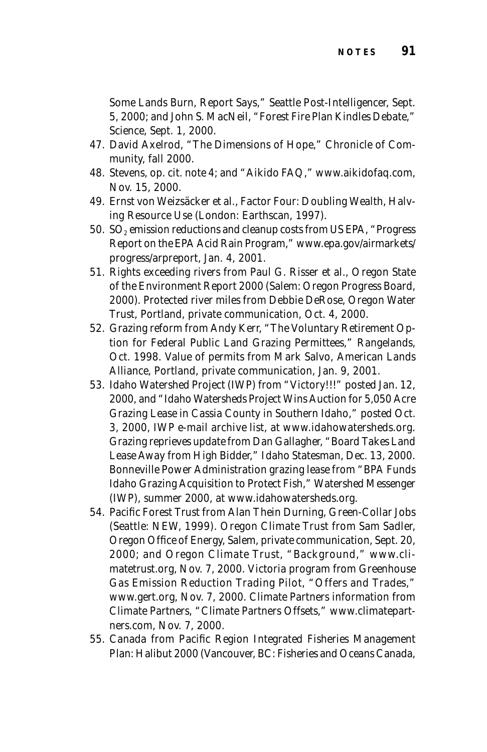Some Lands Burn, Report Says," Seattle Post-Intelligencer, Sept. 5, 2000; and John S. MacNeil, "Forest Fire Plan Kindles Debate," Science, Sept. 1, 2000.

47. David Axelrod, "The Dimensions of Hope," Chronicle of Community, fall 2000.
48. Stevens, op. cit. note 4; and "Aikido FAQ," www.aikidofaq.com, Nov. 15, 2000.
49. Ernst von Weizsäcker et al., Factor Four: Doubling Wealth, Halving Resource Use (London: Earthscan, 1997).
50. $SO_2$ emission reductions and cleanup costs from US EPA, "Progress Report on the EPA Acid Rain Program," www.epa.gov/airmarkets/progress/arpreport, Jan. 4, 2001.
51. Rights exceeding rivers from Paul G. Risser et al., Oregon State of the Environment Report 2000 (Salem: Oregon Progress Board, 2000). Protected river miles from Debbie DeRose, Oregon Water Trust, Portland, private communication, Oct. 4, 2000.
52. Grazing reform from Andy Kerr, "The Voluntary Retirement Option for Federal Public Land Grazing Permittees," Rangelands, Oct. 1998. Value of permits from Mark Salvo, American Lands Alliance, Portland, private communication, Jan. 9, 2001.
53. Idaho Watershed Project (IWP) from "Victory!!!" posted Jan. 12, 2000, and "Idaho Watersheds Project Wins Auction for 5,050 Acre Grazing Lease in Cassia County in Southern Idaho," posted Oct. 3, 2000, IWP e-mail archive list, at www.idahowatersheds.org. Grazing reprieves update from Dan Gallagher, "Board Takes Land Lease Away from High Bidder," Idaho Statesman, Dec. 13, 2000. Bonneville Power Administration grazing lease from "BPA Funds Idaho Grazing Acquisition to Protect Fish," Watershed Messenger (IWP), summer 2000, at www.idahowatersheds.org.
54. Pacific Forest Trust from Alan Thein Durning, Green-Collar Jobs (Seattle: NEW, 1999). Oregon Climate Trust from Sam Sadler, Oregon Office of Energy, Salem, private communication, Sept. 20, 2000; and Oregon Climate Trust, "Background," www.climatetrust.org, Nov. 7, 2000. Victoria program from Greenhouse Gas Emission Reduction Trading Pilot, "Offers and Trades," www.gert.org, Nov. 7, 2000. Climate Partners information from Climate Partners, "Climate Partners Offsets," www.climatepartners.com, Nov. 7, 2000.
55. Canada from Pacific Region Integrated Fisheries Management Plan: Halibut 2000 (Vancouver, BC: Fisheries and Oceans Canada,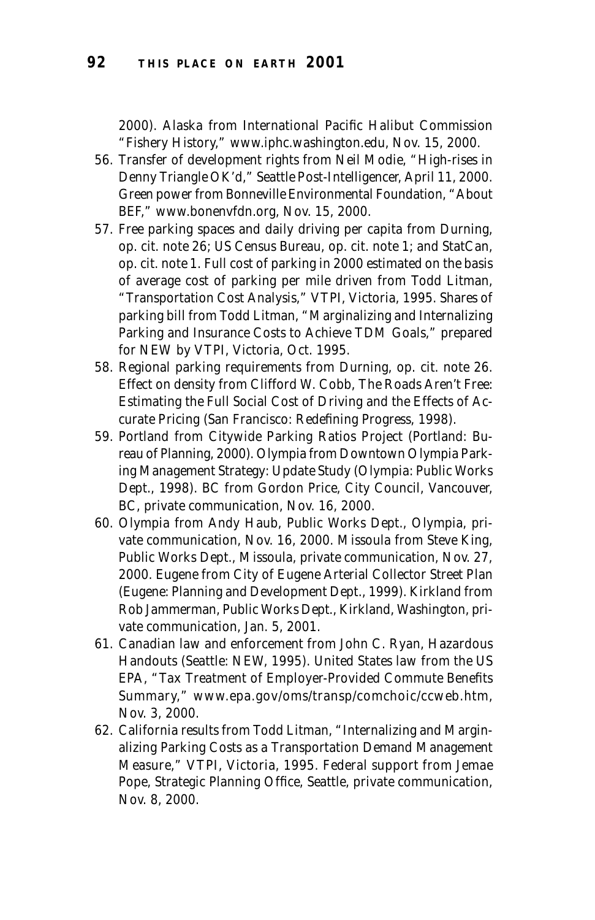2000). Alaska from International Pacific Halibut Commission "Fishery History," www.iphc.washington.edu, Nov. 15, 2000.

56. Transfer of development rights from Neil Modie, "High-rises in Denny Triangle OK'd," *Seattle Post-Intelligencer*, April 11, 2000. Green power from Bonneville Environmental Foundation, "About BEF," www.bonenvfdn.org, Nov. 15, 2000.
57. Free parking spaces and daily driving per capita from Durning, op. cit. note 26; US Census Bureau, op. cit. note 1; and StatCan, op. cit. note 1. Full cost of parking in 2000 estimated on the basis of average cost of parking per mile driven from Todd Litman, "Transportation Cost Analysis," VTPI, Victoria, 1995. Shares of parking bill from Todd Litman, "Marginalizing and Internalizing Parking and Insurance Costs to Achieve TDM Goals," prepared for NEW by VTPI, Victoria, Oct. 1995.
58. Regional parking requirements from Durning, op. cit. note 26. Effect on density from Clifford W. Cobb, *The Roads Aren't Free: Estimating the Full Social Cost of Driving and the Effects of Accurate Pricing* (San Francisco: Redefining Progress, 1998).
59. Portland from *Citywide Parking Ratios Project* (Portland: Bureau of Planning, 2000). Olympia from *Downtown Olympia Parking Management Strategy: Update Study* (Olympia: Public Works Dept., 1998). BC from Gordon Price, City Council, Vancouver, BC, private communication, Nov. 16, 2000.
60. Olympia from Andy Haub, Public Works Dept., Olympia, private communication, Nov. 16, 2000. Missoula from Steve King, Public Works Dept., Missoula, private communication, Nov. 27, 2000. Eugene from *City of Eugene Arterial Collector Street Plan* (Eugene: Planning and Development Dept., 1999). Kirkland from Rob Jammerman, Public Works Dept., Kirkland, Washington, private communication, Jan. 5, 2001.
61. Canadian law and enforcement from John C. Ryan, *Hazardous Handouts* (Seattle: NEW, 1995). United States law from the US EPA, "Tax Treatment of Employer-Provided Commute Benefits Summary," www.epa.gov/oms/transp/comchoic/ccweb.htm, Nov. 3, 2000.
62. California results from Todd Litman, "Internalizing and Marginalizing Parking Costs as a Transportation Demand Management Measure," VTPI, Victoria, 1995. Federal support from Jemae Pope, Strategic Planning Office, Seattle, private communication, Nov. 8, 2000.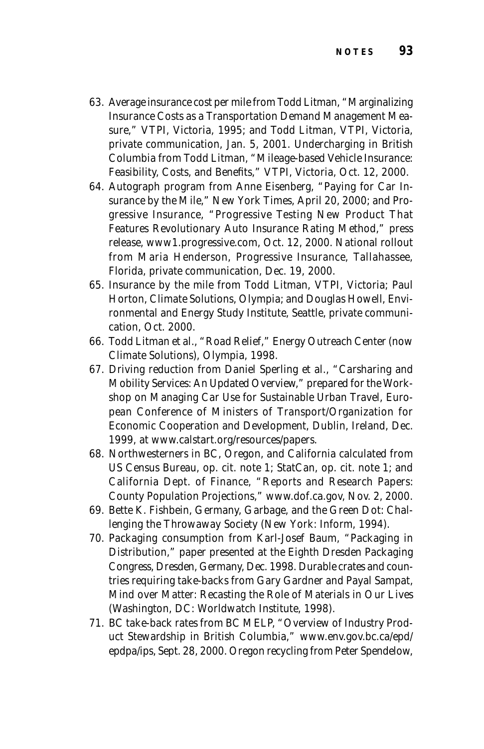63. Average insurance cost per mile from Todd Litman, "Marginalizing Insurance Costs as a Transportation Demand Management Measure," VTPI, Victoria, 1995; and Todd Litman, VTPI, Victoria, private communication, Jan. 5, 2001. Undercharging in British Columbia from Todd Litman, "Mileage-based Vehicle Insurance: Feasibility, Costs, and Benefits," VTPI, Victoria, Oct. 12, 2000.
64. Autograph program from Anne Eisenberg, "Paying for Car Insurance by the Mile," New York Times, April 20, 2000; and Progressive Insurance, "Progressive Testing New Product That Features Revolutionary Auto Insurance Rating Method," press release, www1.progressive.com, Oct. 12, 2000. National rollout from Maria Henderson, Progressive Insurance, Tallahassee, Florida, private communication, Dec. 19, 2000.
65. Insurance by the mile from Todd Litman, VTPI, Victoria; Paul Horton, Climate Solutions, Olympia; and Douglas Howell, Environmental and Energy Study Institute, Seattle, private communication, Oct. 2000.
66. Todd Litman et al., "Road Relief," Energy Outreach Center (now Climate Solutions), Olympia, 1998.
67. Driving reduction from Daniel Sperling et al., "Carsharing and Mobility Services: An Updated Overview," prepared for the Workshop on Managing Car Use for Sustainable Urban Travel, European Conference of Ministers of Transport/Organization for Economic Cooperation and Development, Dublin, Ireland, Dec. 1999, at www.calstart.org/resources/papers.
68. Northwesterners in BC, Oregon, and California calculated from US Census Bureau, op. cit. note 1; StatCan, op. cit. note 1; and California Dept. of Finance, "Reports and Research Papers: County Population Projections," www.dof.ca.gov, Nov. 2, 2000.
69. Bette K. Fishbein, Germany, Garbage, and the Green Dot: Challenging the Throwaway Society (New York: Inform, 1994).
70. Packaging consumption from Karl-Josef Baum, "Packaging in Distribution," paper presented at the Eighth Dresden Packaging Congress, Dresden, Germany, Dec. 1998. Durable crates and countries requiring take-backs from Gary Gardner and Payal Sampat, Mind over Matter: Recasting the Role of Materials in Our Lives (Washington, DC: Worldwatch Institute, 1998).
71. BC take-back rates from BC MELP, "Overview of Industry Product Stewardship in British Columbia," www.env.gov.bc.ca/epd/epdpa/ips, Sept. 28, 2000. Oregon recycling from Peter Spendelow,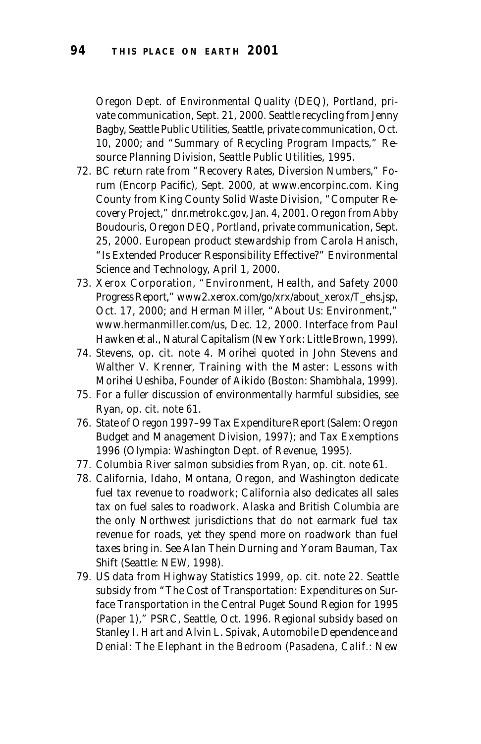Oregon Dept. of Environmental Quality (DEQ), Portland, private communication, Sept. 21, 2000. Seattle recycling from Jenny Bagby, Seattle Public Utilities, Seattle, private communication, Oct. 10, 2000; and "Summary of Recycling Program Impacts," Resource Planning Division, Seattle Public Utilities, 1995.

72. BC return rate from "Recovery Rates, Diversion Numbers," Forum (Encorp Pacific), Sept. 2000, at www.encorpinc.com. King County from King County Solid Waste Division, "Computer Recovery Project," dnr.metrokc.gov, Jan. 4, 2001. Oregon from Abby Boudouris, Oregon DEQ, Portland, private communication, Sept. 25, 2000. European product stewardship from Carola Hanisch, "Is Extended Producer Responsibility Effective?" Environmental Science and Technology, April 1, 2000.
73. Xerox Corporation, "Environment, Health, and Safety 2000 Progress Report," www2.xerox.com/go/xrx/about_xerox/T_ehs.jsp, Oct. 17, 2000; and Herman Miller, "About Us: Environment," www.hermanmiller.com/us, Dec. 12, 2000. Interface from Paul Hawken et al., Natural Capitalism (New York: Little Brown, 1999).
74. Stevens, op. cit. note 4. Morihei quoted in John Stevens and Walther V. Krenner, Training with the Master: Lessons with Morihei Ueshiba, Founder of Aikido (Boston: Shambhala, 1999).
75. For a fuller discussion of environmentally harmful subsidies, see Ryan, op. cit. note 61.
76. State of Oregon 1997–99 Tax Expenditure Report (Salem: Oregon Budget and Management Division, 1997); and Tax Exemptions 1996 (Olympia: Washington Dept. of Revenue, 1995).
77. Columbia River salmon subsidies from Ryan, op. cit. note 61.
78. California, Idaho, Montana, Oregon, and Washington dedicate fuel tax revenue to roadwork; California also dedicates all sales tax on fuel sales to roadwork. Alaska and British Columbia are the only Northwest jurisdictions that do not earmark fuel tax revenue for roads, yet they spend more on roadwork than fuel taxes bring in. See Alan Thein Durning and Yoram Bauman, Tax Shift (Seattle: NEW, 1998).
79. US data from Highway Statistics 1999, op. cit. note 22. Seattle subsidy from "The Cost of Transportation: Expenditures on Surface Transportation in the Central Puget Sound Region for 1995 (Paper 1)," PSRC, Seattle, Oct. 1996. Regional subsidy based on Stanley I. Hart and Alvin L. Spivak, Automobile Dependence and Denial: The Elephant in the Bedroom (Pasadena, Calif.: New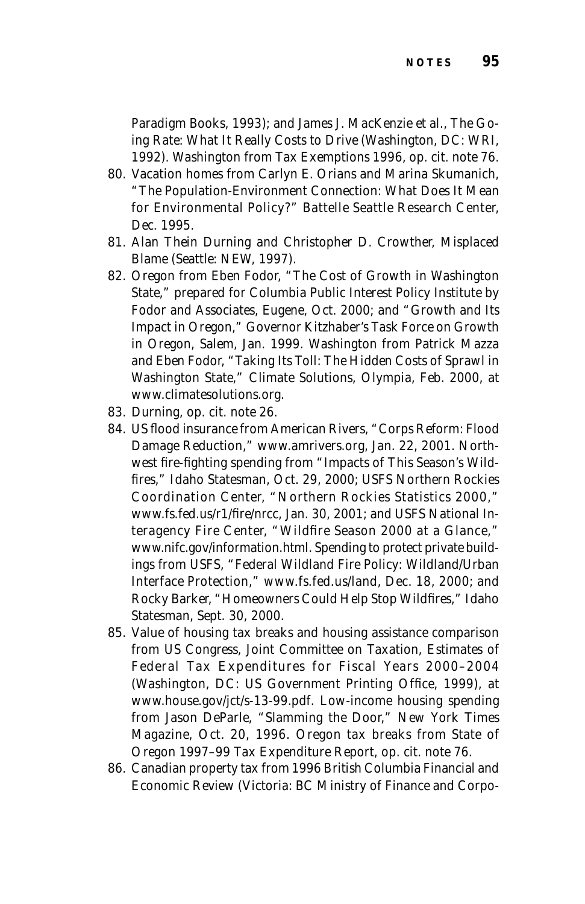Paradigm Books, 1993); and James J. MacKenzie et al., *The Going Rate: What It Really Costs to Drive* (Washington, DC: WRI, 1992). Washington from Tax Exemptions 1996, op. cit. note 76.

80. Vacation homes from Carlyn E. Orians and Marina Skumanich, "The Population-Environment Connection: What Does It Mean for Environmental Policy?" Battelle Seattle Research Center, Dec. 1995.
81. Alan Thein Durning and Christopher D. Crowther, *Misplaced Blame* (Seattle: NEW, 1997).
82. Oregon from Eben Fodor, "The Cost of Growth in Washington State," prepared for Columbia Public Interest Policy Institute by Fodor and Associates, Eugene, Oct. 2000; and "Growth and Its Impact in Oregon," Governor Kitzhaber's Task Force on Growth in Oregon, Salem, Jan. 1999. Washington from Patrick Mazza and Eben Fodor, "Taking Its Toll: The Hidden Costs of Sprawl in Washington State," Climate Solutions, Olympia, Feb. 2000, at www.climatesolutions.org.
83. Durning, op. cit. note 26.
84. US flood insurance from American Rivers, "Corps Reform: Flood Damage Reduction," www.amrivers.org, Jan. 22, 2001. Northwest fire-fighting spending from "Impacts of This Season's Wildfires," *Idaho Statesman*, Oct. 29, 2000; USFS Northern Rockies Coordination Center, "Northern Rockies Statistics 2000," www.fs.fed.us/r1/fire/nrcc, Jan. 30, 2001; and USFS National Interagency Fire Center, "Wildfire Season 2000 at a Glance," www.nifc.gov/information.html. Spending to protect private buildings from USFS, "Federal Wildland Fire Policy: Wildland/Urban Interface Protection," www.fs.fed.us/land, Dec. 18, 2000; and Rocky Barker, "Homeowners Could Help Stop Wildfires," *Idaho Statesman*, Sept. 30, 2000.
85. Value of housing tax breaks and housing assistance comparison from US Congress, Joint Committee on Taxation, *Estimates of Federal Tax Expenditures for Fiscal Years 2000–2004* (Washington, DC: US Government Printing Office, 1999), at www.house.gov/jct/s-13-99.pdf. Low-income housing spending from Jason DeParle, "Slamming the Door," *New York Times Magazine*, Oct. 20, 1996. Oregon tax breaks from *State of Oregon 1997–99 Tax Expenditure Report*, op. cit. note 76.
86. Canadian property tax from *1996 British Columbia Financial and Economic Review* (Victoria: BC Ministry of Finance and Corpo-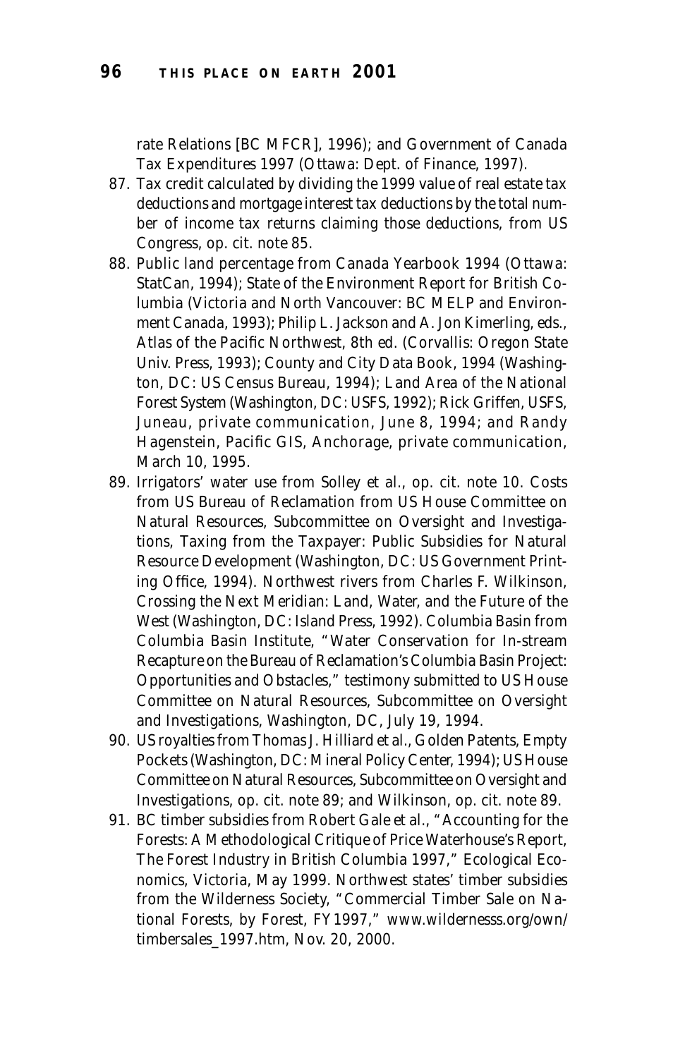rate Relations [BC MFCR], 1996); and Government of Canada *Tax Expenditures 1997* (Ottawa: Dept. of Finance, 1997).

87. Tax credit calculated by dividing the 1999 value of real estate tax deductions and mortgage interest tax deductions by the total number of income tax returns claiming those deductions, from US Congress, op. cit. note 85.
88. Public land percentage from *Canada Yearbook 1994* (Ottawa: StatCan, 1994); *State of the Environment Report for British Columbia* (Victoria and North Vancouver: BC MELP and Environment Canada, 1993); Philip L. Jackson and A. Jon Kimerling, eds., *Atlas of the Pacific Northwest*, 8th ed. (Corvallis: Oregon State Univ. Press, 1993); *County and City Data Book, 1994* (Washington, DC: US Census Bureau, 1994); *Land Area of the National Forest System* (Washington, DC: USFS, 1992); Rick Griffen, USFS, Juneau, private communication, June 8, 1994; and Randy Hagenstein, Pacific GIS, Anchorage, private communication, March 10, 1995.
89. Irrigators' water use from Solley et al., op. cit. note 10. Costs from US Bureau of Reclamation from US House Committee on Natural Resources, Subcommittee on Oversight and Investigations, *Taxing from the Taxpayer: Public Subsidies for Natural Resource Development* (Washington, DC: US Government Printing Office, 1994). Northwest rivers from Charles F. Wilkinson, *Crossing the Next Meridian: Land, Water, and the Future of the West* (Washington, DC: Island Press, 1992). Columbia Basin from Columbia Basin Institute, "Water Conservation for In-stream Recapture on the Bureau of Reclamation's Columbia Basin Project: Opportunities and Obstacles," testimony submitted to US House Committee on Natural Resources, Subcommittee on Oversight and Investigations, Washington, DC, July 19, 1994.
90. US royalties from Thomas J. Hilliard et al., *Golden Patents, Empty Pockets* (Washington, DC: Mineral Policy Center, 1994); US House Committee on Natural Resources, Subcommittee on Oversight and Investigations, op. cit. note 89; and Wilkinson, op. cit. note 89.
91. BC timber subsidies from Robert Gale et al., "Accounting for the Forests: A Methodological Critique of Price Waterhouse's Report, The Forest Industry in British Columbia 1997," Ecological Economics, Victoria, May 1999. Northwest states' timber subsidies from the Wilderness Society, "Commercial Timber Sale on National Forests, by Forest, FY1997," www.wildernesss.org/own/timbersales_1997.htm, Nov. 20, 2000.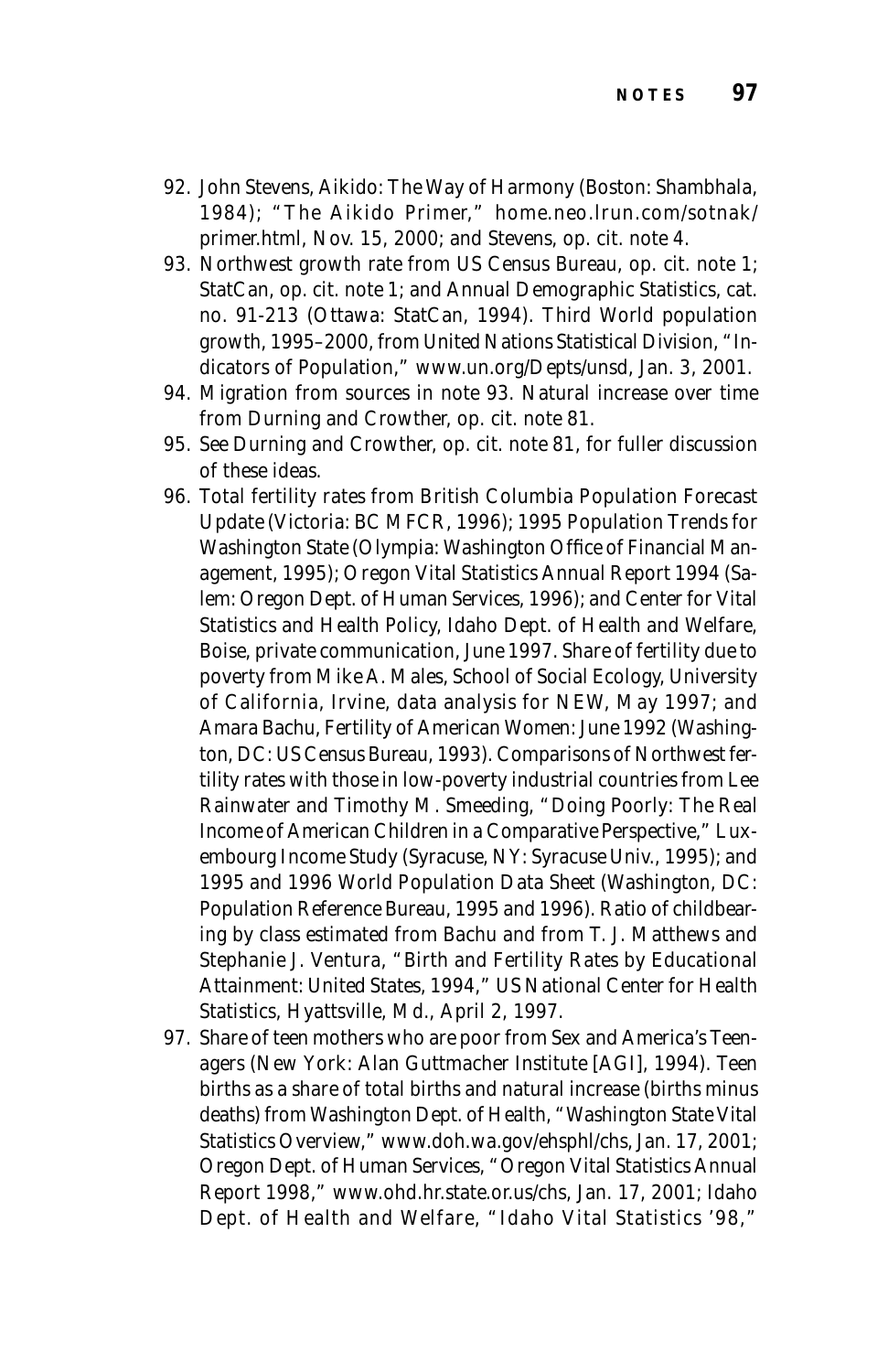92. John Stevens, *Aikido: The Way of Harmony* (Boston: Shambhala, 1984); "The Aikido Primer," home.neo.lrun.com/sotnak/primer.html, Nov. 15, 2000; and Stevens, op. cit. note 4.
93. Northwest growth rate from US Census Bureau, op. cit. note 1; StatCan, op. cit. note 1; and *Annual Demographic Statistics*, cat. no. 91-213 (Ottawa: StatCan, 1994). Third World population growth, 1995–2000, from United Nations Statistical Division, "Indicators of Population," www.un.org/Depts/unsd, Jan. 3, 2001.
94. Migration from sources in note 93. Natural increase over time from Durning and Crowther, op. cit. note 81.
95. See Durning and Crowther, op. cit. note 81, for fuller discussion of these ideas.
96. Total fertility rates from *British Columbia Population Forecast Update* (Victoria: BC MFCR, 1996); *1995 Population Trends for Washington State* (Olympia: Washington Office of Financial Management, 1995); *Oregon Vital Statistics Annual Report 1994* (Salem: Oregon Dept. of Human Services, 1996); and Center for Vital Statistics and Health Policy, Idaho Dept. of Health and Welfare, Boise, private communication, June 1997. Share of fertility due to poverty from Mike A. Males, School of Social Ecology, University of California, Irvine, data analysis for NEW, May 1997; and Amara Bachu, *Fertility of American Women: June 1992* (Washington, DC: US Census Bureau, 1993). Comparisons of Northwest fertility rates with those in low-poverty industrial countries from Lee Rainwater and Timothy M. Smeeding, "Doing Poorly: The Real Income of American Children in a Comparative Perspective," Luxembourg Income Study (Syracuse, NY: Syracuse Univ., 1995); and *1995 and 1996 World Population Data Sheet* (Washington, DC: Population Reference Bureau, 1995 and 1996). Ratio of childbearing by class estimated from Bachu and from T. J. Matthews and Stephanie J. Ventura, "Birth and Fertility Rates by Educational Attainment: United States, 1994," US National Center for Health Statistics, Hyattsville, Md., April 2, 1997.
97. Share of teen mothers who are poor from *Sex and America's Teenagers* (New York: Alan Guttmacher Institute [AGI], 1994). Teen births as a share of total births and natural increase (births minus deaths) from Washington Dept. of Health, "Washington State Vital Statistics Overview," www.doh.wa.gov/ehsphl/chs, Jan. 17, 2001; Oregon Dept. of Human Services, "Oregon Vital Statistics Annual Report 1998," www.ohd.hr.state.or.us/chs, Jan. 17, 2001; Idaho Dept. of Health and Welfare, "Idaho Vital Statistics '98,"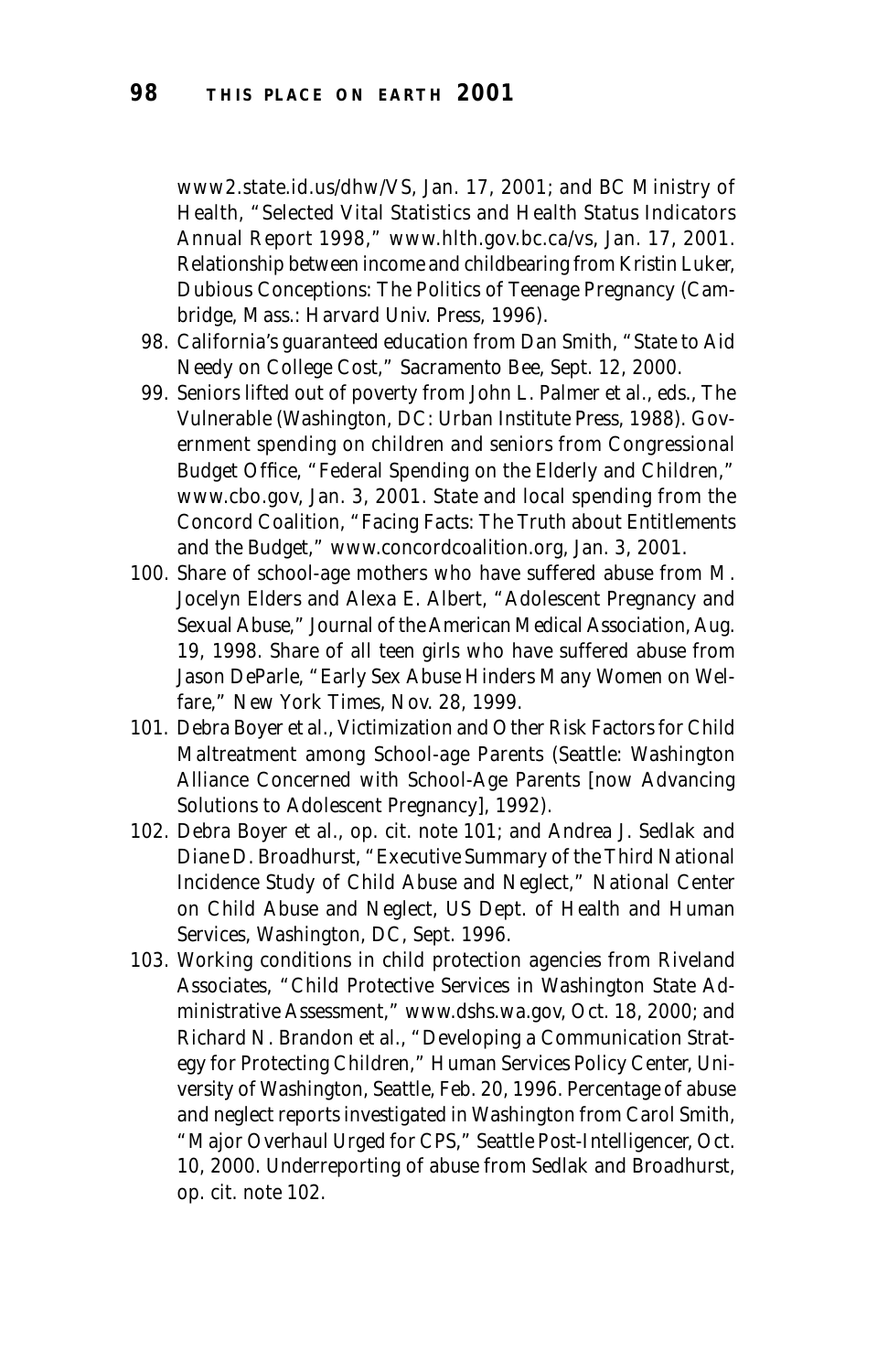www2.state.id.us/dhw/VS, Jan. 17, 2001; and BC Ministry of Health, "Selected Vital Statistics and Health Status Indicators Annual Report 1998," www.hlth.gov.bc.ca/vs, Jan. 17, 2001. Relationship between income and childbearing from Kristin Luker, *Dubious Conceptions: The Politics of Teenage Pregnancy* (Cambridge, Mass.: Harvard Univ. Press, 1996).

98. California's guaranteed education from Dan Smith, "State to Aid Needy on College Cost," *Sacramento Bee*, Sept. 12, 2000.
99. Seniors lifted out of poverty from John L. Palmer et al., eds., *The Vulnerable* (Washington, DC: Urban Institute Press, 1988). Government spending on children and seniors from Congressional Budget Office, "Federal Spending on the Elderly and Children," www.cbo.gov, Jan. 3, 2001. State and local spending from the Concord Coalition, "Facing Facts: The Truth about Entitlements and the Budget," www.concordcoalition.org, Jan. 3, 2001.
100. Share of school-age mothers who have suffered abuse from M. Jocelyn Elders and Alexa E. Albert, "Adolescent Pregnancy and Sexual Abuse," *Journal of the American Medical Association*, Aug. 19, 1998. Share of all teen girls who have suffered abuse from Jason DeParle, "Early Sex Abuse Hinders Many Women on Welfare," *New York Times*, Nov. 28, 1999.
101. Debra Boyer et al., *Victimization and Other Risk Factors for Child Maltreatment among School-age Parents* (Seattle: Washington Alliance Concerned with School-Age Parents [now Advancing Solutions to Adolescent Pregnancy], 1992).
102. Debra Boyer et al., op. cit. note 101; and Andrea J. Sedlak and Diane D. Broadhurst, "Executive Summary of the Third National Incidence Study of Child Abuse and Neglect," National Center on Child Abuse and Neglect, US Dept. of Health and Human Services, Washington, DC, Sept. 1996.
103. Working conditions in child protection agencies from Riveland Associates, "Child Protective Services in Washington State Administrative Assessment," www.dshs.wa.gov, Oct. 18, 2000; and Richard N. Brandon et al., "Developing a Communication Strategy for Protecting Children," Human Services Policy Center, University of Washington, Seattle, Feb. 20, 1996. Percentage of abuse and neglect reports investigated in Washington from Carol Smith, "Major Overhaul Urged for CPS," *Seattle Post-Intelligencer*, Oct. 10, 2000. Underreporting of abuse from Sedlak and Broadhurst, op. cit. note 102.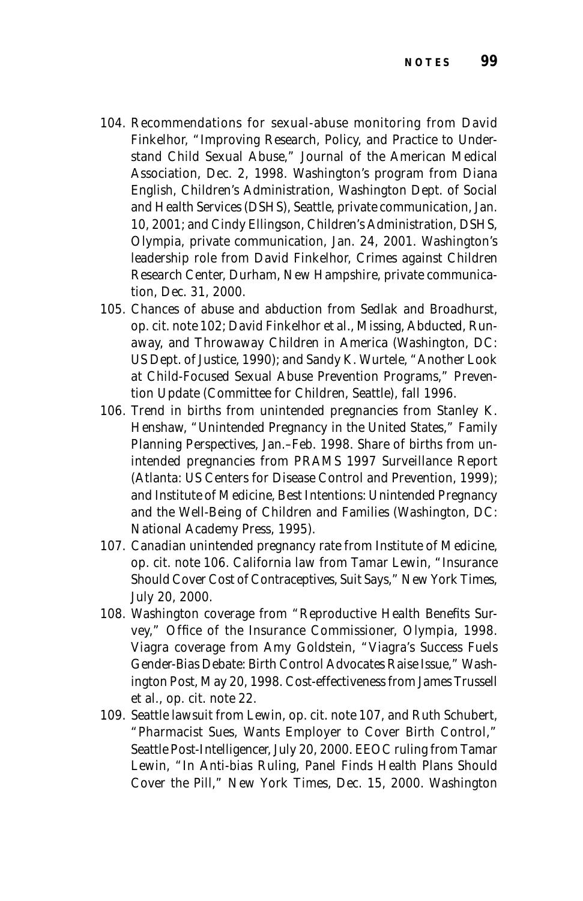104. Recommendations for sexual-abuse monitoring from David Finkelhor, "Improving Research, Policy, and Practice to Understand Child Sexual Abuse," Journal of the American Medical Association, Dec. 2, 1998. Washington's program from Diana English, Children's Administration, Washington Dept. of Social and Health Services (DSHS), Seattle, private communication, Jan. 10, 2001; and Cindy Ellingson, Children's Administration, DSHS, Olympia, private communication, Jan. 24, 2001. Washington's leadership role from David Finkelhor, Crimes against Children Research Center, Durham, New Hampshire, private communication, Dec. 31, 2000.
105. Chances of abuse and abduction from Sedlak and Broadhurst, op. cit. note 102; David Finkelhor et al., Missing, Abducted, Runaway, and Throwaway Children in America (Washington, DC: US Dept. of Justice, 1990); and Sandy K. Wurtele, "Another Look at Child-Focused Sexual Abuse Prevention Programs," Prevention Update (Committee for Children, Seattle), fall 1996.
106. Trend in births from unintended pregnancies from Stanley K. Henshaw, "Unintended Pregnancy in the United States," Family Planning Perspectives, Jan.–Feb. 1998. Share of births from unintended pregnancies from PRAMS 1997 Surveillance Report (Atlanta: US Centers for Disease Control and Prevention, 1999); and Institute of Medicine, Best Intentions: Unintended Pregnancy and the Well-Being of Children and Families (Washington, DC: National Academy Press, 1995).
107. Canadian unintended pregnancy rate from Institute of Medicine, op. cit. note 106. California law from Tamar Lewin, "Insurance Should Cover Cost of Contraceptives, Suit Says," New York Times, July 20, 2000.
108. Washington coverage from "Reproductive Health Benefits Survey," Office of the Insurance Commissioner, Olympia, 1998. Viagra coverage from Amy Goldstein, "Viagra's Success Fuels Gender-Bias Debate: Birth Control Advocates Raise Issue," Washington Post, May 20, 1998. Cost-effectiveness from James Trussell et al., op. cit. note 22.
109. Seattle lawsuit from Lewin, op. cit. note 107, and Ruth Schubert, "Pharmacist Sues, Wants Employer to Cover Birth Control," Seattle Post-Intelligencer, July 20, 2000. EEOC ruling from Tamar Lewin, "In Anti-bias Ruling, Panel Finds Health Plans Should Cover the Pill," New York Times, Dec. 15, 2000. Washington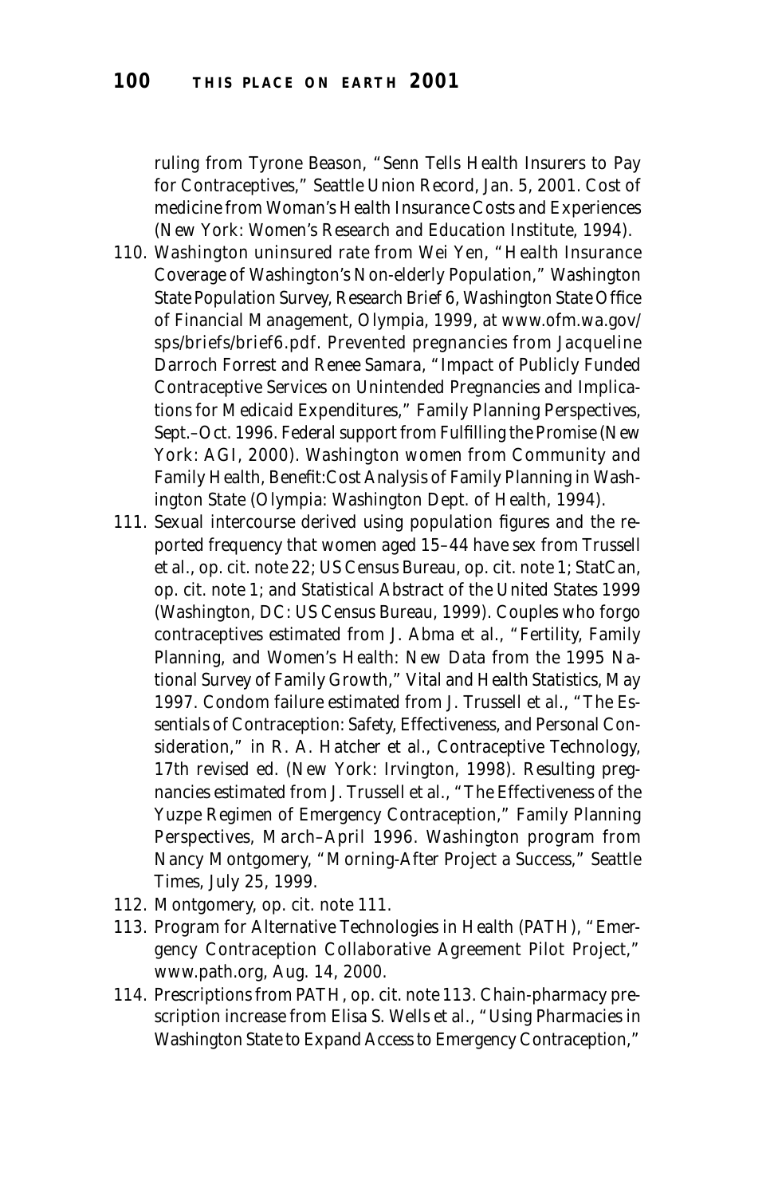ruling from Tyrone Beason, "Senn Tells Health Insurers to Pay for Contraceptives," *Seattle Union Record*, Jan. 5, 2001. Cost of medicine from *Woman's Health Insurance Costs and Experiences* (New York: Women's Research and Education Institute, 1994).

110. Washington uninsured rate from Wei Yen, "Health Insurance Coverage of Washington's Non-elderly Population," *Washington State Population Survey*, Research Brief 6, Washington State Office of Financial Management, Olympia, 1999, at www.ofm.wa.gov/sps/briefs/brief6.pdf. Prevented pregnancies from Jacqueline Darroch Forrest and Renee Samara, "Impact of Publicly Funded Contraceptive Services on Unintended Pregnancies and Implications for Medicaid Expenditures," *Family Planning Perspectives*, Sept.–Oct. 1996. Federal support from *Fulfilling the Promise* (New York: AGI, 2000). Washington women from Community and Family Health, *Benefit:Cost Analysis of Family Planning in Washington State* (Olympia: Washington Dept. of Health, 1994).
111. Sexual intercourse derived using population figures and the reported frequency that women aged 15–44 have sex from Trussell et al., op. cit. note 22; US Census Bureau, op. cit. note 1; StatCan, op. cit. note 1; and *Statistical Abstract of the United States 1999* (Washington, DC: US Census Bureau, 1999). Couples who forgo contraceptives estimated from J. Abma et al., "Fertility, Family Planning, and Women's Health: New Data from the 1995 National Survey of Family Growth," *Vital and Health Statistics*, May 1997. Condom failure estimated from J. Trussell et al., "The Essentials of Contraception: Safety, Effectiveness, and Personal Consideration," in R. A. Hatcher et al., *Contraceptive Technology*, 17th revised ed. (New York: Irvington, 1998). Resulting pregnancies estimated from J. Trussell et al., "The Effectiveness of the Yuzpe Regimen of Emergency Contraception," *Family Planning Perspectives*, March–April 1996. Washington program from Nancy Montgomery, "Morning-After Project a Success," *Seattle Times*, July 25, 1999.
112. Montgomery, op. cit. note 111.
113. Program for Alternative Technologies in Health (PATH), "Emergency Contraception Collaborative Agreement Pilot Project," www.path.org, Aug. 14, 2000.
114. Prescriptions from PATH, op. cit. note 113. Chain-pharmacy prescription increase from Elisa S. Wells et al., "Using Pharmacies in Washington State to Expand Access to Emergency Contraception,"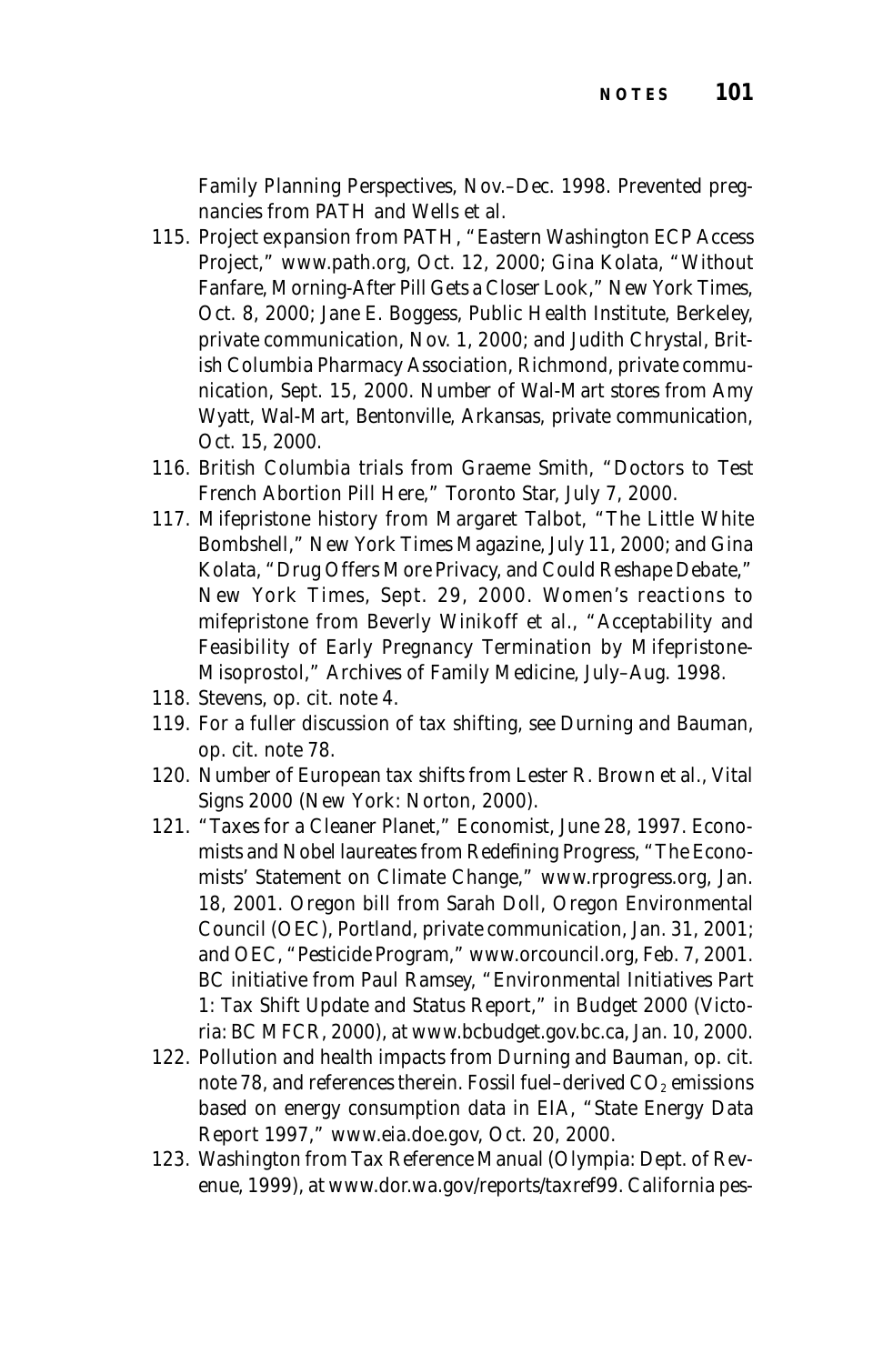Family Planning Perspectives, Nov.–Dec. 1998. Prevented pregnancies from PATH and Wells et al.

115. Project expansion from PATH, "Eastern Washington ECP Access Project," www.path.org, Oct. 12, 2000; Gina Kolata, "Without Fanfare, Morning-After Pill Gets a Closer Look," New York Times, Oct. 8, 2000; Jane E. Boggess, Public Health Institute, Berkeley, private communication, Nov. 1, 2000; and Judith Chrystal, British Columbia Pharmacy Association, Richmond, private communication, Sept. 15, 2000. Number of Wal-Mart stores from Amy Wyatt, Wal-Mart, Bentonville, Arkansas, private communication, Oct. 15, 2000.
116. British Columbia trials from Graeme Smith, "Doctors to Test French Abortion Pill Here," Toronto Star, July 7, 2000.
117. Mifepristone history from Margaret Talbot, "The Little White Bombshell," New York Times Magazine, July 11, 2000; and Gina Kolata, "Drug Offers More Privacy, and Could Reshape Debate," New York Times, Sept. 29, 2000. Women's reactions to mifepristone from Beverly Winikoff et al., "Acceptability and Feasibility of Early Pregnancy Termination by Mifepristone-Misoprostol," Archives of Family Medicine, July–Aug. 1998.
118. Stevens, op. cit. note 4.
119. For a fuller discussion of tax shifting, see Durning and Bauman, op. cit. note 78.
120. Number of European tax shifts from Lester R. Brown et al., Vital Signs 2000 (New York: Norton, 2000).
121. "Taxes for a Cleaner Planet," Economist, June 28, 1997. Economists and Nobel laureates from Redefining Progress, "The Economists' Statement on Climate Change," www.rprogress.org, Jan. 18, 2001. Oregon bill from Sarah Doll, Oregon Environmental Council (OEC), Portland, private communication, Jan. 31, 2001; and OEC, "Pesticide Program," www.orcouncil.org, Feb. 7, 2001. BC initiative from Paul Ramsey, "Environmental Initiatives Part 1: Tax Shift Update and Status Report," in Budget 2000 (Victoria: BC MFCR, 2000), at www.bcbudget.gov.bc.ca, Jan. 10, 2000.
122. Pollution and health impacts from Durning and Bauman, op. cit. note 78, and references therein. Fossil fuel–derived $CO_2$ emissions based on energy consumption data in EIA, "State Energy Data Report 1997," www.eia.doe.gov, Oct. 20, 2000.
123. Washington from Tax Reference Manual (Olympia: Dept. of Revenue, 1999), at www.dor.wa.gov/reports/taxref99. California pes-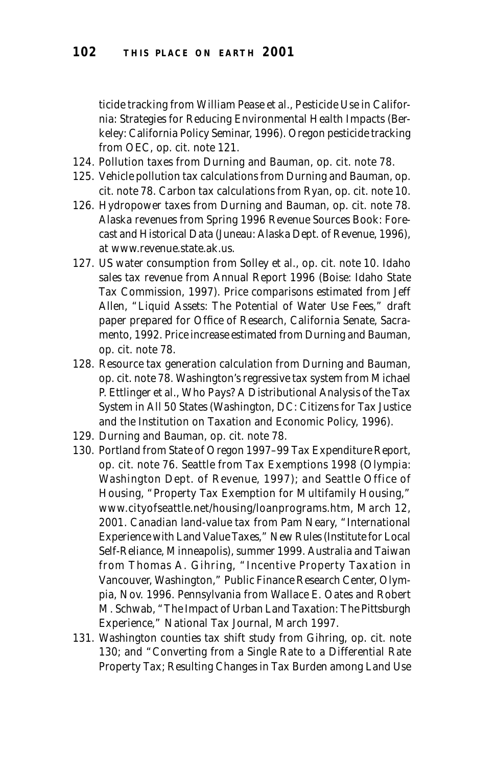ticide tracking from William Pease et al., *Pesticide Use in California: Strategies for Reducing Environmental Health Impacts* (Berkeley: California Policy Seminar, 1996). Oregon pesticide tracking from OEC, op. cit. note 121.

124. Pollution taxes from Durning and Bauman, op. cit. note 78.
125. Vehicle pollution tax calculations from Durning and Bauman, op. cit. note 78. Carbon tax calculations from Ryan, op. cit. note 10.
126. Hydropower taxes from Durning and Bauman, op. cit. note 78. Alaska revenues from *Spring 1996 Revenue Sources Book: Forecast and Historical Data* (Juneau: Alaska Dept. of Revenue, 1996), at www.revenue.state.ak.us.
127. US water consumption from Solley et al., op. cit. note 10. Idaho sales tax revenue from *Annual Report 1996* (Boise: Idaho State Tax Commission, 1997). Price comparisons estimated from Jeff Allen, "Liquid Assets: The Potential of Water Use Fees," draft paper prepared for Office of Research, California Senate, Sacramento, 1992. Price increase estimated from Durning and Bauman, op. cit. note 78.
128. Resource tax generation calculation from Durning and Bauman, op. cit. note 78. Washington's regressive tax system from Michael P. Ettlinger et al., *Who Pays? A Distributional Analysis of the Tax System in All 50 States* (Washington, DC: Citizens for Tax Justice and the Institution on Taxation and Economic Policy, 1996).
129. Durning and Bauman, op. cit. note 78.
130. Portland from *State of Oregon 1997–99 Tax Expenditure Report*, op. cit. note 76. Seattle from *Tax Exemptions 1998* (Olympia: Washington Dept. of Revenue, 1997); and Seattle Office of Housing, "Property Tax Exemption for Multifamily Housing," www.cityofseattle.net/housing/loanprograms.htm, March 12, 2001. Canadian land-value tax from Pam Neary, "International Experience with Land Value Taxes," *New Rules* (Institute for Local Self-Reliance, Minneapolis), summer 1999. Australia and Taiwan from Thomas A. Gihring, "Incentive Property Taxation in Vancouver, Washington," Public Finance Research Center, Olympia, Nov. 1996. Pennsylvania from Wallace E. Oates and Robert M. Schwab, "The Impact of Urban Land Taxation: The Pittsburgh Experience," *National Tax Journal*, March 1997.
131. Washington counties tax shift study from Gihring, op. cit. note 130; and "Converting from a Single Rate to a Differential Rate Property Tax; Resulting Changes in Tax Burden among Land Use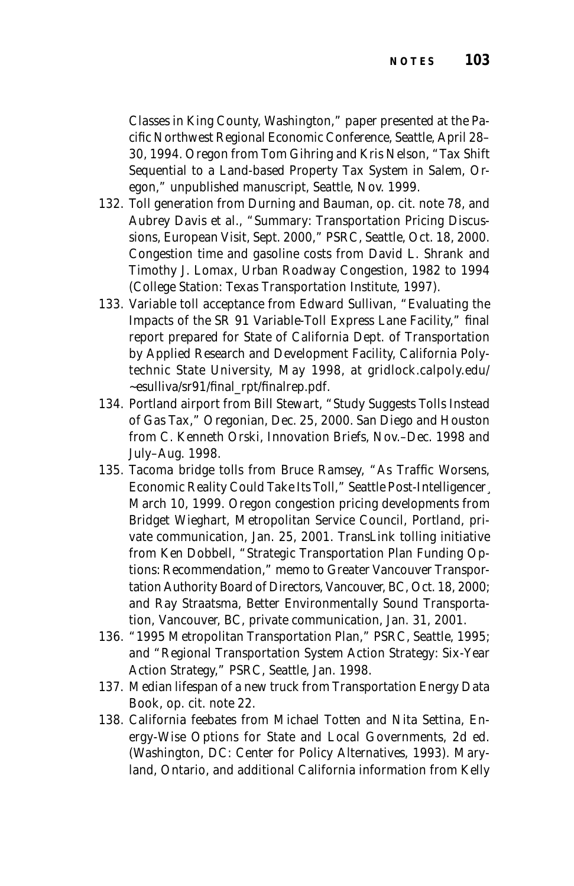Classes in King County, Washington," paper presented at the Pacific Northwest Regional Economic Conference, Seattle, April 28–30, 1994. Oregon from Tom Gihring and Kris Nelson, "Tax Shift Sequential to a Land-based Property Tax System in Salem, Oregon," unpublished manuscript, Seattle, Nov. 1999.

132. Toll generation from Durning and Bauman, op. cit. note 78, and Aubrey Davis et al., "Summary: Transportation Pricing Discussions, European Visit, Sept. 2000," PSRC, Seattle, Oct. 18, 2000. Congestion time and gasoline costs from David L. Shrank and Timothy J. Lomax, *Urban Roadway Congestion, 1982 to 1994* (College Station: Texas Transportation Institute, 1997).
133. Variable toll acceptance from Edward Sullivan, "Evaluating the Impacts of the SR 91 Variable-Toll Express Lane Facility," final report prepared for State of California Dept. of Transportation by Applied Research and Development Facility, California Polytechnic State University, May 1998, at gridlock.calpoly.edu/~esulliva/sr91/final_rpt/finalrep.pdf.
134. Portland airport from Bill Stewart, "Study Suggests Tolls Instead of Gas Tax," *Oregonian*, Dec. 25, 2000. San Diego and Houston from C. Kenneth Orski, *Innovation Briefs*, Nov.–Dec. 1998 and July–Aug. 1998.
135. Tacoma bridge tolls from Bruce Ramsey, "As Traffic Worsens, Economic Reality Could Take Its Toll," *Seattle Post-Intelligencer*¸ March 10, 1999. Oregon congestion pricing developments from Bridget Wieghart, Metropolitan Service Council, Portland, private communication, Jan. 25, 2001. TransLink tolling initiative from Ken Dobbell, "Strategic Transportation Plan Funding Options: Recommendation," memo to Greater Vancouver Transportation Authority Board of Directors, Vancouver, BC, Oct. 18, 2000; and Ray Straatsma, Better Environmentally Sound Transportation, Vancouver, BC, private communication, Jan. 31, 2001.
136. "1995 Metropolitan Transportation Plan," PSRC, Seattle, 1995; and "Regional Transportation System Action Strategy: Six-Year Action Strategy," PSRC, Seattle, Jan. 1998.
137. Median lifespan of a new truck from *Transportation Energy Data Book*, op. cit. note 22.
138. California feebates from Michael Totten and Nita Settina, *Energy-Wise Options for State and Local Governments*, 2d ed. (Washington, DC: Center for Policy Alternatives, 1993). Maryland, Ontario, and additional California information from Kelly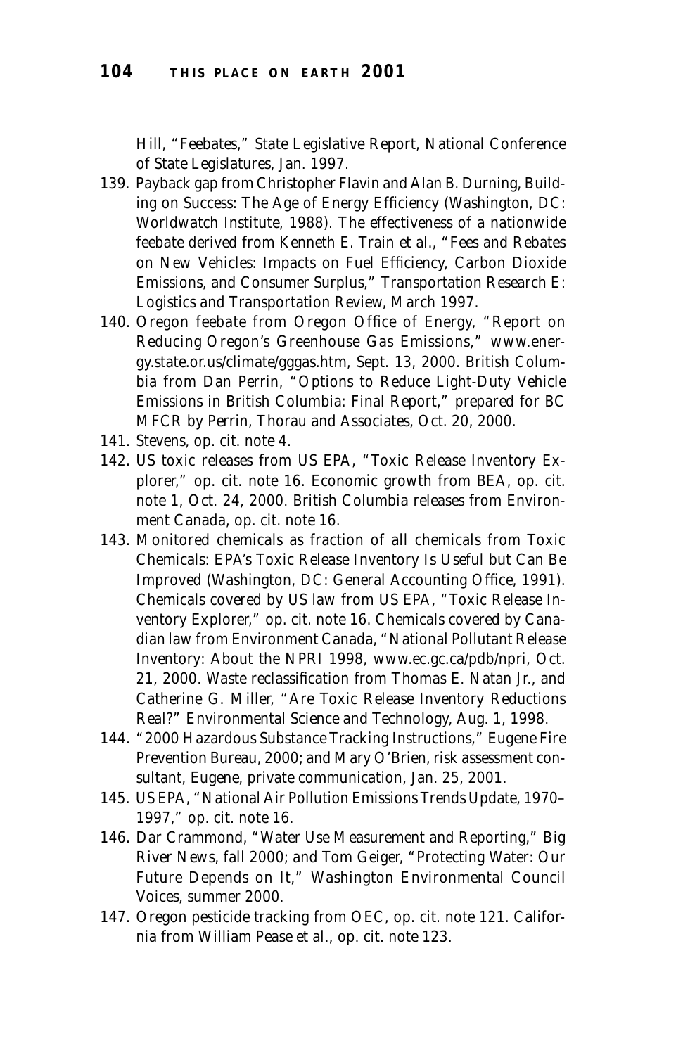Hill, "Feebates," State Legislative Report, National Conference of State Legislatures, Jan. 1997.

139. Payback gap from Christopher Flavin and Alan B. Durning, Building on Success: The Age of Energy Efficiency (Washington, DC: Worldwatch Institute, 1988). The effectiveness of a nationwide feebate derived from Kenneth E. Train et al., "Fees and Rebates on New Vehicles: Impacts on Fuel Efficiency, Carbon Dioxide Emissions, and Consumer Surplus," Transportation Research E: Logistics and Transportation Review, March 1997.
140. Oregon feebate from Oregon Office of Energy, "Report on Reducing Oregon's Greenhouse Gas Emissions," www.energy.state.or.us/climate/gggas.htm, Sept. 13, 2000. British Columbia from Dan Perrin, "Options to Reduce Light-Duty Vehicle Emissions in British Columbia: Final Report," prepared for BC MFCR by Perrin, Thorau and Associates, Oct. 20, 2000.
141. Stevens, op. cit. note 4.
142. US toxic releases from US EPA, "Toxic Release Inventory Explorer," op. cit. note 16. Economic growth from BEA, op. cit. note 1, Oct. 24, 2000. British Columbia releases from Environment Canada, op. cit. note 16.
143. Monitored chemicals as fraction of all chemicals from Toxic Chemicals: EPA's Toxic Release Inventory Is Useful but Can Be Improved (Washington, DC: General Accounting Office, 1991). Chemicals covered by US law from US EPA, "Toxic Release Inventory Explorer," op. cit. note 16. Chemicals covered by Canadian law from Environment Canada, "National Pollutant Release Inventory: About the NPRI 1998, www.ec.gc.ca/pdb/npri, Oct. 21, 2000. Waste reclassification from Thomas E. Natan Jr., and Catherine G. Miller, "Are Toxic Release Inventory Reductions Real?" Environmental Science and Technology, Aug. 1, 1998.
144. "2000 Hazardous Substance Tracking Instructions," Eugene Fire Prevention Bureau, 2000; and Mary O'Brien, risk assessment consultant, Eugene, private communication, Jan. 25, 2001.
145. US EPA, "National Air Pollution Emissions Trends Update, 1970–1997," op. cit. note 16.
146. Dar Crammond, "Water Use Measurement and Reporting," Big River News, fall 2000; and Tom Geiger, "Protecting Water: Our Future Depends on It," Washington Environmental Council Voices, summer 2000.
147. Oregon pesticide tracking from OEC, op. cit. note 121. California from William Pease et al., op. cit. note 123.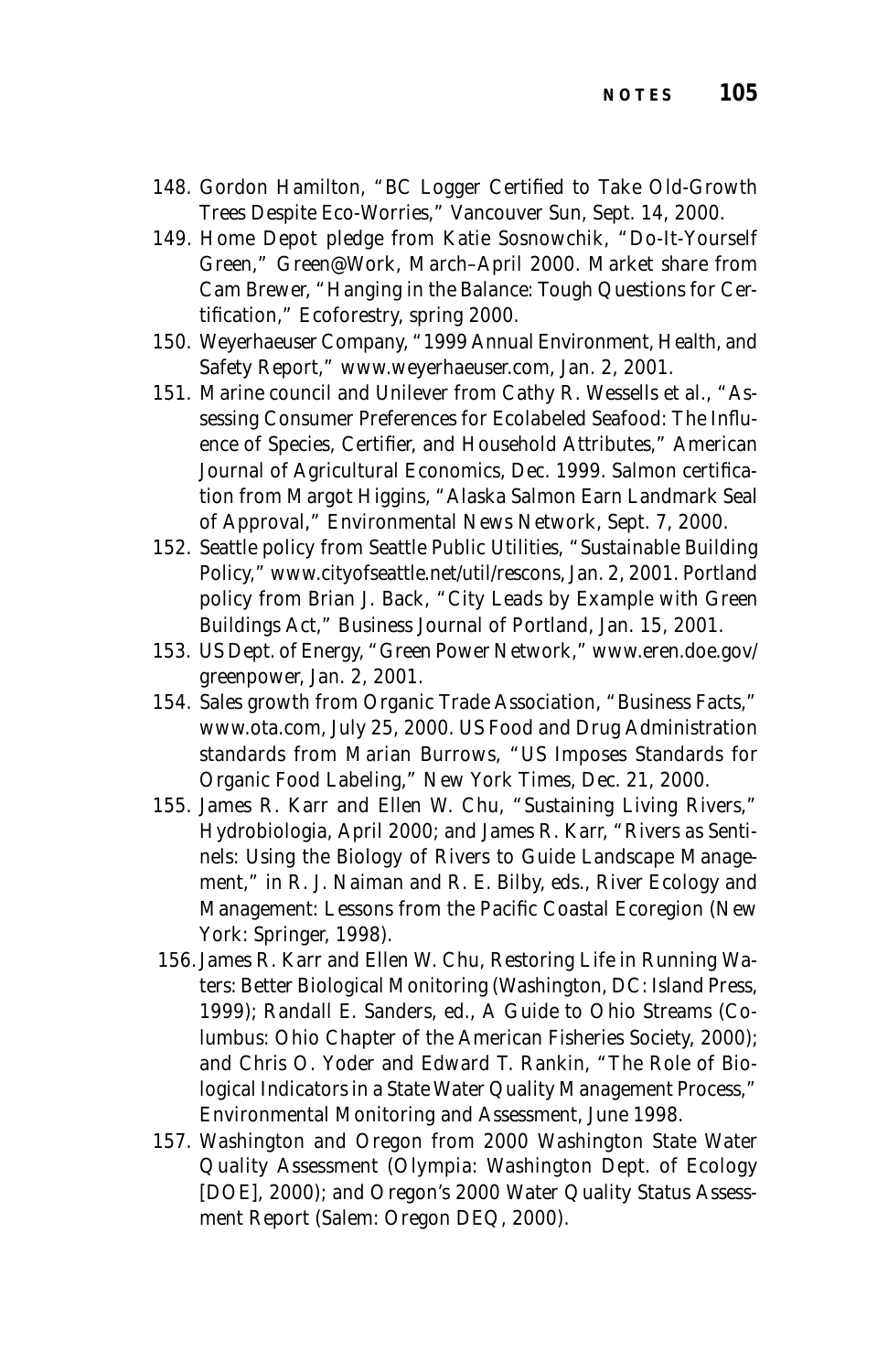148. Gordon Hamilton, "BC Logger Certified to Take Old-Growth Trees Despite Eco-Worries," Vancouver Sun, Sept. 14, 2000.
149. Home Depot pledge from Katie Sosnowchik, "Do-It-Yourself Green," Green@Work, March–April 2000. Market share from Cam Brewer, "Hanging in the Balance: Tough Questions for Certification," Ecoforestry, spring 2000.
150. Weyerhaeuser Company, "1999 Annual Environment, Health, and Safety Report," www.weyerhaeuser.com, Jan. 2, 2001.
151. Marine council and Unilever from Cathy R. Wessells et al., "Assessing Consumer Preferences for Ecolabeled Seafood: The Influence of Species, Certifier, and Household Attributes," American Journal of Agricultural Economics, Dec. 1999. Salmon certification from Margot Higgins, "Alaska Salmon Earn Landmark Seal of Approval," Environmental News Network, Sept. 7, 2000.
152. Seattle policy from Seattle Public Utilities, "Sustainable Building Policy," www.cityofseattle.net/util/rescons, Jan. 2, 2001. Portland policy from Brian J. Back, "City Leads by Example with Green Buildings Act," Business Journal of Portland, Jan. 15, 2001.
153. US Dept. of Energy, "Green Power Network," www.eren.doe.gov/greenpower, Jan. 2, 2001.
154. Sales growth from Organic Trade Association, "Business Facts," www.ota.com, July 25, 2000. US Food and Drug Administration standards from Marian Burrows, "US Imposes Standards for Organic Food Labeling," New York Times, Dec. 21, 2000.
155. James R. Karr and Ellen W. Chu, "Sustaining Living Rivers," Hydrobiologia, April 2000; and James R. Karr, "Rivers as Sentinels: Using the Biology of Rivers to Guide Landscape Management," in R. J. Naiman and R. E. Bilby, eds., River Ecology and Management: Lessons from the Pacific Coastal Ecoregion (New York: Springer, 1998).
156. James R. Karr and Ellen W. Chu, Restoring Life in Running Waters: Better Biological Monitoring (Washington, DC: Island Press, 1999); Randall E. Sanders, ed., A Guide to Ohio Streams (Columbus: Ohio Chapter of the American Fisheries Society, 2000); and Chris O. Yoder and Edward T. Rankin, "The Role of Biological Indicators in a State Water Quality Management Process," Environmental Monitoring and Assessment, June 1998.
157. Washington and Oregon from 2000 Washington State Water Quality Assessment (Olympia: Washington Dept. of Ecology [DOE], 2000); and Oregon's 2000 Water Quality Status Assessment Report (Salem: Oregon DEQ, 2000).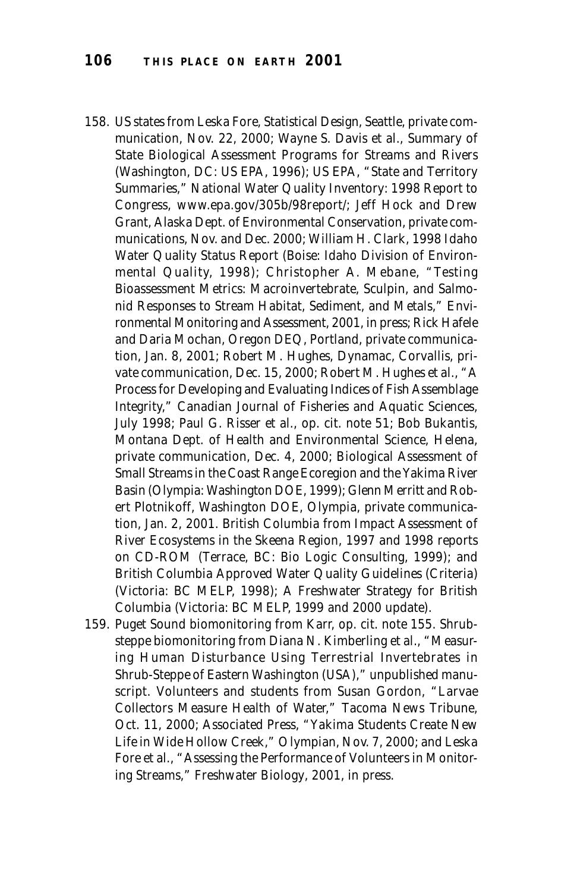158. US states from Leska Fore, Statistical Design, Seattle, private communication, Nov. 22, 2000; Wayne S. Davis et al., Summary of State Biological Assessment Programs for Streams and Rivers (Washington, DC: US EPA, 1996); US EPA, "State and Territory Summaries," National Water Quality Inventory: 1998 Report to Congress, www.epa.gov/305b/98report/; Jeff Hock and Drew Grant, Alaska Dept. of Environmental Conservation, private communications, Nov. and Dec. 2000; William H. Clark, 1998 Idaho Water Quality Status Report (Boise: Idaho Division of Environmental Quality, 1998); Christopher A. Mebane, "Testing Bioassessment Metrics: Macroinvertebrate, Sculpin, and Salmonid Responses to Stream Habitat, Sediment, and Metals," Environmental Monitoring and Assessment, 2001, in press; Rick Hafele and Daria Mochan, Oregon DEQ, Portland, private communication, Jan. 8, 2001; Robert M. Hughes, Dynamac, Corvallis, private communication, Dec. 15, 2000; Robert M. Hughes et al., "A Process for Developing and Evaluating Indices of Fish Assemblage Integrity," Canadian Journal of Fisheries and Aquatic Sciences, July 1998; Paul G. Risser et al., op. cit. note 51; Bob Bukantis, Montana Dept. of Health and Environmental Science, Helena, private communication, Dec. 4, 2000; Biological Assessment of Small Streams in the Coast Range Ecoregion and the Yakima River Basin (Olympia: Washington DOE, 1999); Glenn Merritt and Robert Plotnikoff, Washington DOE, Olympia, private communication, Jan. 2, 2001. British Columbia from Impact Assessment of River Ecosystems in the Skeena Region, 1997 and 1998 reports on CD-ROM (Terrace, BC: Bio Logic Consulting, 1999); and British Columbia Approved Water Quality Guidelines (Criteria) (Victoria: BC MELP, 1998); A Freshwater Strategy for British Columbia (Victoria: BC MELP, 1999 and 2000 update).
159. Puget Sound biomonitoring from Karr, op. cit. note 155. Shrub-steppe biomonitoring from Diana N. Kimberling et al., "Measuring Human Disturbance Using Terrestrial Invertebrates in Shrub-Steppe of Eastern Washington (USA)," unpublished manuscript. Volunteers and students from Susan Gordon, "Larvae Collectors Measure Health of Water," Tacoma News Tribune, Oct. 11, 2000; Associated Press, "Yakima Students Create New Life in Wide Hollow Creek," Olympian, Nov. 7, 2000; and Leska Fore et al., "Assessing the Performance of Volunteers in Monitoring Streams," Freshwater Biology, 2001, in press.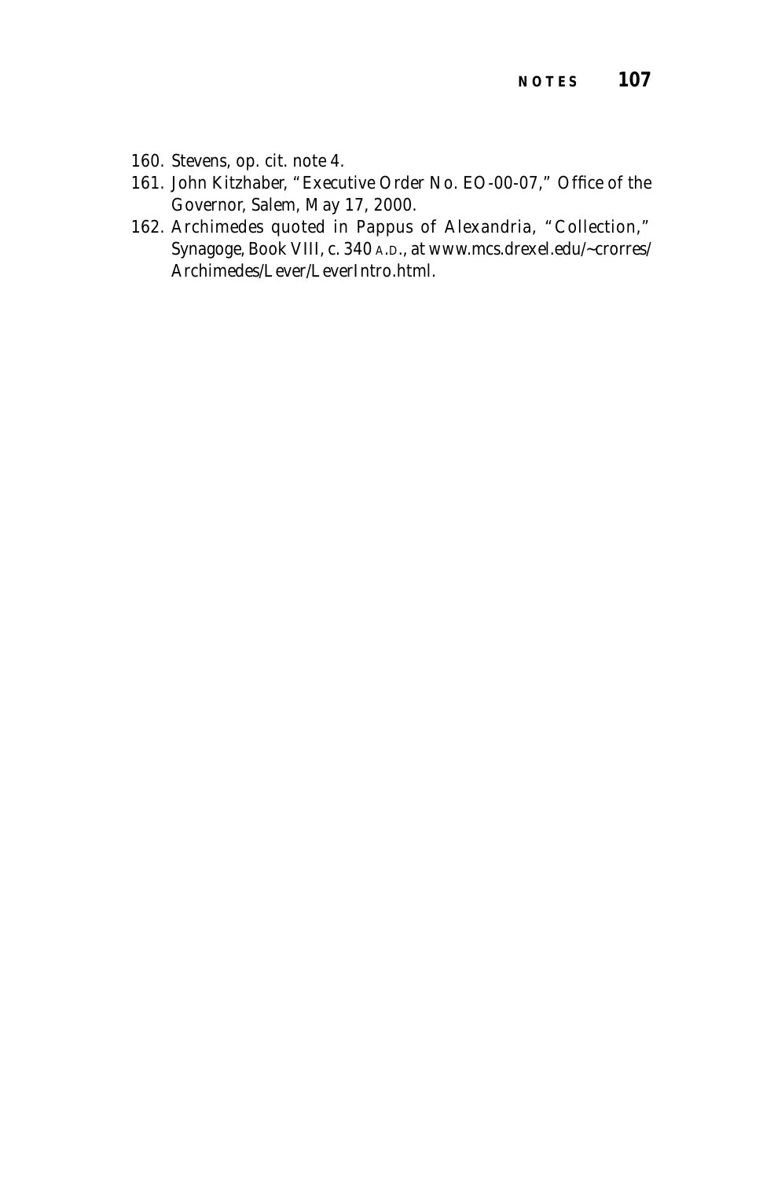160. Stevens, op. cit. note 4.
161. John Kitzhaber, "Executive Order No. EO-00-07," Office of the Governor, Salem, May 17, 2000.
162. Archimedes quoted in Pappus of Alexandria, "Collection," Synagoge, Book VIII, c. 340 A.D., at www.mcs.drexel.edu/~crorres/Archimedes/Lever/LeverIntro.html.